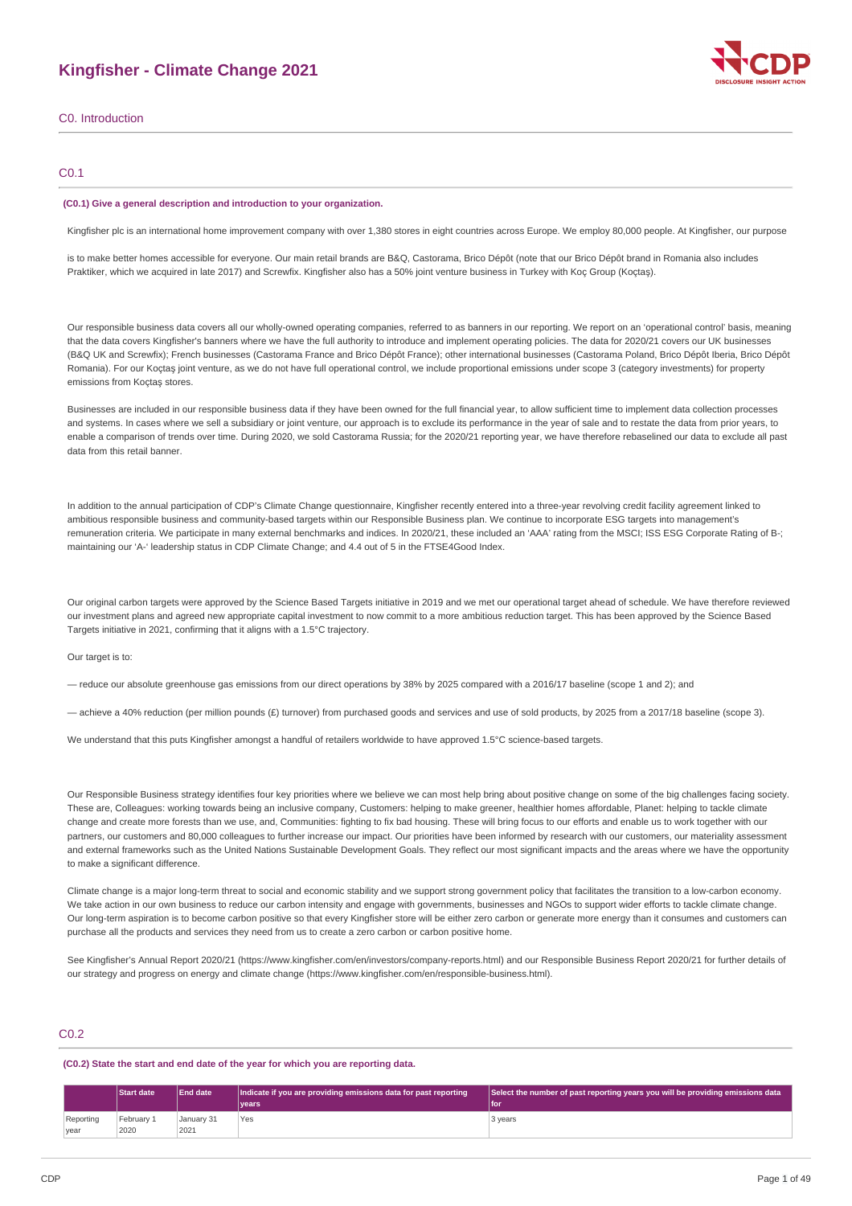# Kingfisher - Climate Change 2021

## C0. Introduction

### C0.1

**(C0.1) Give a general description and introduction to your organization.**

Kingfisher plc is an international home improvement company with over 1,380 stores in eight countries across Europe. We employ 80,000 people. At Kingfisher, our purpose

is to make better homes accessible for everyone. Our main retail brands are B&Q, Castorama, Brico Dépôt (note that our Brico Dépôt brand in Romania also includes Praktiker, which we acquired in late 2017) and Screwfix. Kingfisher also has a 50% joint venture business in Turkey with Koç Group (Koçtaş).

Our responsible business data covers all our wholly-owned operating companies, referred to as banners in our reporting. We report on an 'operational control' basis, meaning that the data covers Kingfisher's banners where we have the full authority to introduce and implement operating policies. The data for 2020/21 covers our UK businesses (B&Q UK and Screwfix); French businesses (Castorama France and Brico Dépôt France); other international businesses (Castorama Poland, Brico Dépôt Iberia, Brico Dépôt Romania). For our Koçtaş joint venture, as we do not have full operational control, we include proportional emissions under scope 3 (category investments) for property emissions from Koçtaş stores.

Businesses are included in our responsible business data if they have been owned for the full financial year, to allow sufficient time to implement data collection processes and systems. In cases where we sell a subsidiary or joint venture, our approach is to exclude its performance in the year of sale and to restate the data from prior years, to enable a comparison of trends over time. During 2020, we sold Castorama Russia; for the 2020/21 reporting year, we have therefore rebaselined our data to exclude all past data from this retail banner.

In addition to the annual participation of CDP's Climate Change questionnaire, Kingfisher recently entered into a three-year revolving credit facility agreement linked to ambitious responsible business and community-based targets within our Responsible Business plan. We continue to incorporate ESG targets into management's remuneration criteria. We participate in many external benchmarks and indices. In 2020/21, these included an 'AAA' rating from the MSCI; ISS ESG Corporate Rating of B-; maintaining our 'A-' leadership status in CDP Climate Change; and 4.4 out of 5 in the FTSE4Good Index.

Our original carbon targets were approved by the Science Based Targets initiative in 2019 and we met our operational target ahead of schedule. We have therefore reviewed our investment plans and agreed new appropriate capital investment to now commit to a more ambitious reduction target. This has been approved by the Science Based Targets initiative in 2021, confirming that it aligns with a 1.5°C trajectory.

Our target is to:

— reduce our absolute greenhouse gas emissions from our direct operations by 38% by 2025 compared with a 2016/17 baseline (scope 1 and 2); and

— achieve a 40% reduction (per million pounds (£) turnover) from purchased goods and services and use of sold products, by 2025 from a 2017/18 baseline (scope 3).

We understand that this puts Kingfisher amongst a handful of retailers worldwide to have approved 1.5°C science-based targets.

Our Responsible Business strategy identifies four key priorities where we believe we can most help bring about positive change on some of the big challenges facing society. These are, Colleagues: working towards being an inclusive company, Customers: helping to make greener, healthier homes affordable, Planet: helping to tackle climate change and create more forests than we use, and, Communities: fighting to fix bad housing. These will bring focus to our efforts and enable us to work together with our partners, our customers and 80,000 colleagues to further increase our impact. Our priorities have been informed by research with our customers, our materiality assessment and external frameworks such as the United Nations Sustainable Development Goals. They reflect our most significant impacts and the areas where we have the opportunity to make a significant difference.

Climate change is a major long-term threat to social and economic stability and we support strong government policy that facilitates the transition to a low-carbon economy. We take action in our own business to reduce our carbon intensity and engage with governments, businesses and NGOs to support wider efforts to tackle climate change. Our long-term aspiration is to become carbon positive so that every Kingfisher store will be either zero carbon or generate more energy than it consumes and customers can purchase all the products and services they need from us to create a zero carbon or carbon positive home.

See Kingfisher's Annual Report 2020/21 (https://www.kingfisher.com/en/investors/company-reports.html) and our Responsible Business Report 2020/21 for further details of our strategy and progress on energy and climate change (https://www.kingfisher.com/en/responsible-business.html).

### C0.2

**(C0.2) State the start and end date of the year for which you are reporting data.**

| | Start date | End date | Indicate if you are providing emissions data for past reporting years | Select the number of past reporting years you will be providing emissions data for |
|---|---|---|---|---|
| Reporting year | February 1 2020 | January 31 2021 | Yes | 3 years |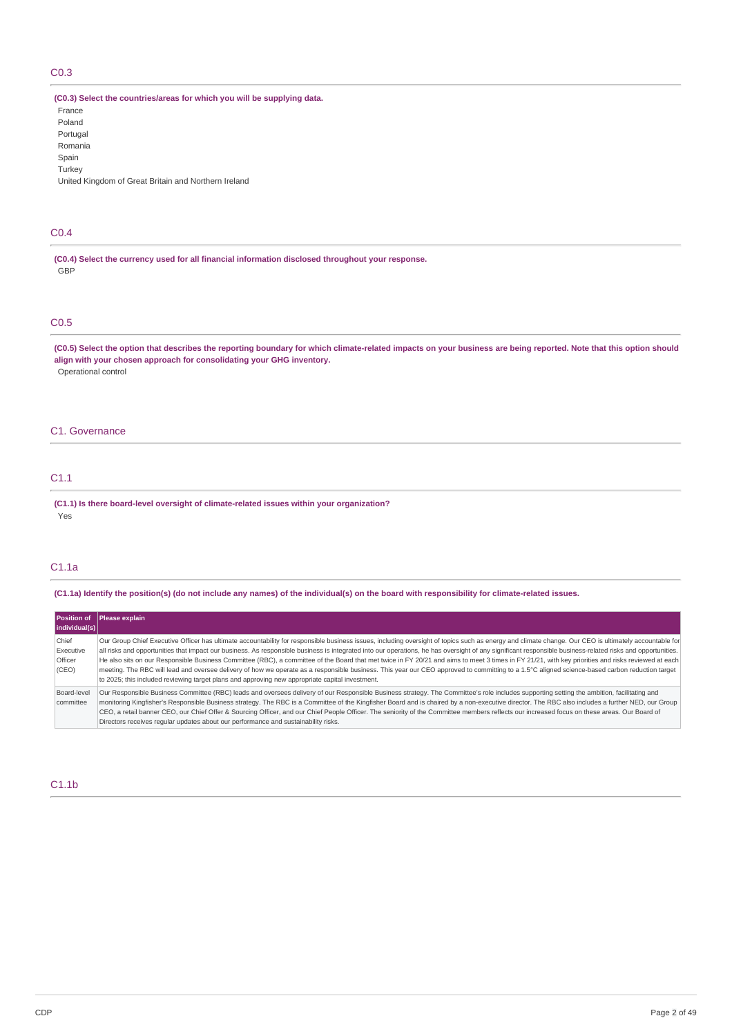## C0.3

**(C0.3) Select the countries/areas for which you will be supplying data.**

France
Poland
Portugal
Romania
Spain
Turkey
United Kingdom of Great Britain and Northern Ireland

## C0.4

**(C0.4) Select the currency used for all financial information disclosed throughout your response.**

GBP

## C0.5

**(C0.5) Select the option that describes the reporting boundary for which climate-related impacts on your business are being reported. Note that this option should align with your chosen approach for consolidating your GHG inventory.**

Operational control

# C1. Governance

## C1.1

**(C1.1) Is there board-level oversight of climate-related issues within your organization?**

Yes

## C1.1a

**(C1.1a) Identify the position(s) (do not include any names) of the individual(s) on the board with responsibility for climate-related issues.**

| Position of individual(s) | Please explain |
|---|---|
| Chief Executive Officer (CEO) | Our Group Chief Executive Officer has ultimate accountability for responsible business issues, including oversight of topics such as energy and climate change. Our CEO is ultimately accountable for all risks and opportunities that impact our business. As responsible business is integrated into our operations, he has oversight of any significant responsible business-related risks and opportunities. He also sits on our Responsible Business Committee (RBC), a committee of the Board that met twice in FY 20/21 and aims to meet 3 times in FY 21/21, with key priorities and risks reviewed at each meeting. The RBC will lead and oversee delivery of how we operate as a responsible business. This year our CEO approved to committing to a 1.5°C aligned science-based carbon reduction target to 2025; this included reviewing target plans and approving new appropriate capital investment. |
| Board-level committee | Our Responsible Business Committee (RBC) leads and oversees delivery of our Responsible Business strategy. The Committee's role includes supporting setting the ambition, facilitating and monitoring Kingfisher's Responsible Business strategy. The RBC is a Committee of the Kingfisher Board and is chaired by a non-executive director. The RBC also includes a further NED, our Group CEO, a retail banner CEO, our Chief Offer & Sourcing Officer, and our Chief People Officer. The seniority of the Committee members reflects our increased focus on these areas. Our Board of Directors receives regular updates about our performance and sustainability risks. |

## C1.1b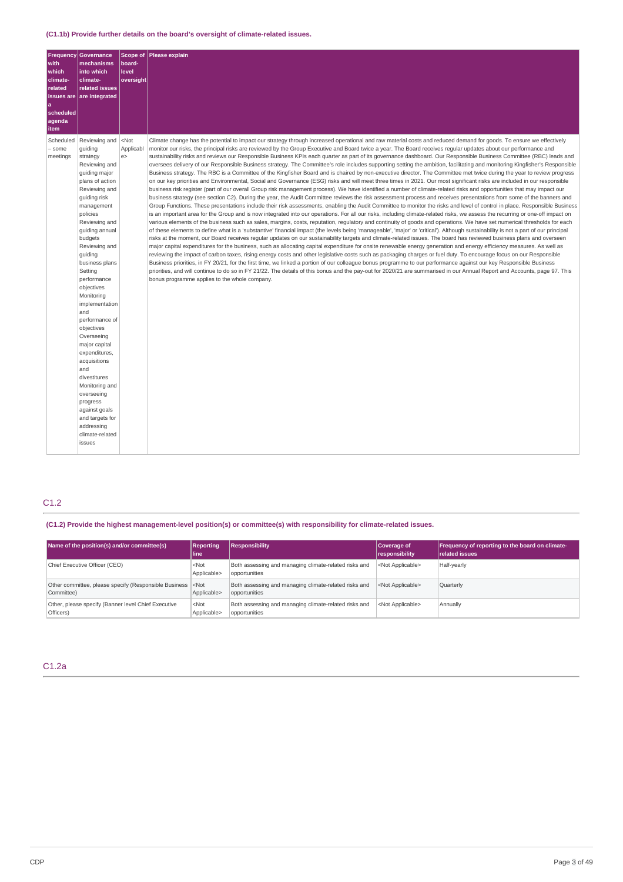**(C1.1b) Provide further details on the board's oversight of climate-related issues.**

| Frequency with which climate-related issues are a scheduled agenda item | Governance mechanisms into which climate-related issues are integrated | Scope of board-level oversight | Please explain |
|---|---|---|---|
| Scheduled – some meetings | Reviewing and guiding strategy Reviewing and guiding major plans of action Reviewing and guiding risk management policies Reviewing and guiding annual budgets Reviewing and guiding business plans Setting performance objectives Monitoring implementation and performance of objectives Overseeing major capital expenditures, acquisitions and divestitures Monitoring and overseeing progress against goals and targets for addressing climate-related issues | <Not Applicable> | Climate change has the potential to impact our strategy through increased operational and raw material costs and reduced demand for goods. To ensure we effectively monitor our risks, the principal risks are reviewed by the Group Executive and Board twice a year. The Board receives regular updates about our performance and sustainability risks and reviews our Responsible Business KPIs each quarter as part of its governance dashboard. Our Responsible Business Committee (RBC) leads and oversees delivery of our Responsible Business strategy. The Committee's role includes supporting setting the ambition, facilitating and monitoring Kingfisher's Responsible Business strategy. The RBC is a Committee of the Kingfisher Board and is chaired by non-executive director. The Committee met twice during the year to review progress on our key priorities and Environmental, Social and Governance (ESG) risks and will meet three times in 2021. Our most significant risks are included in our responsible business risk register (part of our overall Group risk management process). We have identified a number of climate-related risks and opportunities that may impact our business strategy (see section C2). During the year, the Audit Committee reviews the risk assessment process and receives presentations from some of the banners and Group Functions. These presentations include their risk assessments, enabling the Audit Committee to monitor the risks and level of control in place. Responsible Business is an important area for the Group and is now integrated into our operations. For all our risks, including climate-related risks, we assess the recurring or one-off impact on various elements of the business such as sales, margins, costs, reputation, regulatory and continuity of goods and operations. We have set numerical thresholds for each of these elements to define what is a 'substantive' financial impact (the levels being 'manageable', 'major' or 'critical'). Although sustainability is not a part of our principal risks at the moment, our Board receives regular updates on our sustainability targets and climate-related issues. The board has reviewed business plans and overseen major capital expenditures for the business, such as allocating capital expenditure for onsite renewable energy generation and energy efficiency measures. As well as reviewing the impact of carbon taxes, rising energy costs and other legislative costs such as packaging charges or fuel duty. To encourage focus on our Responsible Business priorities, in FY 20/21, for the first time, we linked a portion of our colleague bonus programme to our performance against our key Responsible Business priorities, and will continue to do so in FY 21/22. The details of this bonus and the pay-out for 2020/21 are summarised in our Annual Report and Accounts, page 97. This bonus programme applies to the whole company. |

## C1.2

**(C1.2) Provide the highest management-level position(s) or committee(s) with responsibility for climate-related issues.**

| Name of the position(s) and/or committee(s) | Reporting line | Responsibility | Coverage of responsibility | Frequency of reporting to the board on climate-related issues |
|---|---|---|---|---|
| Chief Executive Officer (CEO) | <Not Applicable> | Both assessing and managing climate-related risks and opportunities | <Not Applicable> | Half-yearly |
| Other committee, please specify (Responsible Business Committee) | <Not Applicable> | Both assessing and managing climate-related risks and opportunities | <Not Applicable> | Quarterly |
| Other, please specify (Banner level Chief Executive Officers) | <Not Applicable> | Both assessing and managing climate-related risks and opportunities | <Not Applicable> | Annually |

## C1.2a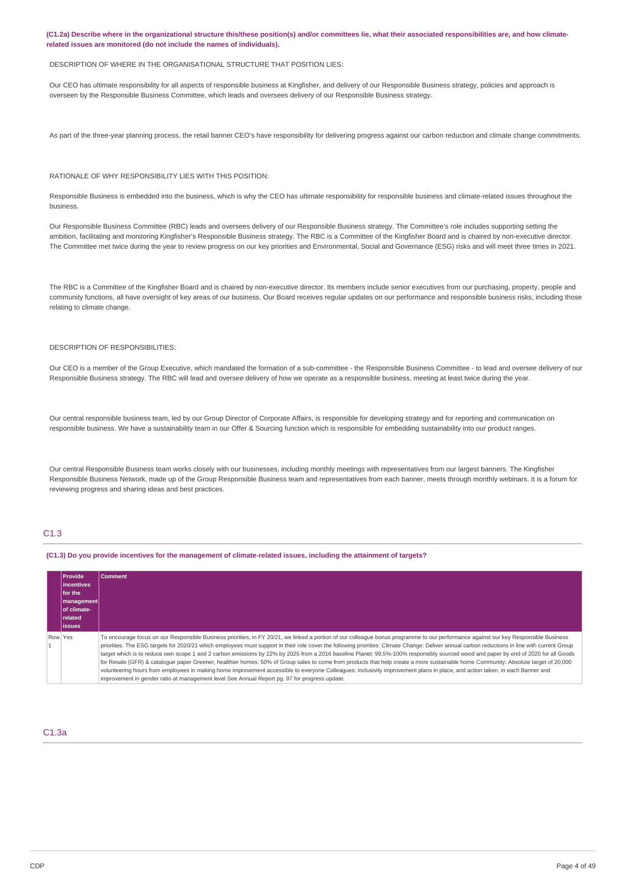**(C1.2a) Describe where in the organizational structure this/these position(s) and/or committees lie, what their associated responsibilities are, and how climate-related issues are monitored (do not include the names of individuals).**

DESCRIPTION OF WHERE IN THE ORGANISATIONAL STRUCTURE THAT POSITION LIES:

Our CEO has ultimate responsibility for all aspects of responsible business at Kingfisher, and delivery of our Responsible Business strategy, policies and approach is overseen by the Responsible Business Committee, which leads and oversees delivery of our Responsible Business strategy.

As part of the three-year planning process, the retail banner CEO's have responsibility for delivering progress against our carbon reduction and climate change commitments.

RATIONALE OF WHY RESPONSIBILITY LIES WITH THIS POSITION:

Responsible Business is embedded into the business, which is why the CEO has ultimate responsibility for responsible business and climate-related issues throughout the business.

Our Responsible Business Committee (RBC) leads and oversees delivery of our Responsible Business strategy. The Committee's role includes supporting setting the ambition, facilitating and monitoring Kingfisher's Responsible Business strategy. The RBC is a Committee of the Kingfisher Board and is chaired by non-executive director. The Committee met twice during the year to review progress on our key priorities and Environmental, Social and Governance (ESG) risks and will meet three times in 2021.

The RBC is a Committee of the Kingfisher Board and is chaired by non-executive director. Its members include senior executives from our purchasing, property, people and community functions, all have oversight of key areas of our business. Our Board receives regular updates on our performance and responsible business risks, including those relating to climate change.

DESCRIPTION OF RESPONSIBILITIES:

Our CEO is a member of the Group Executive, which mandated the formation of a sub-committee - the Responsible Business Committee - to lead and oversee delivery of our Responsible Business strategy. The RBC will lead and oversee delivery of how we operate as a responsible business, meeting at least twice during the year.

Our central responsible business team, led by our Group Director of Corporate Affairs, is responsible for developing strategy and for reporting and communication on responsible business. We have a sustainability team in our Offer & Sourcing function which is responsible for embedding sustainability into our product ranges.

Our central Responsible Business team works closely with our businesses, including monthly meetings with representatives from our largest banners. The Kingfisher Responsible Business Network, made up of the Group Responsible Business team and representatives from each banner, meets through monthly webinars. It is a forum for reviewing progress and sharing ideas and best practices.

## C1.3

**(C1.3) Do you provide incentives for the management of climate-related issues, including the attainment of targets?**

| | Provide incentives for the management of climate-related issues | Comment |
|---|---|---|
| Row 1 | Yes | To encourage focus on our Responsible Business priorities, in FY 20/21, we linked a portion of our colleague bonus programme to our performance against our key Responsible Business priorities. The ESG targets for 2020/21 which employees must support in their role cover the following priorities: Climate Change: Deliver annual carbon reductions in line with current Group target which is to reduce own scope 1 and 2 carbon emissions by 22% by 2025 from a 2016 baseline Planet: 99.5%-100% responsibly sourced wood and paper by end of 2020 for all Goods for Resale (GFR) & catalogue paper Greener, healthier homes: 50% of Group sales to come from products that help create a more sustainable home Community: Absolute target of 20,000 volunteering hours from employees in making home improvement accessible to everyone Colleagues: Inclusivity improvement plans in place, and action taken, in each Banner and improvement in gender ratio at management level See Annual Report pg. 97 for progress update. |

## C1.3a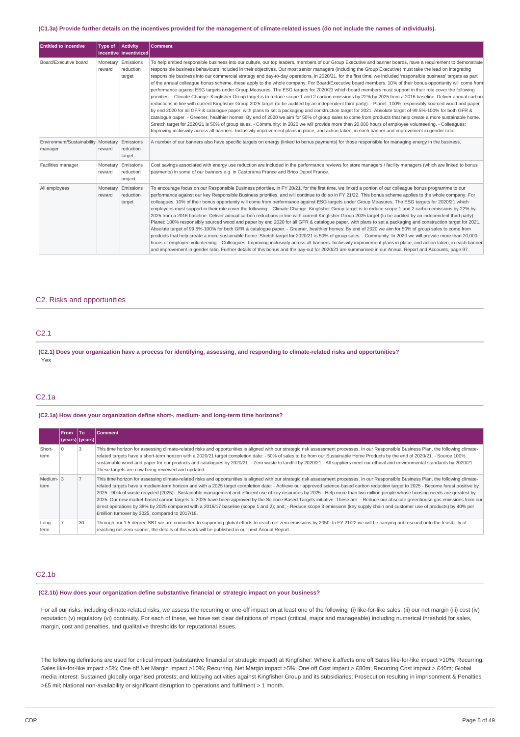**(C1.3a) Provide further details on the incentives provided for the management of climate-related issues (do not include the names of individuals).**

| Entitled to incentive | Type of incentive | Activity inventivized | Comment |
|---|---|---|---|
| Board/Executive board | Monetary reward | Emissions reduction target | To help embed responsible business into our culture, our top leaders, members of our Group Executive and banner boards, have a requirement to demonstrate responsible business behaviours included in their objectives. Our most senior managers (including the Group Executive) must take the lead on integrating responsible business into our commercial strategy and day-to-day operations. In 2020/21, for the first time, we included 'responsible business' targets as part of the annual colleague bonus scheme, these apply to the whole company. For Board/Executive board members, 10% of their bonus opportunity will come from performance against ESG targets under Group Measures. The ESG targets for 2020/21 which board members must support in their role cover the following priorities: - Climate Change: Kingfisher Group target is to reduce scope 1 and 2 carbon emissions by 22% by 2025 from a 2016 baseline. Deliver annual carbon reductions in line with current Kingfisher Group 2025 target (to be audited by an independent third party). - Planet: 100% responsibly sourced wood and paper by end 2020 for all GFR & catalogue paper, with plans to set a packaging and construction target for 2021. Absolute target of 99.5%-100% for both GFR & catalogue paper. - Greener, healthier homes: By end of 2020 we aim for 50% of group sales to come from products that help create a more sustainable home. Stretch target for 2020/21 is 50% of group sales. - Community: In 2020 we will provide more than 20,000 hours of employee volunteering. - Colleagues: Improving inclusivity across all banners. Inclusivity improvement plans in place, and action taken, in each banner and improvement in gender ratio. |
| Environment/Sustainability manager | Monetary reward | Emissions reduction target | A number of our banners also have specific targets on energy (linked to bonus payments) for those responsible for managing energy in the business. |
| Facilities manager | Monetary reward | Emissions reduction project | Cost savings associated with energy use reduction are included in the performance reviews for store managers / facility managers (which are linked to bonus payments) in some of our banners e.g. in Castorama France and Brico Depot France. |
| All employees | Monetary reward | Emissions reduction target | To encourage focus on our Responsible Business priorities, in FY 20/21, for the first time, we linked a portion of our colleague bonus programme to our performance against our key Responsible Business priorities, and will continue to do so in FY 21/22. This bonus scheme applies to the whole company. For colleagues, 10% of their bonus opportunity will come from performance against ESG targets under Group Measures. The ESG targets for 2020/21 which employees must support in their role cover the following: - Climate Change: Kingfisher Group target is to reduce scope 1 and 2 carbon emissions by 22% by 2025 from a 2016 baseline. Deliver annual carbon reductions in line with current Kingfisher Group 2025 target (to be audited by an independent third party). - Planet: 100% responsibly sourced wood and paper by end 2020 for all GFR & catalogue paper, with plans to set a packaging and construction target for 2021. Absolute target of 99.5%-100% for both GFR & catalogue paper. - Greener, healthier homes: By end of 2020 we aim for 50% of group sales to come from products that help create a more sustainable home. Stretch target for 2020/21 is 50% of group sales. - Community: In 2020 we will provide more than 20,000 hours of employee volunteering. - Colleagues: Improving inclusivity across all banners. Inclusivity improvement plans in place, and action taken, in each banner and improvement in gender ratio. Further details of this bonus and the pay-out for 2020/21 are summarised in our Annual Report and Accounts, page 97. |

## C2. Risks and opportunities

### C2.1

**(C2.1) Does your organization have a process for identifying, assessing, and responding to climate-related risks and opportunities?**

Yes

### C2.1a

**(C2.1a) How does your organization define short-, medium- and long-term time horizons?**

| | From (years) | To (years) | Comment |
|---|---|---|---|
| Short-term | 0 | 3 | This time horizon for assessing climate-related risks and opportunities is aligned with our strategic risk assessment processes. In our Responsible Business Plan, the following climate-related targets have a short-term horizon with a 2020/21 target completion date: - 50% of sales to be from our Sustainable Home Products by the end of 2020/21. - Source 100% sustainable wood and paper for our products and catalogues by 2020/21. - Zero waste to landfill by 2020/21 - All suppliers meet our ethical and environmental standards by 2020/21. These targets are now being reviewed and updated. |
| Medium-term | 3 | 7 | This time horizon for assessing climate-related risks and opportunities is aligned with our strategic risk assessment processes. In our Responsible Business Plan, the following climate-related targets have a medium-term horizon and with a 2025 target completion date: - Achieve our approved science-based carbon reduction target to 2025 - Become forest positive by 2025 - 90% of waste recycled (2025) - Sustainable management and efficient use of key resources by 2025 - Help more than two million people whose housing needs are greatest by 2025. Our new market-based carbon targets to 2025 have been approved by the Science-Based Targets initiative. These are: - Reduce our absolute greenhouse gas emissions from our direct operations by 38% by 2025 compared with a 2016/17 baseline (scope 1 and 2); and; - Reduce scope 3 emissions (key supply chain and customer use of products) by 40% per £million turnover by 2025, compared to 2017/18. |
| Long-term | 7 | 30 | Through our 1.5-degree SBT we are committed to supporting global efforts to reach net zero emissions by 2050. In FY 21/22 we will be carrying out research into the feasibility of reaching net zero sooner, the details of this work will be published in our next Annual Report. |

### C2.1b

**(C2.1b) How does your organization define substantive financial or strategic impact on your business?**

For all our risks, including climate-related risks, we assess the recurring or one-off impact on at least one of the following (i) like-for-like sales, (ii) our net margin (iii) cost (iv) reputation (v) regulatory (vi) continuity. For each of these, we have set clear definitions of impact (critical, major and manageable) including numerical threshold for sales, margin, cost and penalties, and qualitative thresholds for reputational issues.

The following definitions are used for critical impact (substantive financial or strategic impact) at Kingfisher: Where it affects one off Sales like-for-like impact >10%; Recurring, Sales like-for-like impact >5%; One off Net Margin impact >10%; Recurring, Net Margin impact >5%; One off Cost impact > £80m; Recurring Cost impact > £40m; Global media interest: Sustained globally organised protests; and lobbying activities against Kingfisher Group and its subsidiaries; Prosecution resulting in imprisonment & Penalties >£5 mil; National non-availability or significant disruption to operations and fulfilment > 1 month.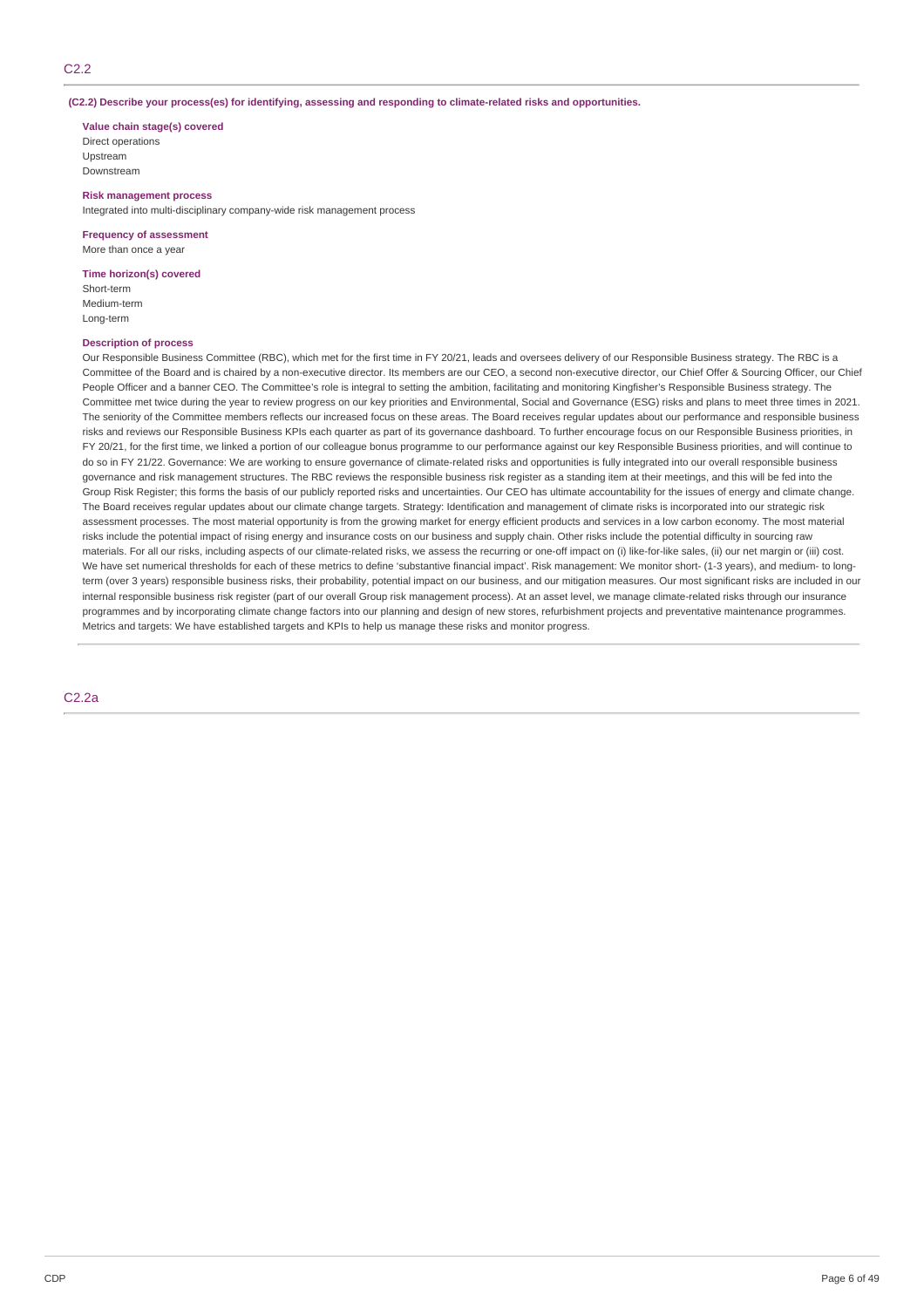## C2.2

**(C2.2) Describe your process(es) for identifying, assessing and responding to climate-related risks and opportunities.**

**Value chain stage(s) covered**
Direct operations
Upstream
Downstream

**Risk management process**
Integrated into multi-disciplinary company-wide risk management process

**Frequency of assessment**
More than once a year

**Time horizon(s) covered**
Short-term
Medium-term
Long-term

**Description of process**
Our Responsible Business Committee (RBC), which met for the first time in FY 20/21, leads and oversees delivery of our Responsible Business strategy. The RBC is a Committee of the Board and is chaired by a non-executive director. Its members are our CEO, a second non-executive director, our Chief Offer & Sourcing Officer, our Chief People Officer and a banner CEO. The Committee's role is integral to setting the ambition, facilitating and monitoring Kingfisher's Responsible Business strategy. The Committee met twice during the year to review progress on our key priorities and Environmental, Social and Governance (ESG) risks and plans to meet three times in 2021. The seniority of the Committee members reflects our increased focus on these areas. The Board receives regular updates about our performance and responsible business risks and reviews our Responsible Business KPIs each quarter as part of its governance dashboard. To further encourage focus on our Responsible Business priorities, in FY 20/21, for the first time, we linked a portion of our colleague bonus programme to our performance against our key Responsible Business priorities, and will continue to do so in FY 21/22. Governance: We are working to ensure governance of climate-related risks and opportunities is fully integrated into our overall responsible business governance and risk management structures. The RBC reviews the responsible business risk register as a standing item at their meetings, and this will be fed into the Group Risk Register; this forms the basis of our publicly reported risks and uncertainties. Our CEO has ultimate accountability for the issues of energy and climate change. The Board receives regular updates about our climate change targets. Strategy: Identification and management of climate risks is incorporated into our strategic risk assessment processes. The most material opportunity is from the growing market for energy efficient products and services in a low carbon economy. The most material risks include the potential impact of rising energy and insurance costs on our business and supply chain. Other risks include the potential difficulty in sourcing raw materials. For all our risks, including aspects of our climate-related risks, we assess the recurring or one-off impact on (i) like-for-like sales, (ii) our net margin or (iii) cost. We have set numerical thresholds for each of these metrics to define 'substantive financial impact'. Risk management: We monitor short- (1-3 years), and medium- to long-term (over 3 years) responsible business risks, their probability, potential impact on our business, and our mitigation measures. Our most significant risks are included in our internal responsible business risk register (part of our overall Group risk management process). At an asset level, we manage climate-related risks through our insurance programmes and by incorporating climate change factors into our planning and design of new stores, refurbishment projects and preventative maintenance programmes. Metrics and targets: We have established targets and KPIs to help us manage these risks and monitor progress.

## C2.2a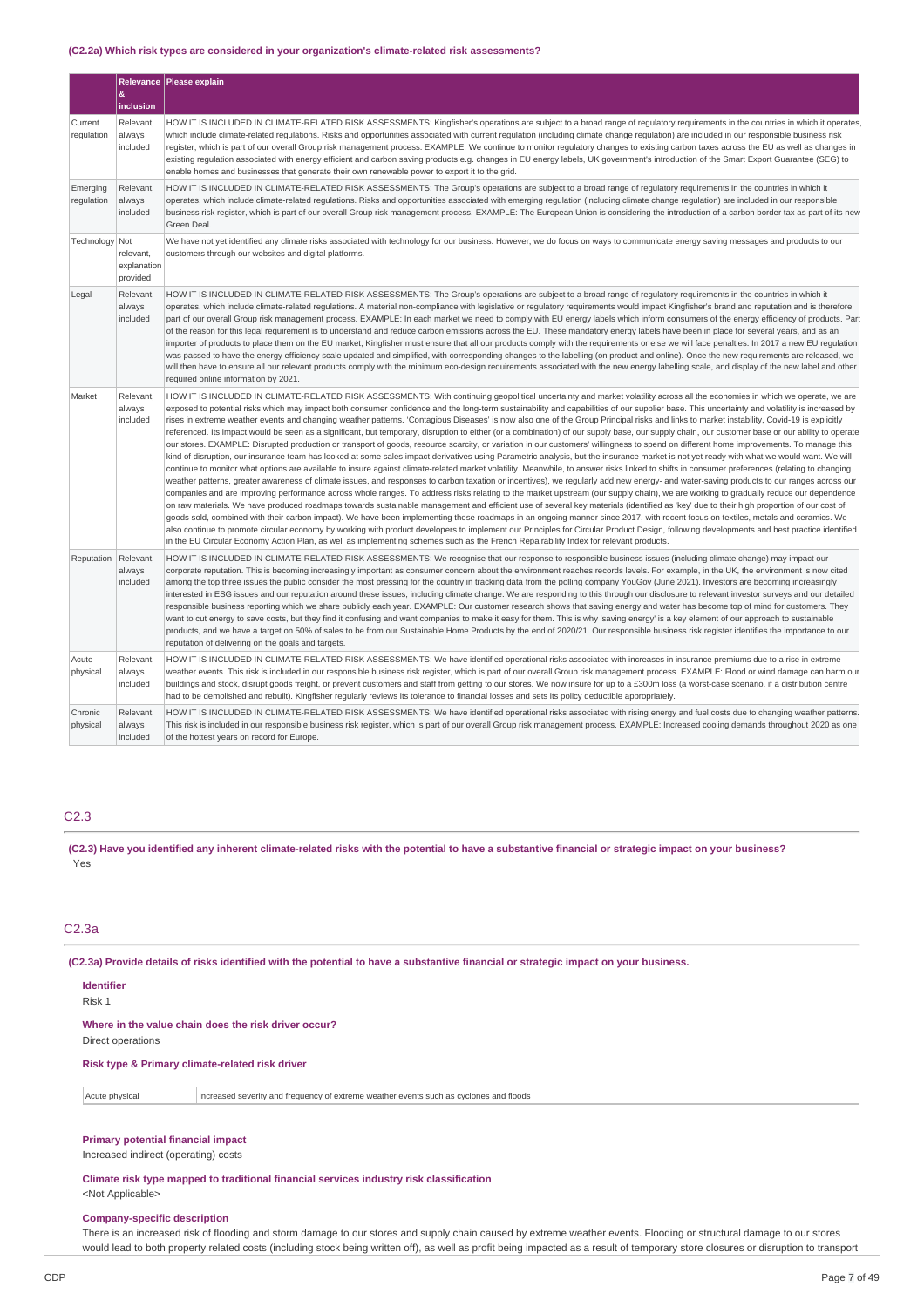#### (C2.2a) Which risk types are considered in your organization's climate-related risk assessments?

| | Relevance & inclusion | Please explain |
|---|---|---|
| Current regulation | Relevant, always included | HOW IT IS INCLUDED IN CLIMATE-RELATED RISK ASSESSMENTS: Kingfisher's operations are subject to a broad range of regulatory requirements in the countries in which it operates, which include climate-related regulations. Risks and opportunities associated with current regulation (including climate change regulation) are included in our responsible business risk register, which is part of our overall Group risk management process. EXAMPLE: We continue to monitor regulatory changes to existing carbon taxes across the EU as well as changes in existing regulation associated with energy efficient and carbon saving products e.g. changes in EU energy labels, UK government's introduction of the Smart Export Guarantee (SEG) to enable homes and businesses that generate their own renewable power to export it to the grid. |
| Emerging regulation | Relevant, always included | HOW IT IS INCLUDED IN CLIMATE-RELATED RISK ASSESSMENTS: The Group's operations are subject to a broad range of regulatory requirements in the countries in which it operates, which include climate-related regulations. Risks and opportunities associated with emerging regulation (including climate change regulation) are included in our responsible business risk register, which is part of our overall Group risk management process. EXAMPLE: The European Union is considering the introduction of a carbon border tax as part of its new Green Deal. |
| Technology | Not relevant, explanation provided | We have not yet identified any climate risks associated with technology for our business. However, we do focus on ways to communicate energy saving messages and products to our customers through our websites and digital platforms. |
| Legal | Relevant, always included | HOW IT IS INCLUDED IN CLIMATE-RELATED RISK ASSESSMENTS: The Group's operations are subject to a broad range of regulatory requirements in the countries in which it operates, which include climate-related regulations. A material non-compliance with legislative or regulatory requirements would impact Kingfisher's brand and reputation and is therefore part of our overall Group risk management process. EXAMPLE: In each market we need to comply with EU energy labels which inform consumers of the energy efficiency of products. Part of the reason for this legal requirement is to understand and reduce carbon emissions across the EU. These mandatory energy labels have been in place for several years, and as an importer of products to place them on the EU market, Kingfisher must ensure that all our products comply with the requirements or else we will face penalties. In 2017 a new EU regulation was passed to have the energy efficiency scale updated and simplified, with corresponding changes to the labelling (on product and online). Once the new requirements are released, we will then have to ensure all our relevant products comply with the minimum eco-design requirements associated with the new energy labelling scale, and display of the new label and other required online information by 2021. |
| Market | Relevant, always included | HOW IT IS INCLUDED IN CLIMATE-RELATED RISK ASSESSMENTS: With continuing geopolitical uncertainty and market volatility across all the economies in which we operate, we are exposed to potential risks which may impact both consumer confidence and the long-term sustainability and capabilities of our supplier base. This uncertainty and volatility is increased by rises in extreme weather events and changing weather patterns. 'Contagious Diseases' is now also one of the Group Principal risks and links to market instability, Covid-19 is explicitly referenced. Its impact would be seen as a significant, but temporary, disruption to either (or a combination) of our supply base, our supply chain, our customer base or our ability to operate our stores. EXAMPLE: Disrupted production or transport of goods, resource scarcity, or variation in our customers' willingness to spend on different home improvements. To manage this kind of disruption, our insurance team has looked at some sales impact derivatives using Parametric analysis, but the insurance market is not yet ready with what we would want. We will continue to monitor what options are available to insure against climate-related market volatility. Meanwhile, to answer risks linked to shifts in consumer preferences (relating to changing weather patterns, greater awareness of climate issues, and responses to carbon taxation or incentives), we regularly add new energy- and water-saving products to our ranges across our companies and are improving performance across whole ranges. To address risks relating to the market upstream (our supply chain), we are working to gradually reduce our dependence on raw materials. We have produced roadmaps towards sustainable management and efficient use of several key materials (identified as 'key' due to their high proportion of our cost of goods sold, combined with their carbon impact). We have been implementing these roadmaps in an ongoing manner since 2017, with recent focus on textiles, metals and ceramics. We also continue to promote circular economy by working with product developers to implement our Principles for Circular Product Design, following developments and best practice identified in the EU Circular Economy Action Plan, as well as implementing schemes such as the French Repairability Index for relevant products. |
| Reputation | Relevant, always included | HOW IT IS INCLUDED IN CLIMATE-RELATED RISK ASSESSMENTS: We recognise that our response to responsible business issues (including climate change) may impact our corporate reputation. This is becoming increasingly important as consumer concern about the environment reaches records levels. For example, in the UK, the environment is now cited among the top three issues the public consider the most pressing for the country in tracking data from the polling company YouGov (June 2021). Investors are becoming increasingly interested in ESG issues and our reputation around these issues, including climate change. We are responding to this through our disclosure to relevant investor surveys and our detailed responsible business reporting which we share publicly each year. EXAMPLE: Our customer research shows that saving energy and water has become top of mind for customers. They want to cut energy to save costs, but they find it confusing and want companies to make it easy for them. This is why 'saving energy' is a key element of our approach to sustainable products, and we have a target on 50% of sales to be from our Sustainable Home Products by the end of 2020/21. Our responsible business risk register identifies the importance to our reputation of delivering on the goals and targets. |
| Acute physical | Relevant, always included | HOW IT IS INCLUDED IN CLIMATE-RELATED RISK ASSESSMENTS: We have identified operational risks associated with increases in insurance premiums due to a rise in extreme weather events. This risk is included in our responsible business risk register, which is part of our overall Group risk management process. EXAMPLE: Flood or wind damage can harm our buildings and stock, disrupt goods freight, or prevent customers and staff from getting to our stores. We now insure for up to a £300m loss (a worst-case scenario, if a distribution centre had to be demolished and rebuilt). Kingfisher regularly reviews its tolerance to financial losses and sets its policy deductible appropriately. |
| Chronic physical | Relevant, always included | HOW IT IS INCLUDED IN CLIMATE-RELATED RISK ASSESSMENTS: We have identified operational risks associated with rising energy and fuel costs due to changing weather patterns. This risk is included in our responsible business risk register, which is part of our overall Group risk management process. EXAMPLE: Increased cooling demands throughout 2020 as one of the hottest years on record for Europe. |

## C2.3

**(C2.3) Have you identified any inherent climate-related risks with the potential to have a substantive financial or strategic impact on your business?**

Yes

## C2.3a

**(C2.3a) Provide details of risks identified with the potential to have a substantive financial or strategic impact on your business.**

**Identifier**

Risk 1

**Where in the value chain does the risk driver occur?**

Direct operations

**Risk type & Primary climate-related risk driver**

| Acute physical | Increased severity and frequency of extreme weather events such as cyclones and floods |
|---|---|

**Primary potential financial impact**

Increased indirect (operating) costs

**Climate risk type mapped to traditional financial services industry risk classification**

<Not Applicable>

**Company-specific description**

There is an increased risk of flooding and storm damage to our stores and supply chain caused by extreme weather events. Flooding or structural damage to our stores would lead to both property related costs (including stock being written off), as well as profit being impacted as a result of temporary store closures or disruption to transport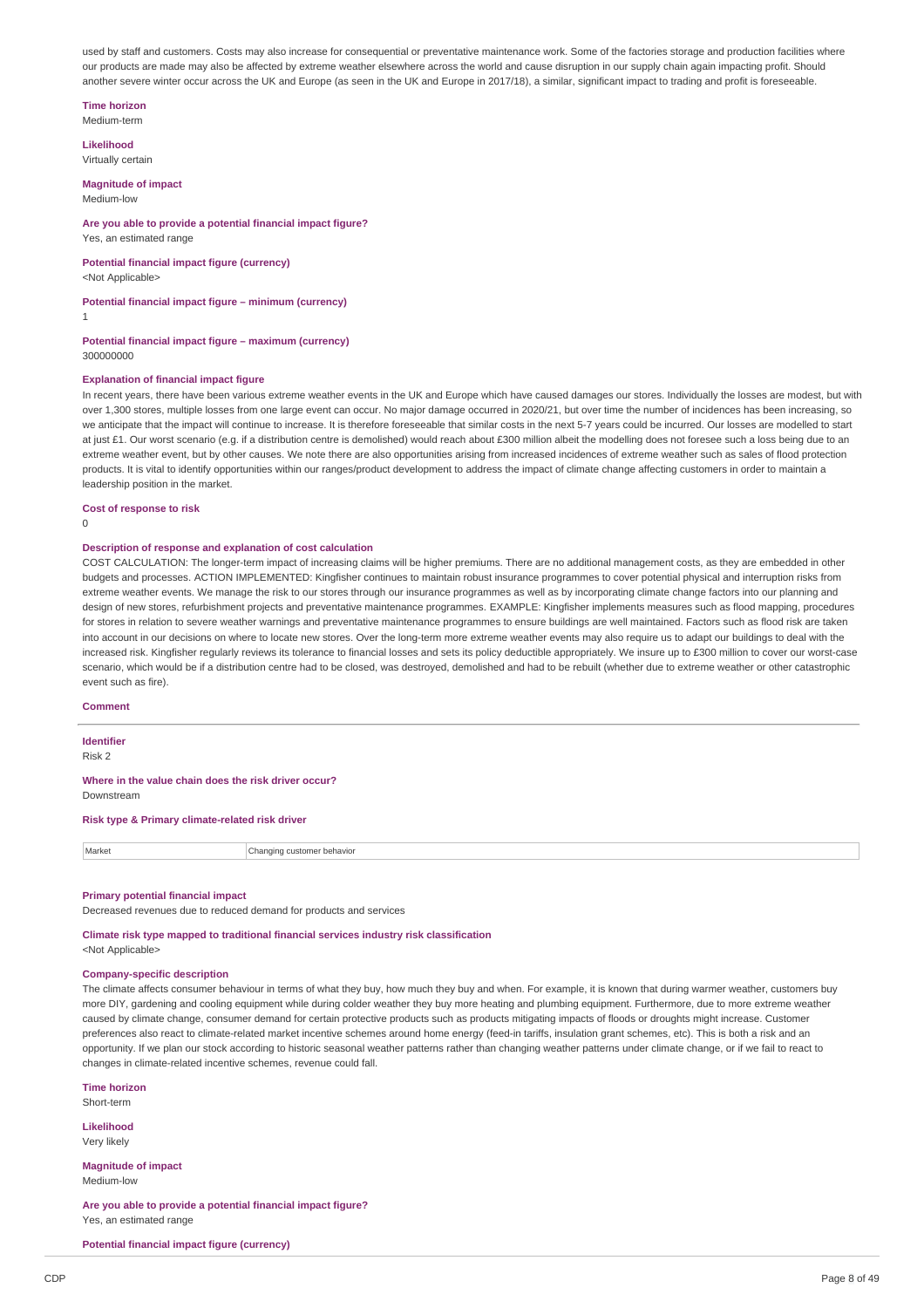used by staff and customers. Costs may also increase for consequential or preventative maintenance work. Some of the factories storage and production facilities where our products are made may also be affected by extreme weather elsewhere across the world and cause disruption in our supply chain again impacting profit. Should another severe winter occur across the UK and Europe (as seen in the UK and Europe in 2017/18), a similar, significant impact to trading and profit is foreseeable.

**Time horizon**
Medium-term

**Likelihood**
Virtually certain

**Magnitude of impact**
Medium-low

**Are you able to provide a potential financial impact figure?**
Yes, an estimated range

**Potential financial impact figure (currency)**
<Not Applicable>

**Potential financial impact figure – minimum (currency)**
1

**Potential financial impact figure – maximum (currency)**
300000000

**Explanation of financial impact figure**
In recent years, there have been various extreme weather events in the UK and Europe which have caused damages our stores. Individually the losses are modest, but with over 1,300 stores, multiple losses from one large event can occur. No major damage occurred in 2020/21, but over time the number of incidences has been increasing, so we anticipate that the impact will continue to increase. It is therefore foreseeable that similar costs in the next 5-7 years could be incurred. Our losses are modelled to start at just £1. Our worst scenario (e.g. if a distribution centre is demolished) would reach about £300 million albeit the modelling does not foresee such a loss being due to an extreme weather event, but by other causes. We note there are also opportunities arising from increased incidences of extreme weather such as sales of flood protection products. It is vital to identify opportunities within our ranges/product development to address the impact of climate change affecting customers in order to maintain a leadership position in the market.

**Cost of response to risk**
0

**Description of response and explanation of cost calculation**
COST CALCULATION: The longer-term impact of increasing claims will be higher premiums. There are no additional management costs, as they are embedded in other budgets and processes. ACTION IMPLEMENTED: Kingfisher continues to maintain robust insurance programmes to cover potential physical and interruption risks from extreme weather events. We manage the risk to our stores through our insurance programmes as well as by incorporating climate change factors into our planning and design of new stores, refurbishment projects and preventative maintenance programmes. EXAMPLE: Kingfisher implements measures such as flood mapping, procedures for stores in relation to severe weather warnings and preventative maintenance programmes to ensure buildings are well maintained. Factors such as flood risk are taken into account in our decisions on where to locate new stores. Over the long-term more extreme weather events may also require us to adapt our buildings to deal with the increased risk. Kingfisher regularly reviews its tolerance to financial losses and sets its policy deductible appropriately. We insure up to £300 million to cover our worst-case scenario, which would be if a distribution centre had to be closed, was destroyed, demolished and had to be rebuilt (whether due to extreme weather or other catastrophic event such as fire).

**Comment**

---

**Identifier**
Risk 2

**Where in the value chain does the risk driver occur?**
Downstream

**Risk type & Primary climate-related risk driver**

| Market | Changing customer behavior |
|---|---|

**Primary potential financial impact**
Decreased revenues due to reduced demand for products and services

**Climate risk type mapped to traditional financial services industry risk classification**
<Not Applicable>

**Company-specific description**
The climate affects consumer behaviour in terms of what they buy, how much they buy and when. For example, it is known that during warmer weather, customers buy more DIY, gardening and cooling equipment while during colder weather they buy more heating and plumbing equipment. Furthermore, due to more extreme weather caused by climate change, consumer demand for certain protective products such as products mitigating impacts of floods or droughts might increase. Customer preferences also react to climate-related market incentive schemes around home energy (feed-in tariffs, insulation grant schemes, etc). This is both a risk and an opportunity. If we plan our stock according to historic seasonal weather patterns rather than changing weather patterns under climate change, or if we fail to react to changes in climate-related incentive schemes, revenue could fall.

**Time horizon**
Short-term

**Likelihood**
Very likely

**Magnitude of impact**
Medium-low

**Are you able to provide a potential financial impact figure?**
Yes, an estimated range

**Potential financial impact figure (currency)**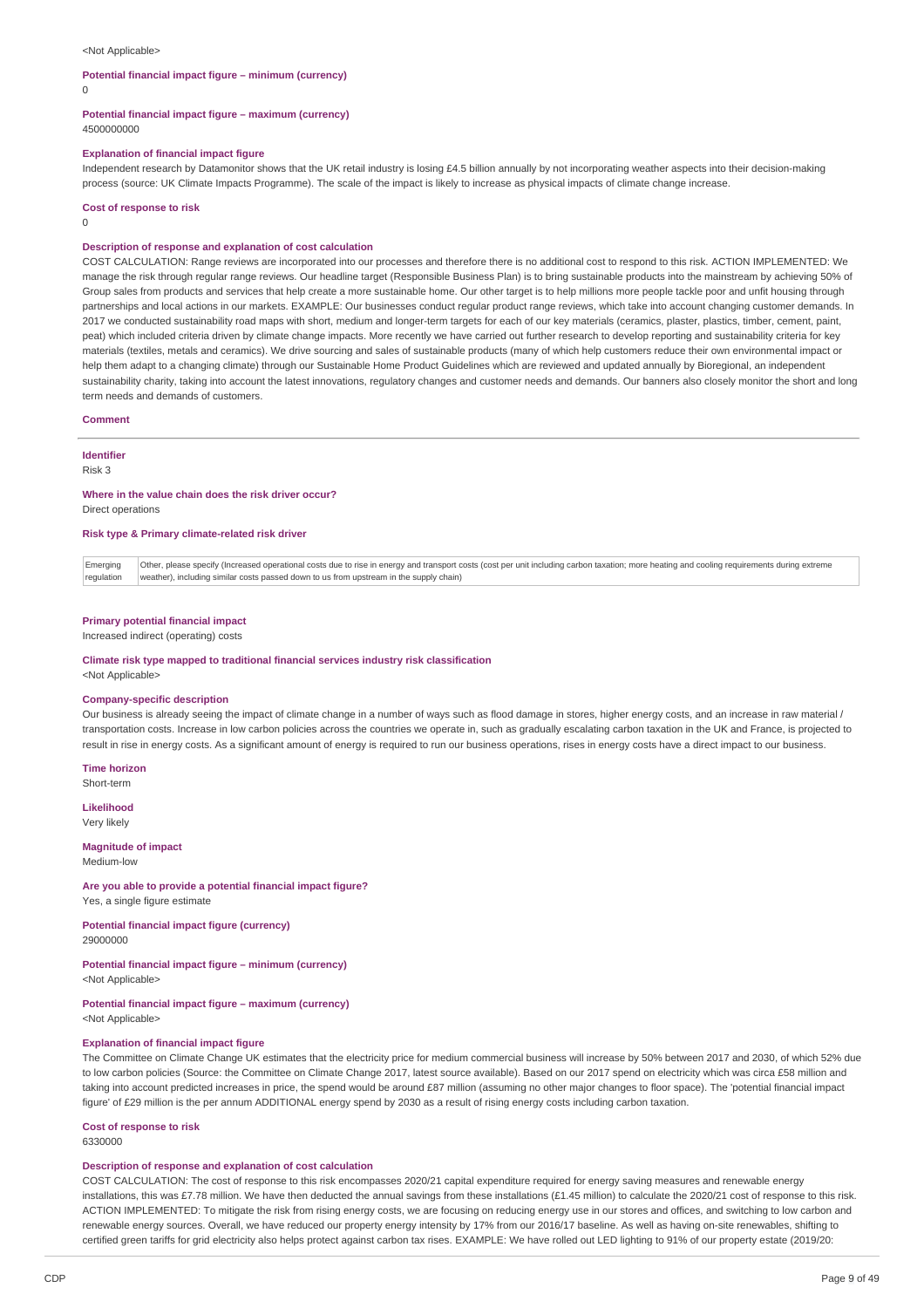<Not Applicable>

**Potential financial impact figure – minimum (currency)**

0

**Potential financial impact figure – maximum (currency)**

4500000000

**Explanation of financial impact figure**

Independent research by Datamonitor shows that the UK retail industry is losing £4.5 billion annually by not incorporating weather aspects into their decision-making process (source: UK Climate Impacts Programme). The scale of the impact is likely to increase as physical impacts of climate change increase.

**Cost of response to risk**

0

**Description of response and explanation of cost calculation**

COST CALCULATION: Range reviews are incorporated into our processes and therefore there is no additional cost to respond to this risk. ACTION IMPLEMENTED: We manage the risk through regular range reviews. Our headline target (Responsible Business Plan) is to bring sustainable products into the mainstream by achieving 50% of Group sales from products and services that help create a more sustainable home. Our other target is to help millions more people tackle poor and unfit housing through partnerships and local actions in our markets. EXAMPLE: Our businesses conduct regular product range reviews, which take into account changing customer demands. In 2017 we conducted sustainability road maps with short, medium and longer-term targets for each of our key materials (ceramics, plaster, plastics, timber, cement, paint, peat) which included criteria driven by climate change impacts. More recently we have carried out further research to develop reporting and sustainability criteria for key materials (textiles, metals and ceramics). We drive sourcing and sales of sustainable products (many of which help customers reduce their own environmental impact or help them adapt to a changing climate) through our Sustainable Home Product Guidelines which are reviewed and updated annually by Bioregional, an independent sustainability charity, taking into account the latest innovations, regulatory changes and customer needs and demands. Our banners also closely monitor the short and long term needs and demands of customers.

**Comment**

---

**Identifier**

Risk 3

**Where in the value chain does the risk driver occur?**

Direct operations

**Risk type & Primary climate-related risk driver**

| | |
|---|---|
| Emerging regulation | Other, please specify (Increased operational costs due to rise in energy and transport costs (cost per unit including carbon taxation; more heating and cooling requirements during extreme weather), including similar costs passed down to us from upstream in the supply chain) |

**Primary potential financial impact**

Increased indirect (operating) costs

**Climate risk type mapped to traditional financial services industry risk classification**

<Not Applicable>

**Company-specific description**

Our business is already seeing the impact of climate change in a number of ways such as flood damage in stores, higher energy costs, and an increase in raw material / transportation costs. Increase in low carbon policies across the countries we operate in, such as gradually escalating carbon taxation in the UK and France, is projected to result in rise in energy costs. As a significant amount of energy is required to run our business operations, rises in energy costs have a direct impact to our business.

**Time horizon**

Short-term

**Likelihood**

Very likely

**Magnitude of impact**

Medium-low

**Are you able to provide a potential financial impact figure?**

Yes, a single figure estimate

**Potential financial impact figure (currency)**

29000000

**Potential financial impact figure – minimum (currency)**

<Not Applicable>

**Potential financial impact figure – maximum (currency)**

<Not Applicable>

**Explanation of financial impact figure**

The Committee on Climate Change UK estimates that the electricity price for medium commercial business will increase by 50% between 2017 and 2030, of which 52% due to low carbon policies (Source: the Committee on Climate Change 2017, latest source available). Based on our 2017 spend on electricity which was circa £58 million and taking into account predicted increases in price, the spend would be around £87 million (assuming no other major changes to floor space). The 'potential financial impact figure' of £29 million is the per annum ADDITIONAL energy spend by 2030 as a result of rising energy costs including carbon taxation.

**Cost of response to risk**

6330000

**Description of response and explanation of cost calculation**

COST CALCULATION: The cost of response to this risk encompasses 2020/21 capital expenditure required for energy saving measures and renewable energy installations, this was £7.78 million. We have then deducted the annual savings from these installations (£1.45 million) to calculate the 2020/21 cost of response to this risk. ACTION IMPLEMENTED: To mitigate the risk from rising energy costs, we are focusing on reducing energy use in our stores and offices, and switching to low carbon and renewable energy sources. Overall, we have reduced our property energy intensity by 17% from our 2016/17 baseline. As well as having on-site renewables, shifting to certified green tariffs for grid electricity also helps protect against carbon tax rises. EXAMPLE: We have rolled out LED lighting to 91% of our property estate (2019/20: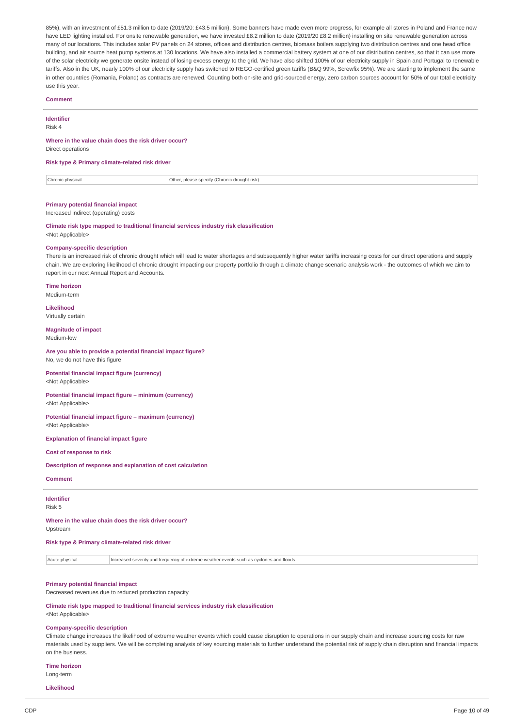85%), with an investment of £51.3 million to date (2019/20: £43.5 million). Some banners have made even more progress, for example all stores in Poland and France now have LED lighting installed. For onsite renewable generation, we have invested £8.2 million to date (2019/20 £8.2 million) installing on site renewable generation across many of our locations. This includes solar PV panels on 24 stores, offices and distribution centres, biomass boilers supplying two distribution centres and one head office building, and air source heat pump systems at 130 locations. We have also installed a commercial battery system at one of our distribution centres, so that it can use more of the solar electricity we generate onsite instead of losing excess energy to the grid. We have also shifted 100% of our electricity supply in Spain and Portugal to renewable tariffs. Also in the UK, nearly 100% of our electricity supply has switched to REGO-certified green tariffs (B&Q 99%, Screwfix 95%). We are starting to implement the same in other countries (Romania, Poland) as contracts are renewed. Counting both on-site and grid-sourced energy, zero carbon sources account for 50% of our total electricity use this year.

**Comment**

---

**Identifier**
Risk 4

**Where in the value chain does the risk driver occur?**
Direct operations

**Risk type & Primary climate-related risk driver**

| Chronic physical | Other, please specify (Chronic drought risk) |
|---|---|

**Primary potential financial impact**
Increased indirect (operating) costs

**Climate risk type mapped to traditional financial services industry risk classification**
<Not Applicable>

**Company-specific description**
There is an increased risk of chronic drought which will lead to water shortages and subsequently higher water tariffs increasing costs for our direct operations and supply chain. We are exploring likelihood of chronic drought impacting our property portfolio through a climate change scenario analysis work - the outcomes of which we aim to report in our next Annual Report and Accounts.

**Time horizon**
Medium-term

**Likelihood**
Virtually certain

**Magnitude of impact**
Medium-low

**Are you able to provide a potential financial impact figure?**
No, we do not have this figure

**Potential financial impact figure (currency)**
<Not Applicable>

**Potential financial impact figure – minimum (currency)**
<Not Applicable>

**Potential financial impact figure – maximum (currency)**
<Not Applicable>

**Explanation of financial impact figure**

**Cost of response to risk**

**Description of response and explanation of cost calculation**

**Comment**

---

**Identifier**
Risk 5

**Where in the value chain does the risk driver occur?**
Upstream

**Risk type & Primary climate-related risk driver**

| Acute physical | Increased severity and frequency of extreme weather events such as cyclones and floods |
|---|---|

**Primary potential financial impact**
Decreased revenues due to reduced production capacity

**Climate risk type mapped to traditional financial services industry risk classification**
<Not Applicable>

**Company-specific description**
Climate change increases the likelihood of extreme weather events which could cause disruption to operations in our supply chain and increase sourcing costs for raw materials used by suppliers. We will be completing analysis of key sourcing materials to further understand the potential risk of supply chain disruption and financial impacts on the business.

**Time horizon**
Long-term

**Likelihood**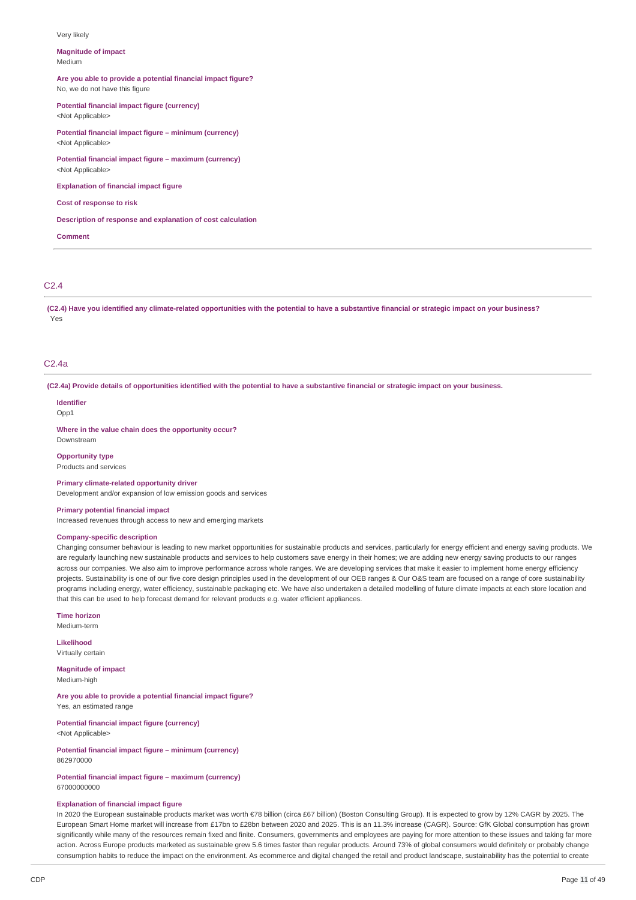Very likely

**Magnitude of impact**
Medium

**Are you able to provide a potential financial impact figure?**
No, we do not have this figure

**Potential financial impact figure (currency)**
<Not Applicable>

**Potential financial impact figure – minimum (currency)**
<Not Applicable>

**Potential financial impact figure – maximum (currency)**
<Not Applicable>

**Explanation of financial impact figure**

**Cost of response to risk**

**Description of response and explanation of cost calculation**

**Comment**

## C2.4

**(C2.4) Have you identified any climate-related opportunities with the potential to have a substantive financial or strategic impact on your business?**
Yes

## C2.4a

**(C2.4a) Provide details of opportunities identified with the potential to have a substantive financial or strategic impact on your business.**

**Identifier**
Opp1

**Where in the value chain does the opportunity occur?**
Downstream

**Opportunity type**
Products and services

**Primary climate-related opportunity driver**
Development and/or expansion of low emission goods and services

**Primary potential financial impact**
Increased revenues through access to new and emerging markets

**Company-specific description**
Changing consumer behaviour is leading to new market opportunities for sustainable products and services, particularly for energy efficient and energy saving products. We are regularly launching new sustainable products and services to help customers save energy in their homes; we are adding new energy saving products to our ranges across our companies. We also aim to improve performance across whole ranges. We are developing services that make it easier to implement home energy efficiency projects. Sustainability is one of our five core design principles used in the development of our OEB ranges & Our O&S team are focused on a range of core sustainability programs including energy, water efficiency, sustainable packaging etc. We have also undertaken a detailed modelling of future climate impacts at each store location and that this can be used to help forecast demand for relevant products e.g. water efficient appliances.

**Time horizon**
Medium-term

**Likelihood**
Virtually certain

**Magnitude of impact**
Medium-high

**Are you able to provide a potential financial impact figure?**
Yes, an estimated range

**Potential financial impact figure (currency)**
<Not Applicable>

**Potential financial impact figure – minimum (currency)**
862970000

**Potential financial impact figure – maximum (currency)**
67000000000

**Explanation of financial impact figure**
In 2020 the European sustainable products market was worth €78 billion (circa £67 billion) (Boston Consulting Group). It is expected to grow by 12% CAGR by 2025. The European Smart Home market will increase from £17bn to £28bn between 2020 and 2025. This is an 11.3% increase (CAGR). Source: GfK Global consumption has grown significantly while many of the resources remain fixed and finite. Consumers, governments and employees are paying for more attention to these issues and taking far more action. Across Europe products marketed as sustainable grew 5.6 times faster than regular products. Around 73% of global consumers would definitely or probably change consumption habits to reduce the impact on the environment. As ecommerce and digital changed the retail and product landscape, sustainability has the potential to create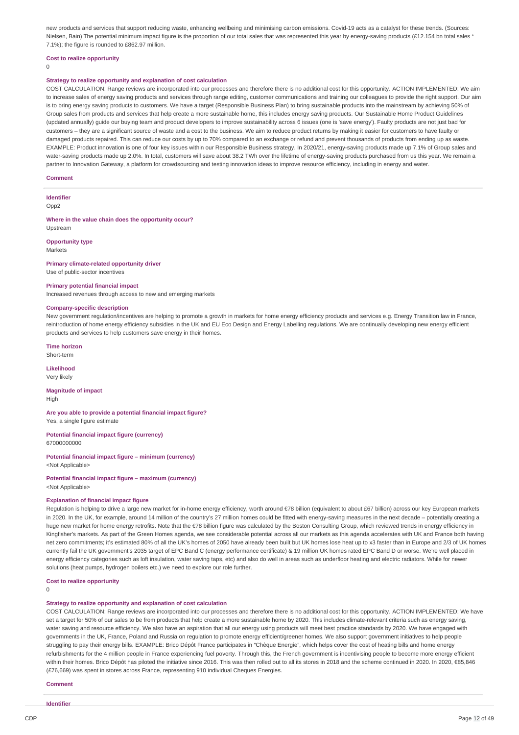new products and services that support reducing waste, enhancing wellbeing and minimising carbon emissions. Covid-19 acts as a catalyst for these trends. (Sources: Nielsen, Bain) The potential minimum impact figure is the proportion of our total sales that was represented this year by energy-saving products (£12.154 bn total sales * 7.1%); the figure is rounded to £862.97 million.

**Cost to realize opportunity**

0

**Strategy to realize opportunity and explanation of cost calculation**

COST CALCULATION: Range reviews are incorporated into our processes and therefore there is no additional cost for this opportunity. ACTION IMPLEMENTED: We aim to increase sales of energy saving products and services through range editing, customer communications and training our colleagues to provide the right support. Our aim is to bring energy saving products to customers. We have a target (Responsible Business Plan) to bring sustainable products into the mainstream by achieving 50% of Group sales from products and services that help create a more sustainable home, this includes energy saving products. Our Sustainable Home Product Guidelines (updated annually) guide our buying team and product developers to improve sustainability across 6 issues (one is 'save energy'). Faulty products are not just bad for customers – they are a significant source of waste and a cost to the business. We aim to reduce product returns by making it easier for customers to have faulty or damaged products repaired. This can reduce our costs by up to 70% compared to an exchange or refund and prevent thousands of products from ending up as waste. EXAMPLE: Product innovation is one of four key issues within our Responsible Business strategy. In 2020/21, energy-saving products made up 7.1% of Group sales and water-saving products made up 2.0%. In total, customers will save about 38.2 TWh over the lifetime of energy-saving products purchased from us this year. We remain a partner to Innovation Gateway, a platform for crowdsourcing and testing innovation ideas to improve resource efficiency, including in energy and water.

**Comment**

---

**Identifier**

Opp2

**Where in the value chain does the opportunity occur?**

Upstream

**Opportunity type**

Markets

**Primary climate-related opportunity driver**

Use of public-sector incentives

**Primary potential financial impact**

Increased revenues through access to new and emerging markets

**Company-specific description**

New government regulation/incentives are helping to promote a growth in markets for home energy efficiency products and services e.g. Energy Transition law in France, reintroduction of home energy efficiency subsidies in the UK and EU Eco Design and Energy Labelling regulations. We are continually developing new energy efficient products and services to help customers save energy in their homes.

**Time horizon**

Short-term

**Likelihood**

Very likely

**Magnitude of impact**

High

**Are you able to provide a potential financial impact figure?**

Yes, a single figure estimate

**Potential financial impact figure (currency)**

67000000000

**Potential financial impact figure – minimum (currency)**

<Not Applicable>

**Potential financial impact figure – maximum (currency)**

<Not Applicable>

**Explanation of financial impact figure**

Regulation is helping to drive a large new market for in-home energy efficiency, worth around €78 billion (equivalent to about £67 billion) across our key European markets in 2020. In the UK, for example, around 14 million of the country's 27 million homes could be fitted with energy-saving measures in the next decade – potentially creating a huge new market for home energy retrofits. Note that the €78 billion figure was calculated by the Boston Consulting Group, which reviewed trends in energy efficiency in Kingfisher's markets. As part of the Green Homes agenda, we see considerable potential across all our markets as this agenda accelerates with UK and France both having net zero commitments; it's estimated 80% of all the UK's homes of 2050 have already been built but UK homes lose heat up to x3 faster than in Europe and 2/3 of UK homes currently fail the UK government's 2035 target of EPC Band C (energy performance certificate) & 19 million UK homes rated EPC Band D or worse. We're well placed in energy efficiency categories such as loft insulation, water saving taps, etc) and also do well in areas such as underfloor heating and electric radiators. While for newer solutions (heat pumps, hydrogen boilers etc.) we need to explore our role further.

**Cost to realize opportunity**

0

**Strategy to realize opportunity and explanation of cost calculation**

COST CALCULATION: Range reviews are incorporated into our processes and therefore there is no additional cost for this opportunity. ACTION IMPLEMENTED: We have set a target for 50% of our sales to be from products that help create a more sustainable home by 2020. This includes climate-relevant criteria such as energy saving, water saving and resource efficiency. We also have an aspiration that all our energy using products will meet best practice standards by 2020. We have engaged with governments in the UK, France, Poland and Russia on regulation to promote energy efficient/greener homes. We also support government initiatives to help people struggling to pay their energy bills. EXAMPLE: Brico Dépôt France participates in "Chèque Energie", which helps cover the cost of heating bills and home energy refurbishments for the 4 million people in France experiencing fuel poverty. Through this, the French government is incentivising people to become more energy efficient within their homes. Brico Dépôt has piloted the initiative since 2016. This was then rolled out to all its stores in 2018 and the scheme continued in 2020. In 2020, €85,846 (£76,669) was spent in stores across France, representing 910 individual Cheques Energies.

**Comment**

---

**Identifier**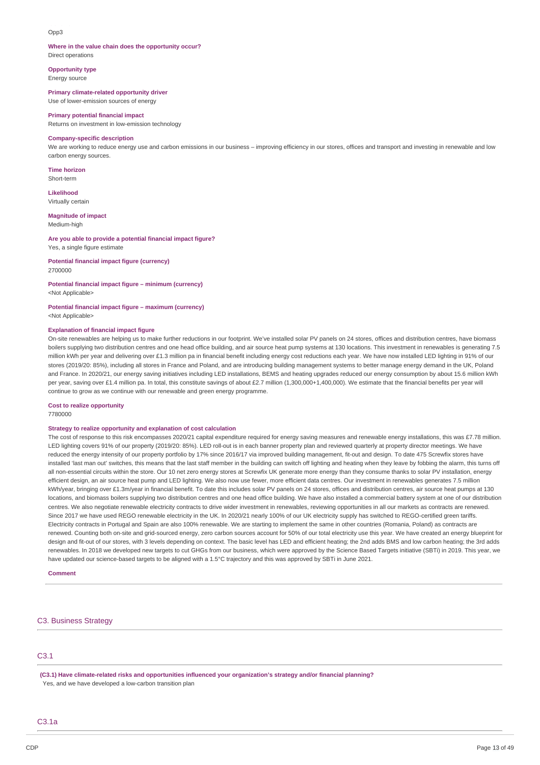Opp3

**Where in the value chain does the opportunity occur?**
Direct operations

**Opportunity type**
Energy source

**Primary climate-related opportunity driver**
Use of lower-emission sources of energy

**Primary potential financial impact**
Returns on investment in low-emission technology

**Company-specific description**
We are working to reduce energy use and carbon emissions in our business – improving efficiency in our stores, offices and transport and investing in renewable and low carbon energy sources.

**Time horizon**
Short-term

**Likelihood**
Virtually certain

**Magnitude of impact**
Medium-high

**Are you able to provide a potential financial impact figure?**
Yes, a single figure estimate

**Potential financial impact figure (currency)**
2700000

**Potential financial impact figure – minimum (currency)**
<Not Applicable>

**Potential financial impact figure – maximum (currency)**
<Not Applicable>

**Explanation of financial impact figure**
On-site renewables are helping us to make further reductions in our footprint. We've installed solar PV panels on 24 stores, offices and distribution centres, have biomass boilers supplying two distribution centres and one head office building, and air source heat pump systems at 130 locations. This investment in renewables is generating 7.5 million kWh per year and delivering over £1.3 million pa in financial benefit including energy cost reductions each year. We have now installed LED lighting in 91% of our stores (2019/20: 85%), including all stores in France and Poland, and are introducing building management systems to better manage energy demand in the UK, Poland and France. In 2020/21, our energy saving initiatives including LED installations, BEMS and heating upgrades reduced our energy consumption by about 15.6 million kWh per year, saving over £1.4 million pa. In total, this constitute savings of about £2.7 million (1,300,000+1,400,000). We estimate that the financial benefits per year will continue to grow as we continue with our renewable and green energy programme.

**Cost to realize opportunity**
7780000

**Strategy to realize opportunity and explanation of cost calculation**
The cost of response to this risk encompasses 2020/21 capital expenditure required for energy saving measures and renewable energy installations, this was £7.78 million. LED lighting covers 91% of our property (2019/20: 85%). LED roll-out is in each banner property plan and reviewed quarterly at property director meetings. We have reduced the energy intensity of our property portfolio by 17% since 2016/17 via improved building management, fit-out and design. To date 475 Screwfix stores have installed 'last man out' switches, this means that the last staff member in the building can switch off lighting and heating when they leave by fobbing the alarm, this turns off all non-essential circuits within the store. Our 10 net zero energy stores at Screwfix UK generate more energy than they consume thanks to solar PV installation, energy efficient design, an air source heat pump and LED lighting. We also now use fewer, more efficient data centres. Our investment in renewables generates 7.5 million kWh/year, bringing over £1.3m/year in financial benefit. To date this includes solar PV panels on 24 stores, offices and distribution centres, air source heat pumps at 130 locations, and biomass boilers supplying two distribution centres and one head office building. We have also installed a commercial battery system at one of our distribution centres. We also negotiate renewable electricity contracts to drive wider investment in renewables, reviewing opportunities in all our markets as contracts are renewed. Since 2017 we have used REGO renewable electricity in the UK. In 2020/21 nearly 100% of our UK electricity supply has switched to REGO-certified green tariffs. Electricity contracts in Portugal and Spain are also 100% renewable. We are starting to implement the same in other countries (Romania, Poland) as contracts are renewed. Counting both on-site and grid-sourced energy, zero carbon sources account for 50% of our total electricity use this year. We have created an energy blueprint for design and fit-out of our stores, with 3 levels depending on context. The basic level has LED and efficient heating; the 2nd adds BMS and low carbon heating; the 3rd adds renewables. In 2018 we developed new targets to cut GHGs from our business, which were approved by the Science Based Targets initiative (SBTi) in 2019. This year, we have updated our science-based targets to be aligned with a 1.5°C trajectory and this was approved by SBTi in June 2021.

**Comment**

## C3. Business Strategy

### C3.1

**(C3.1) Have climate-related risks and opportunities influenced your organization's strategy and/or financial planning?**
Yes, and we have developed a low-carbon transition plan

### C3.1a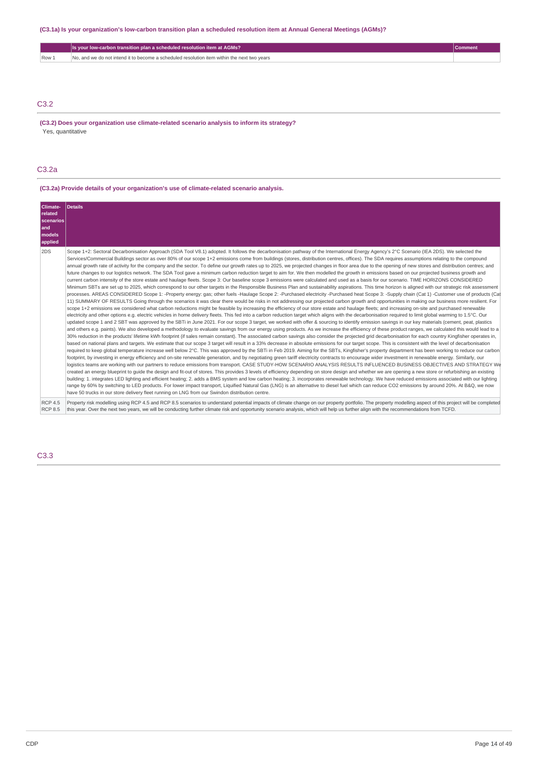**(C3.1a) Is your organization's low-carbon transition plan a scheduled resolution item at Annual General Meetings (AGMs)?**

| | Is your low-carbon transition plan a scheduled resolution item at AGMs? | Comment |
|---|---|---|
| Row 1 | No, and we do not intend it to become a scheduled resolution item within the next two years | |

## C3.2

**(C3.2) Does your organization use climate-related scenario analysis to inform its strategy?**

Yes, quantitative

## C3.2a

**(C3.2a) Provide details of your organization's use of climate-related scenario analysis.**

| Climate-related scenarios and models applied | Details |
|---|---|
| 2DS | Scope 1+2: Sectoral Decarbonisation Approach (SDA Tool V8.1) adopted. It follows the decarbonisation pathway of the International Energy Agency's 2°C Scenario (IEA 2DS). We selected the Services/Commercial Buildings sector as over 80% of our scope 1+2 emissions come from buildings (stores, distribution centres, offices). The SDA requires assumptions relating to the compound annual growth rate of activity for the company and the sector. To define our growth rates up to 2025, we projected changes in floor area due to the opening of new stores and distribution centres; and future changes to our logistics network. The SDA Tool gave a minimum carbon reduction target to aim for. We then modelled the growth in emissions based on our projected business growth and current carbon intensity of the store estate and haulage fleets. Scope 3: Our baseline scope 3 emissions were calculated and used as a basis for our scenario. TIME HORIZONS CONSIDERED Minimum SBTs are set up to 2025, which correspond to other targets in the Responsible Business Plan and sustainability aspirations. This time horizon is aligned with our strategic risk assessment processes. AREAS CONSIDERED Scope 1: -Property energy: gas; other fuels -Haulage Scope 2: -Purchased electricity -Purchased heat Scope 3: -Supply chain (Cat 1) -Customer use of products (Cat 11) SUMMARY OF RESULTS Going through the scenarios it was clear there would be risks in not addressing our projected carbon growth and opportunities in making our business more resilient. For scope 1+2 emissions we considered what carbon reductions might be feasible by increasing the efficiency of our store estate and haulage fleets; and increasing on-site and purchased renewable electricity and other options e.g. electric vehicles in home delivery fleets. This fed into a carbon reduction target which aligns with the decarbonisation required to limit global warming to 1.5°C. Our updated scope 1 and 2 SBT was approved by the SBTi in June 2021. For our scope 3 target, we worked with offer & sourcing to identify emission savings in our key materials (cement, peat, plastics and others e.g. paints). We also developed a methodology to evaluate savings from our energy using products. As we increase the efficiency of these product ranges, we calculated this would lead to a 30% reduction in the products' lifetime kWh footprint (if sales remain constant). The associated carbon savings also consider the projected grid decarbonisation for each country Kingfisher operates in, based on national plans and targets. We estimate that our scope 3 target will result in a 33% decrease in absolute emissions for our target scope. This is consistent with the level of decarbonisation required to keep global temperature increase well below 2°C. This was approved by the SBTi in Feb 2019. Aiming for the SBTs, Kingfisher's property department has been working to reduce our carbon footprint, by investing in energy efficiency and on-site renewable generation, and by negotiating green tariff electricity contracts to encourage wider investment in renewable energy. Similarly, our logistics teams are working with our partners to reduce emissions from transport. CASE STUDY-HOW SCENARIO ANALYSIS RESULTS INFLUENCED BUSINESS OBJECTIVES AND STRATEGY We created an energy blueprint to guide the design and fit-out of stores. This provides 3 levels of efficiency depending on store design and whether we are opening a new store or refurbishing an existing building: 1. integrates LED lighting and efficient heating; 2. adds a BMS system and low carbon heating; 3. incorporates renewable technology. We have reduced emissions associated with our lighting range by 60% by switching to LED products. For lower impact transport, Liquified Natural Gas (LNG) is an alternative to diesel fuel which can reduce CO2 emissions by around 20%. At B&Q, we now have 50 trucks in our store delivery fleet running on LNG from our Swindon distribution centre. |
| RCP 4.5 RCP 8.5 | Property risk modelling using RCP 4.5 and RCP 8.5 scenarios to understand potential impacts of climate change on our property portfolio. The property modelling aspect of this project will be completed this year. Over the next two years, we will be conducting further climate risk and opportunity scenario analysis, which will help us further align with the recommendations from TCFD. |

## C3.3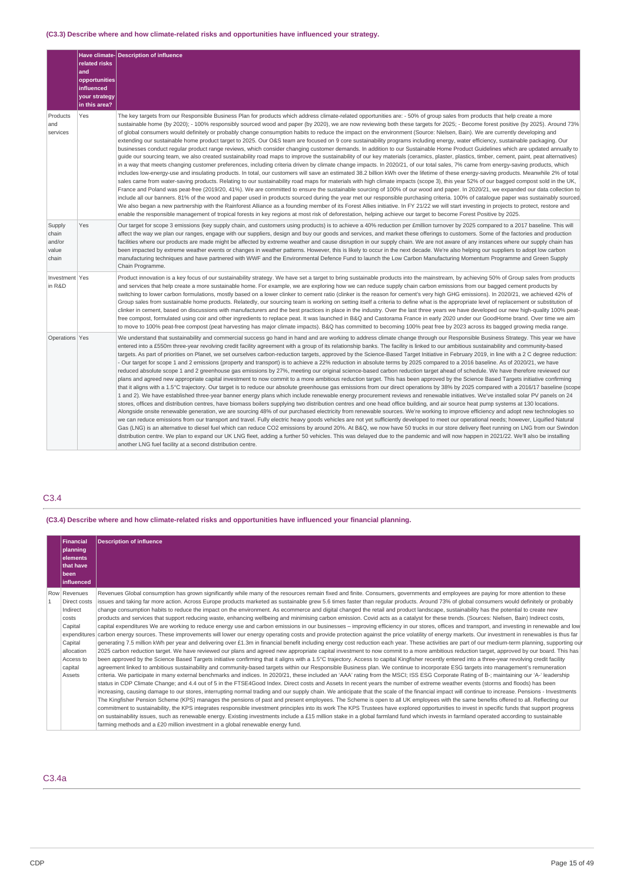### (C3.3) Describe where and how climate-related risks and opportunities have influenced your strategy.

| | Have climate-related risks and opportunities influenced your strategy in this area? | Description of influence |
|---|---|---|
| Products and services | Yes | The key targets from our Responsible Business Plan for products which address climate-related opportunities are: - 50% of group sales from products that help create a more sustainable home (by 2020); - 100% responsibly sourced wood and paper (by 2020), we are now reviewing both these targets for 2025; - Become forest positive (by 2025). Around 73% of global consumers would definitely or probably change consumption habits to reduce the impact on the environment (Source: Nielsen, Bain). We are currently developing and extending our sustainable home product target to 2025. Our O&S team are focused on 9 core sustainability programs including energy, water efficiency, sustainable packaging. Our businesses conduct regular product range reviews, which consider changing customer demands. In addition to our Sustainable Home Product Guidelines which are updated annually to guide our sourcing team, we also created sustainability road maps to improve the sustainability of our key materials (ceramics, plaster, plastics, timber, cement, paint, peat alternatives) in a way that meets changing customer preferences, including criteria driven by climate change impacts. In 2020/21, of our total sales, 7% came from energy-saving products, which includes low-energy-use and insulating products. In total, our customers will save an estimated 38.2 billion kWh over the lifetime of these energy-saving products. Meanwhile 2% of total sales came from water-saving products. Relating to our sustainability road maps for materials with high climate impacts (scope 3), this year 52% of our bagged compost sold in the UK, France and Poland was peat-free (2019/20, 41%). We are committed to ensure the sustainable sourcing of 100% of our wood and paper. In 2020/21, we expanded our data collection to include all our banners. 81% of the wood and paper used in products sourced during the year met our responsible purchasing criteria. 100% of catalogue paper was sustainably sourced. We also began a new partnership with the Rainforest Alliance as a founding member of its Forest Allies initiative. In FY 21/22 we will start investing in projects to protect, restore and enable the responsible management of tropical forests in key regions at most risk of deforestation, helping achieve our target to become Forest Positive by 2025. |
| Supply chain and/or value chain | Yes | Our target for scope 3 emissions (key supply chain, and customers using products) is to achieve a 40% reduction per £million turnover by 2025 compared to a 2017 baseline. This will affect the way we plan our ranges, engage with our suppliers, design and buy our goods and services, and market these offerings to customers. Some of the factories and production facilities where our products are made might be affected by extreme weather and cause disruption in our supply chain. We are not aware of any instances where our supply chain has been impacted by extreme weather events or changes in weather patterns. However, this is likely to occur in the next decade. We're also helping our suppliers to adopt low carbon manufacturing techniques and have partnered with WWF and the Environmental Defence Fund to launch the Low Carbon Manufacturing Momentum Programme and Green Supply Chain Programme. |
| Investment in R&D | Yes | Product innovation is a key focus of our sustainability strategy. We have set a target to bring sustainable products into the mainstream, by achieving 50% of Group sales from products and services that help create a more sustainable home. For example, we are exploring how we can reduce supply chain carbon emissions from our bagged cement products by switching to lower carbon formulations, mostly based on a lower clinker to cement ratio (clinker is the reason for cement's very high GHG emissions). In 2020/21, we achieved 42% of Group sales from sustainable home products. Relatedly, our sourcing team is working on setting itself a criteria to define what is the appropriate level of replacement or substitution of clinker in cement, based on discussions with manufacturers and the best practices in place in the industry. Over the last three years we have developed our new high-quality 100% peat-free compost, formulated using coir and other ingredients to replace peat. It was launched in B&Q and Castorama France in early 2020 under our GoodHome brand. Over time we aim to move to 100% peat-free compost (peat harvesting has major climate impacts). B&Q has committed to becoming 100% peat free by 2023 across its bagged growing media range. |
| Operations | Yes | We understand that sustainability and commercial success go hand in hand and are working to address climate change through our Responsible Business Strategy. This year we have entered into a £550m three-year revolving credit facility agreement with a group of its relationship banks. The facility is linked to our ambitious sustainability and community-based targets. As part of priorities on Planet, we set ourselves carbon-reduction targets, approved by the Science-Based Target Initiative in February 2019, in line with a 2 C degree reduction: - Our target for scope 1 and 2 emissions (property and transport) is to achieve a 22% reduction in absolute terms by 2025 compared to a 2016 baseline. As of 2020/21, we have reduced absolute scope 1 and 2 greenhouse gas emissions by 27%, meeting our original science-based carbon reduction target ahead of schedule. We have therefore reviewed our plans and agreed new appropriate capital investment to now commit to a more ambitious reduction target. This has been approved by the Science Based Targets initiative confirming that it aligns with a 1.5°C trajectory. Our target is to reduce our absolute greenhouse gas emissions from our direct operations by 38% by 2025 compared with a 2016/17 baseline (scope 1 and 2). We have established three-year banner energy plans which include renewable energy procurement reviews and renewable initiatives. We've installed solar PV panels on 24 stores, offices and distribution centres, have biomass boilers supplying two distribution centres and one head office building, and air source heat pump systems at 130 locations. Alongside onsite renewable generation, we are sourcing 48% of our purchased electricity from renewable sources. We're working to improve efficiency and adopt new technologies so we can reduce emissions from our transport and travel. Fully electric heavy goods vehicles are not yet sufficiently developed to meet our operational needs; however, Liquified Natural Gas (LNG) is an alternative to diesel fuel which can reduce CO2 emissions by around 20%. At B&Q, we now have 50 trucks in our store delivery fleet running on LNG from our Swindon distribution centre. We plan to expand our UK LNG fleet, adding a further 50 vehicles. This was delayed due to the pandemic and will now happen in 2021/22. We'll also be installing another LNG fuel facility at a second distribution centre. |

## C3.4

### (C3.4) Describe where and how climate-related risks and opportunities have influenced your financial planning.

| | Financial planning elements that have been influenced | Description of influence |
|---|---|---|
| Row 1 | Revenues<br>Direct costs<br>Indirect costs<br>Capital expenditures<br>Capital allocation<br>Access to capital<br>Assets | Revenues Global consumption has grown significantly while many of the resources remain fixed and finite. Consumers, governments and employees are paying for more attention to these issues and taking far more action. Across Europe products marketed as sustainable grew 5.6 times faster than regular products. Around 73% of global consumers would definitely or probably change consumption habits to reduce the impact on the environment. As ecommerce and digital changed the retail and product landscape, sustainability has the potential to create new products and services that support reducing waste, enhancing wellbeing and minimising carbon emission. Covid acts as a catalyst for these trends. (Sources: Nielsen, Bain) Indirect costs, capital expenditures We are working to reduce energy use and carbon emissions in our businesses – improving efficiency in our stores, offices and transport, and investing in renewable and low carbon energy sources. These improvements will lower our energy operating costs and provide protection against the price volatility of energy markets. Our investment in renewables is thus far generating 7.5 million kWh per year and delivering over £1.3m in financial benefit including energy cost reduction each year. These activities are part of our medium-term planning, supporting our 2025 carbon reduction target. We have reviewed our plans and agreed new appropriate capital investment to now commit to a more ambitious reduction target, approved by our board. This has been approved by the Science Based Targets initiative confirming that it aligns with a 1.5°C trajectory. Access to capital Kingfisher recently entered into a three-year revolving credit facility agreement linked to ambitious sustainability and community-based targets within our Responsible Business plan. We continue to incorporate ESG targets into management's remuneration criteria. We participate in many external benchmarks and indices. In 2020/21, these included an 'AAA' rating from the MSCI; ISS ESG Corporate Rating of B-; maintaining our 'A-' leadership status in CDP Climate Change; and 4.4 out of 5 in the FTSE4Good Index. Direct costs and Assets In recent years the number of extreme weather events (storms and floods) has been increasing, causing damage to our stores, interrupting normal trading and our supply chain. We anticipate that the scale of the financial impact will continue to increase. Pensions - Investments The Kingfisher Pension Scheme (KPS) manages the pensions of past and present employees. The Scheme is open to all UK employees with the same benefits offered to all. Reflecting our commitment to sustainability, the KPS integrates responsible investment principles into its work The KPS Trustees have explored opportunities to invest in specific funds that support progress on sustainability issues, such as renewable energy. Existing investments include a £15 million stake in a global farmland fund which invests in farmland operated according to sustainable farming methods and a £20 million investment in a global renewable energy fund. |

## C3.4a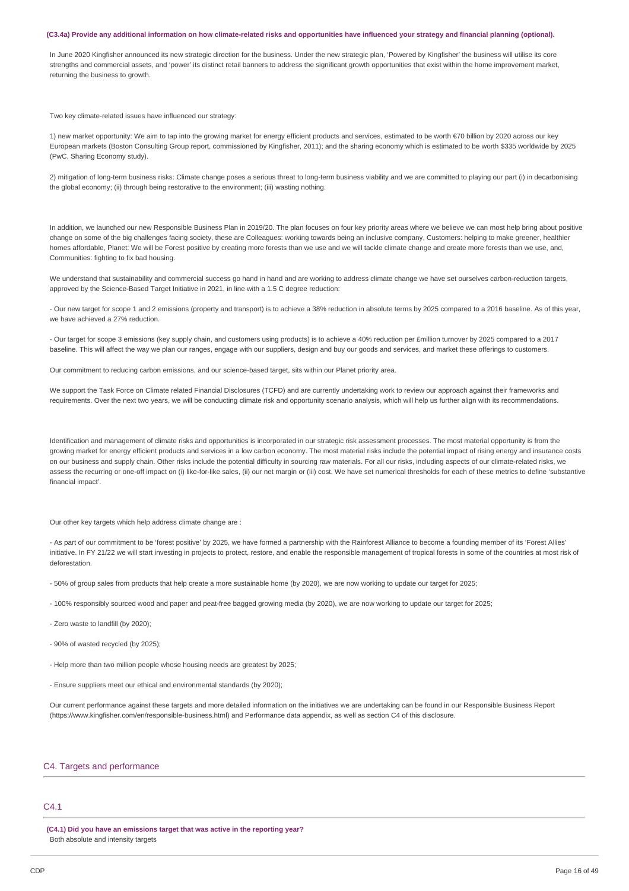**(C3.4a) Provide any additional information on how climate-related risks and opportunities have influenced your strategy and financial planning (optional).**

In June 2020 Kingfisher announced its new strategic direction for the business. Under the new strategic plan, 'Powered by Kingfisher' the business will utilise its core strengths and commercial assets, and 'power' its distinct retail banners to address the significant growth opportunities that exist within the home improvement market, returning the business to growth.

Two key climate-related issues have influenced our strategy:

1) new market opportunity: We aim to tap into the growing market for energy efficient products and services, estimated to be worth €70 billion by 2020 across our key European markets (Boston Consulting Group report, commissioned by Kingfisher, 2011); and the sharing economy which is estimated to be worth $335 worldwide by 2025 (PwC, Sharing Economy study).

2) mitigation of long-term business risks: Climate change poses a serious threat to long-term business viability and we are committed to playing our part (i) in decarbonising the global economy; (ii) through being restorative to the environment; (iii) wasting nothing.

In addition, we launched our new Responsible Business Plan in 2019/20. The plan focuses on four key priority areas where we believe we can most help bring about positive change on some of the big challenges facing society, these are Colleagues: working towards being an inclusive company, Customers: helping to make greener, healthier homes affordable, Planet: We will be Forest positive by creating more forests than we use and we will tackle climate change and create more forests than we use, and, Communities: fighting to fix bad housing.

We understand that sustainability and commercial success go hand in hand and are working to address climate change we have set ourselves carbon-reduction targets, approved by the Science-Based Target Initiative in 2021, in line with a 1.5 C degree reduction:

- Our new target for scope 1 and 2 emissions (property and transport) is to achieve a 38% reduction in absolute terms by 2025 compared to a 2016 baseline. As of this year, we have achieved a 27% reduction.

- Our target for scope 3 emissions (key supply chain, and customers using products) is to achieve a 40% reduction per £million turnover by 2025 compared to a 2017 baseline. This will affect the way we plan our ranges, engage with our suppliers, design and buy our goods and services, and market these offerings to customers.

Our commitment to reducing carbon emissions, and our science-based target, sits within our Planet priority area.

We support the Task Force on Climate related Financial Disclosures (TCFD) and are currently undertaking work to review our approach against their frameworks and requirements. Over the next two years, we will be conducting climate risk and opportunity scenario analysis, which will help us further align with its recommendations.

Identification and management of climate risks and opportunities is incorporated in our strategic risk assessment processes. The most material opportunity is from the growing market for energy efficient products and services in a low carbon economy. The most material risks include the potential impact of rising energy and insurance costs on our business and supply chain. Other risks include the potential difficulty in sourcing raw materials. For all our risks, including aspects of our climate-related risks, we assess the recurring or one-off impact on (i) like-for-like sales, (ii) our net margin or (iii) cost. We have set numerical thresholds for each of these metrics to define 'substantive financial impact'.

Our other key targets which help address climate change are :

- As part of our commitment to be 'forest positive' by 2025, we have formed a partnership with the Rainforest Alliance to become a founding member of its 'Forest Allies' initiative. In FY 21/22 we will start investing in projects to protect, restore, and enable the responsible management of tropical forests in some of the countries at most risk of deforestation.

- 50% of group sales from products that help create a more sustainable home (by 2020), we are now working to update our target for 2025;

- 100% responsibly sourced wood and paper and peat-free bagged growing media (by 2020), we are now working to update our target for 2025;

- Zero waste to landfill (by 2020);

- 90% of wasted recycled (by 2025);

- Help more than two million people whose housing needs are greatest by 2025;

- Ensure suppliers meet our ethical and environmental standards (by 2020);

Our current performance against these targets and more detailed information on the initiatives we are undertaking can be found in our Responsible Business Report (https://www.kingfisher.com/en/responsible-business.html) and Performance data appendix, as well as section C4 of this disclosure.

## C4. Targets and performance

### C4.1

**(C4.1) Did you have an emissions target that was active in the reporting year?**
Both absolute and intensity targets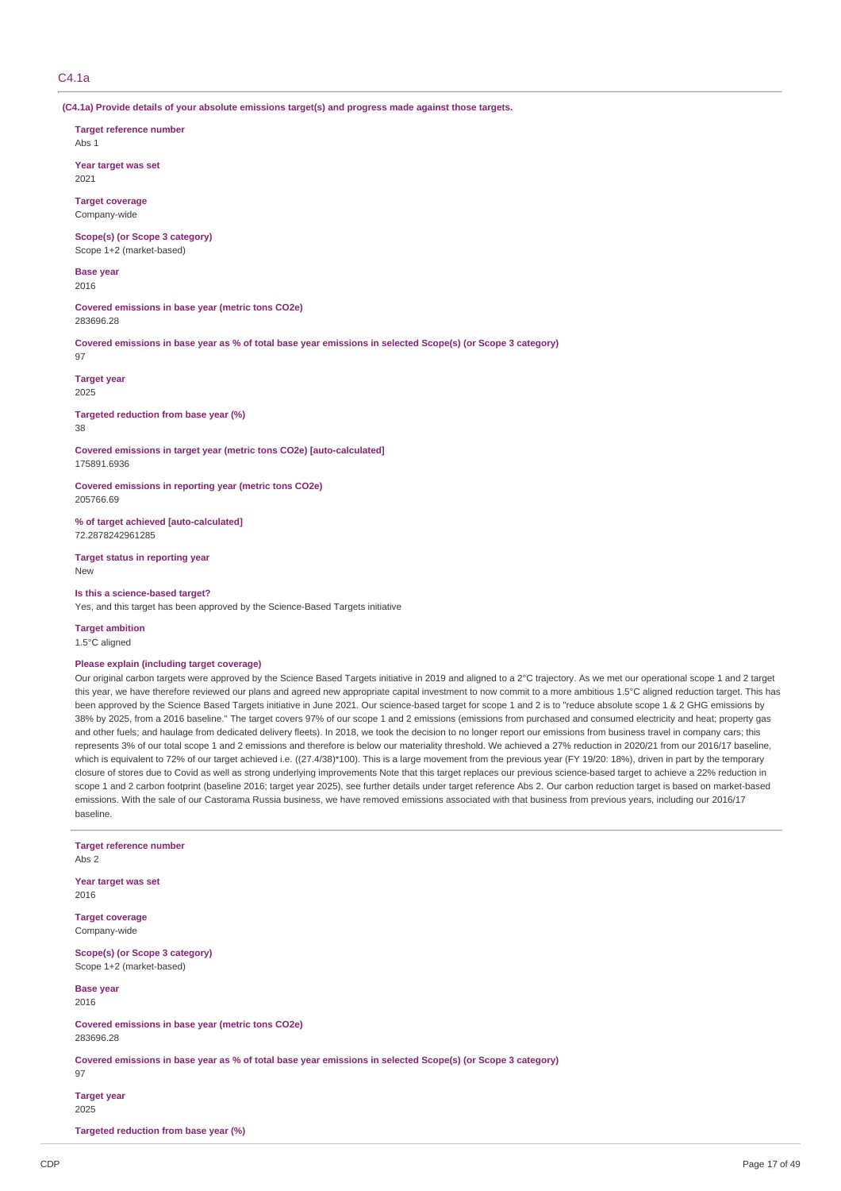## C4.1a

**(C4.1a) Provide details of your absolute emissions target(s) and progress made against those targets.**

**Target reference number**
Abs 1

**Year target was set**
2021

**Target coverage**
Company-wide

**Scope(s) (or Scope 3 category)**
Scope 1+2 (market-based)

**Base year**
2016

**Covered emissions in base year (metric tons CO2e)**
283696.28

**Covered emissions in base year as % of total base year emissions in selected Scope(s) (or Scope 3 category)**
97

**Target year**
2025

**Targeted reduction from base year (%)**
38

**Covered emissions in target year (metric tons CO2e) [auto-calculated]**
175891.6936

**Covered emissions in reporting year (metric tons CO2e)**
205766.69

**% of target achieved [auto-calculated]**
72.2878242961285

**Target status in reporting year**
New

**Is this a science-based target?**
Yes, and this target has been approved by the Science-Based Targets initiative

**Target ambition**
1.5°C aligned

**Please explain (including target coverage)**
Our original carbon targets were approved by the Science Based Targets initiative in 2019 and aligned to a 2°C trajectory. As we met our operational scope 1 and 2 target this year, we have therefore reviewed our plans and agreed new appropriate capital investment to now commit to a more ambitious 1.5°C aligned reduction target. This has been approved by the Science Based Targets initiative in June 2021. Our science-based target for scope 1 and 2 is to "reduce absolute scope 1 & 2 GHG emissions by 38% by 2025, from a 2016 baseline." The target covers 97% of our scope 1 and 2 emissions (emissions from purchased and consumed electricity and heat; property gas and other fuels; and haulage from dedicated delivery fleets). In 2018, we took the decision to no longer report our emissions from business travel in company cars; this represents 3% of our total scope 1 and 2 emissions and therefore is below our materiality threshold. We achieved a 27% reduction in 2020/21 from our 2016/17 baseline, which is equivalent to 72% of our target achieved i.e. ((27.4/38)*100). This is a large movement from the previous year (FY 19/20: 18%), driven in part by the temporary closure of stores due to Covid as well as strong underlying improvements Note that this target replaces our previous science-based target to achieve a 22% reduction in scope 1 and 2 carbon footprint (baseline 2016; target year 2025), see further details under target reference Abs 2. Our carbon reduction target is based on market-based emissions. With the sale of our Castorama Russia business, we have removed emissions associated with that business from previous years, including our 2016/17 baseline.

---

**Target reference number**
Abs 2

**Year target was set**
2016

**Target coverage**
Company-wide

**Scope(s) (or Scope 3 category)**
Scope 1+2 (market-based)

**Base year**
2016

**Covered emissions in base year (metric tons CO2e)**
283696.28

**Covered emissions in base year as % of total base year emissions in selected Scope(s) (or Scope 3 category)**
97

**Target year**
2025

**Targeted reduction from base year (%)**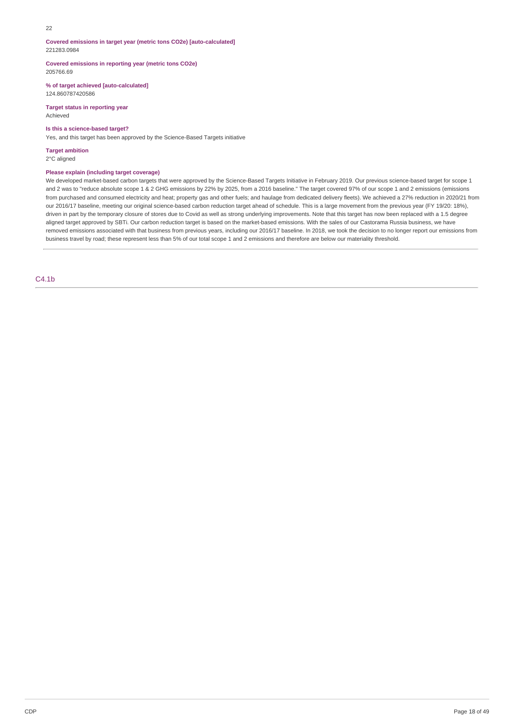22

**Covered emissions in target year (metric tons CO2e) [auto-calculated]**
221283.0984

**Covered emissions in reporting year (metric tons CO2e)**
205766.69

**% of target achieved [auto-calculated]**
124.860787420586

**Target status in reporting year**
Achieved

**Is this a science-based target?**
Yes, and this target has been approved by the Science-Based Targets initiative

**Target ambition**
2°C aligned

**Please explain (including target coverage)**
We developed market-based carbon targets that were approved by the Science-Based Targets Initiative in February 2019. Our previous science-based target for scope 1 and 2 was to "reduce absolute scope 1 & 2 GHG emissions by 22% by 2025, from a 2016 baseline." The target covered 97% of our scope 1 and 2 emissions (emissions from purchased and consumed electricity and heat; property gas and other fuels; and haulage from dedicated delivery fleets). We achieved a 27% reduction in 2020/21 from our 2016/17 baseline, meeting our original science-based carbon reduction target ahead of schedule. This is a large movement from the previous year (FY 19/20: 18%), driven in part by the temporary closure of stores due to Covid as well as strong underlying improvements. Note that this target has now been replaced with a 1.5 degree aligned target approved by SBTi. Our carbon reduction target is based on the market-based emissions. With the sales of our Castorama Russia business, we have removed emissions associated with that business from previous years, including our 2016/17 baseline. In 2018, we took the decision to no longer report our emissions from business travel by road; these represent less than 5% of our total scope 1 and 2 emissions and therefore are below our materiality threshold.

## C4.1b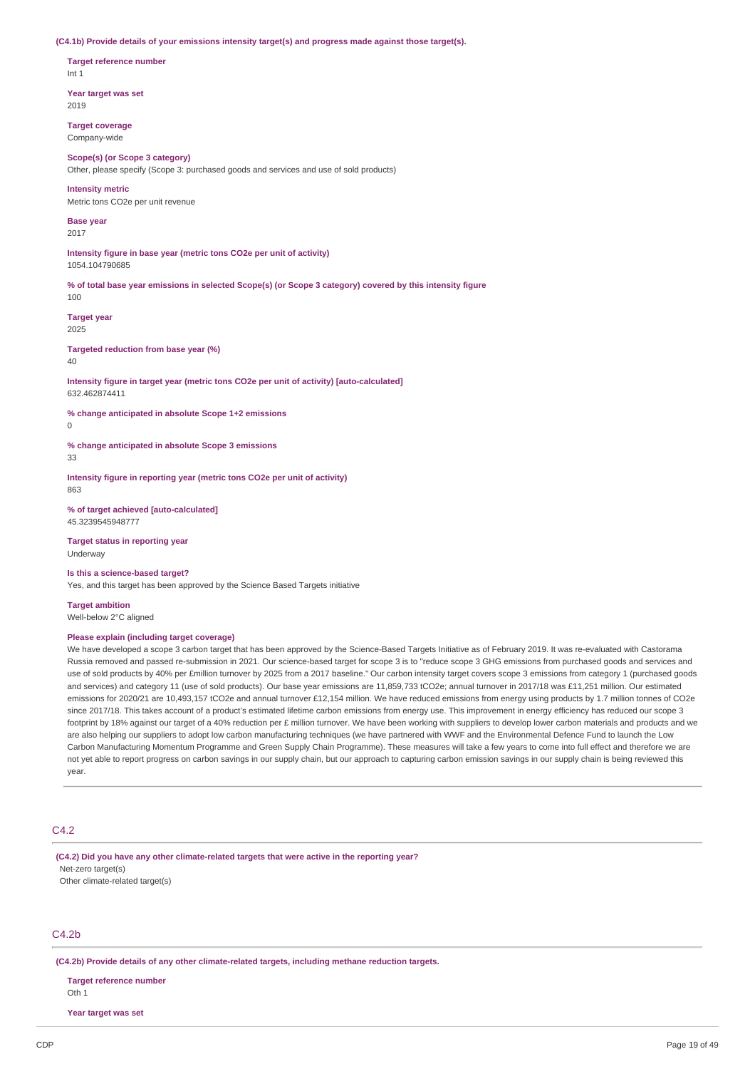**(C4.1b) Provide details of your emissions intensity target(s) and progress made against those target(s).**

**Target reference number**
Int 1

**Year target was set**
2019

**Target coverage**
Company-wide

**Scope(s) (or Scope 3 category)**
Other, please specify (Scope 3: purchased goods and services and use of sold products)

**Intensity metric**
Metric tons CO2e per unit revenue

**Base year**
2017

**Intensity figure in base year (metric tons CO2e per unit of activity)**
1054.104790685

**% of total base year emissions in selected Scope(s) (or Scope 3 category) covered by this intensity figure**
100

**Target year**
2025

**Targeted reduction from base year (%)**
40

**Intensity figure in target year (metric tons CO2e per unit of activity) [auto-calculated]**
632.462874411

**% change anticipated in absolute Scope 1+2 emissions**
0

**% change anticipated in absolute Scope 3 emissions**
33

**Intensity figure in reporting year (metric tons CO2e per unit of activity)**
863

**% of target achieved [auto-calculated]**
45.3239545948777

**Target status in reporting year**
Underway

**Is this a science-based target?**
Yes, and this target has been approved by the Science Based Targets initiative

**Target ambition**
Well-below 2°C aligned

**Please explain (including target coverage)**
We have developed a scope 3 carbon target that has been approved by the Science-Based Targets Initiative as of February 2019. It was re-evaluated with Castorama Russia removed and passed re-submission in 2021. Our science-based target for scope 3 is to "reduce scope 3 GHG emissions from purchased goods and services and use of sold products by 40% per £million turnover by 2025 from a 2017 baseline." Our carbon intensity target covers scope 3 emissions from category 1 (purchased goods and services) and category 11 (use of sold products). Our base year emissions are 11,859,733 tCO2e; annual turnover in 2017/18 was £11,251 million. Our estimated emissions for 2020/21 are 10,493,157 tCO2e and annual turnover £12,154 million. We have reduced emissions from energy using products by 1.7 million tonnes of CO2e since 2017/18. This takes account of a product's estimated lifetime carbon emissions from energy use. This improvement in energy efficiency has reduced our scope 3 footprint by 18% against our target of a 40% reduction per £ million turnover. We have been working with suppliers to develop lower carbon materials and products and we are also helping our suppliers to adopt low carbon manufacturing techniques (we have partnered with WWF and the Environmental Defence Fund to launch the Low Carbon Manufacturing Momentum Programme and Green Supply Chain Programme). These measures will take a few years to come into full effect and therefore we are not yet able to report progress on carbon savings in our supply chain, but our approach to capturing carbon emission savings in our supply chain is being reviewed this year.

## C4.2

**(C4.2) Did you have any other climate-related targets that were active in the reporting year?**
Net-zero target(s)
Other climate-related target(s)

## C4.2b

**(C4.2b) Provide details of any other climate-related targets, including methane reduction targets.**

**Target reference number**
Oth 1

**Year target was set**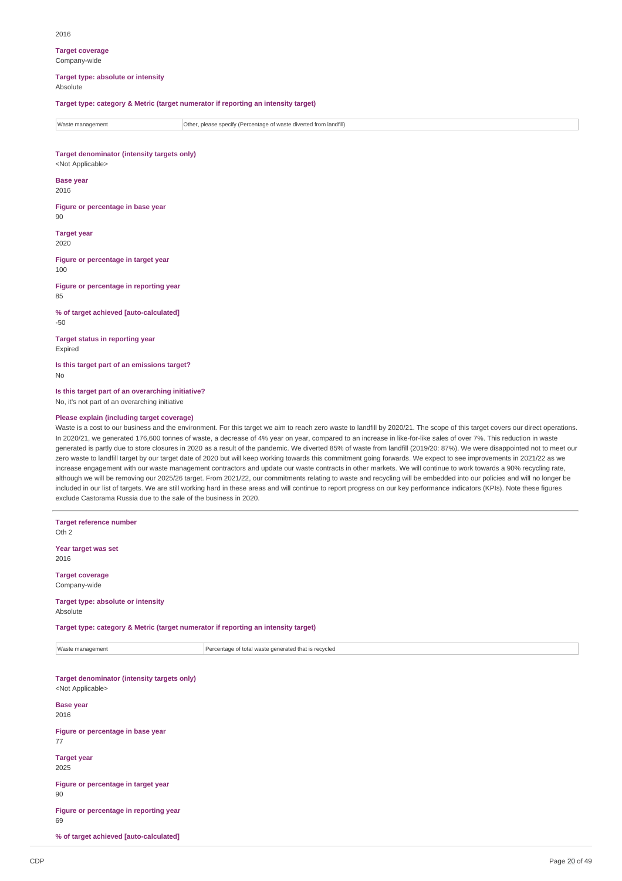2016

**Target coverage**
Company-wide

**Target type: absolute or intensity**
Absolute

**Target type: category & Metric (target numerator if reporting an intensity target)**

| Waste management | Other, please specify (Percentage of waste diverted from landfill) |
|---|---|

**Target denominator (intensity targets only)**
<Not Applicable>

**Base year**
2016

**Figure or percentage in base year**
90

**Target year**
2020

**Figure or percentage in target year**
100

**Figure or percentage in reporting year**
85

**% of target achieved [auto-calculated]**
-50

**Target status in reporting year**
Expired

**Is this target part of an emissions target?**
No

**Is this target part of an overarching initiative?**
No, it's not part of an overarching initiative

**Please explain (including target coverage)**
Waste is a cost to our business and the environment. For this target we aim to reach zero waste to landfill by 2020/21. The scope of this target covers our direct operations. In 2020/21, we generated 176,600 tonnes of waste, a decrease of 4% year on year, compared to an increase in like-for-like sales of over 7%. This reduction in waste generated is partly due to store closures in 2020 as a result of the pandemic. We diverted 85% of waste from landfill (2019/20: 87%). We were disappointed not to meet our zero waste to landfill target by our target date of 2020 but will keep working towards this commitment going forwards. We expect to see improvements in 2021/22 as we increase engagement with our waste management contractors and update our waste contracts in other markets. We will continue to work towards a 90% recycling rate, although we will be removing our 2025/26 target. From 2021/22, our commitments relating to waste and recycling will be embedded into our policies and will no longer be included in our list of targets. We are still working hard in these areas and will continue to report progress on our key performance indicators (KPIs). Note these figures exclude Castorama Russia due to the sale of the business in 2020.

---

**Target reference number**
Oth 2

**Year target was set**
2016

**Target coverage**
Company-wide

**Target type: absolute or intensity**
Absolute

**Target type: category & Metric (target numerator if reporting an intensity target)**

| Waste management | Percentage of total waste generated that is recycled |
|---|---|

**Target denominator (intensity targets only)**
<Not Applicable>

**Base year**
2016

**Figure or percentage in base year**
77

**Target year**
2025

**Figure or percentage in target year**
90

**Figure or percentage in reporting year**
69

**% of target achieved [auto-calculated]**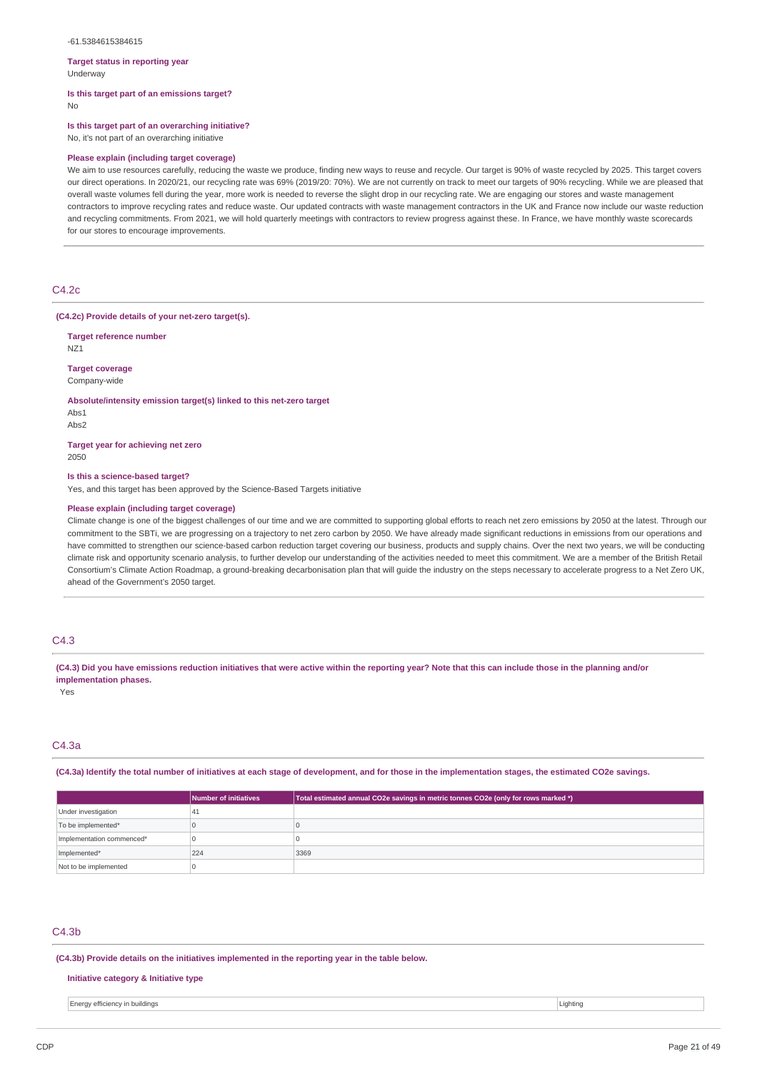-61.5384615384615

**Target status in reporting year**
Underway

**Is this target part of an emissions target?**
No

**Is this target part of an overarching initiative?**
No, it's not part of an overarching initiative

**Please explain (including target coverage)**
We aim to use resources carefully, reducing the waste we produce, finding new ways to reuse and recycle. Our target is 90% of waste recycled by 2025. This target covers our direct operations. In 2020/21, our recycling rate was 69% (2019/20: 70%). We are not currently on track to meet our targets of 90% recycling. While we are pleased that overall waste volumes fell during the year, more work is needed to reverse the slight drop in our recycling rate. We are engaging our stores and waste management contractors to improve recycling rates and reduce waste. Our updated contracts with waste management contractors in the UK and France now include our waste reduction and recycling commitments. From 2021, we will hold quarterly meetings with contractors to review progress against these. In France, we have monthly waste scorecards for our stores to encourage improvements.

## C4.2c

**(C4.2c) Provide details of your net-zero target(s).**

**Target reference number**
NZ1

**Target coverage**
Company-wide

**Absolute/intensity emission target(s) linked to this net-zero target**
Abs1
Abs2

**Target year for achieving net zero**
2050

**Is this a science-based target?**
Yes, and this target has been approved by the Science-Based Targets initiative

**Please explain (including target coverage)**
Climate change is one of the biggest challenges of our time and we are committed to supporting global efforts to reach net zero emissions by 2050 at the latest. Through our commitment to the SBTi, we are progressing on a trajectory to net zero carbon by 2050. We have already made significant reductions in emissions from our operations and have committed to strengthen our science-based carbon reduction target covering our business, products and supply chains. Over the next two years, we will be conducting climate risk and opportunity scenario analysis, to further develop our understanding of the activities needed to meet this commitment. We are a member of the British Retail Consortium's Climate Action Roadmap, a ground-breaking decarbonisation plan that will guide the industry on the steps necessary to accelerate progress to a Net Zero UK, ahead of the Government's 2050 target.

## C4.3

**(C4.3) Did you have emissions reduction initiatives that were active within the reporting year? Note that this can include those in the planning and/or implementation phases.**

Yes

## C4.3a

**(C4.3a) Identify the total number of initiatives at each stage of development, and for those in the implementation stages, the estimated CO2e savings.**

| | Number of initiatives | Total estimated annual CO2e savings in metric tonnes CO2e (only for rows marked *) |
|---|---|---|
| Under investigation | 41 | |
| To be implemented* | 0 | 0 |
| Implementation commenced* | 0 | 0 |
| Implemented* | 224 | 3369 |
| Not to be implemented | 0 | |

## C4.3b

**(C4.3b) Provide details on the initiatives implemented in the reporting year in the table below.**

**Initiative category & Initiative type**

| | |
|---|---|
| Energy efficiency in buildings | Lighting |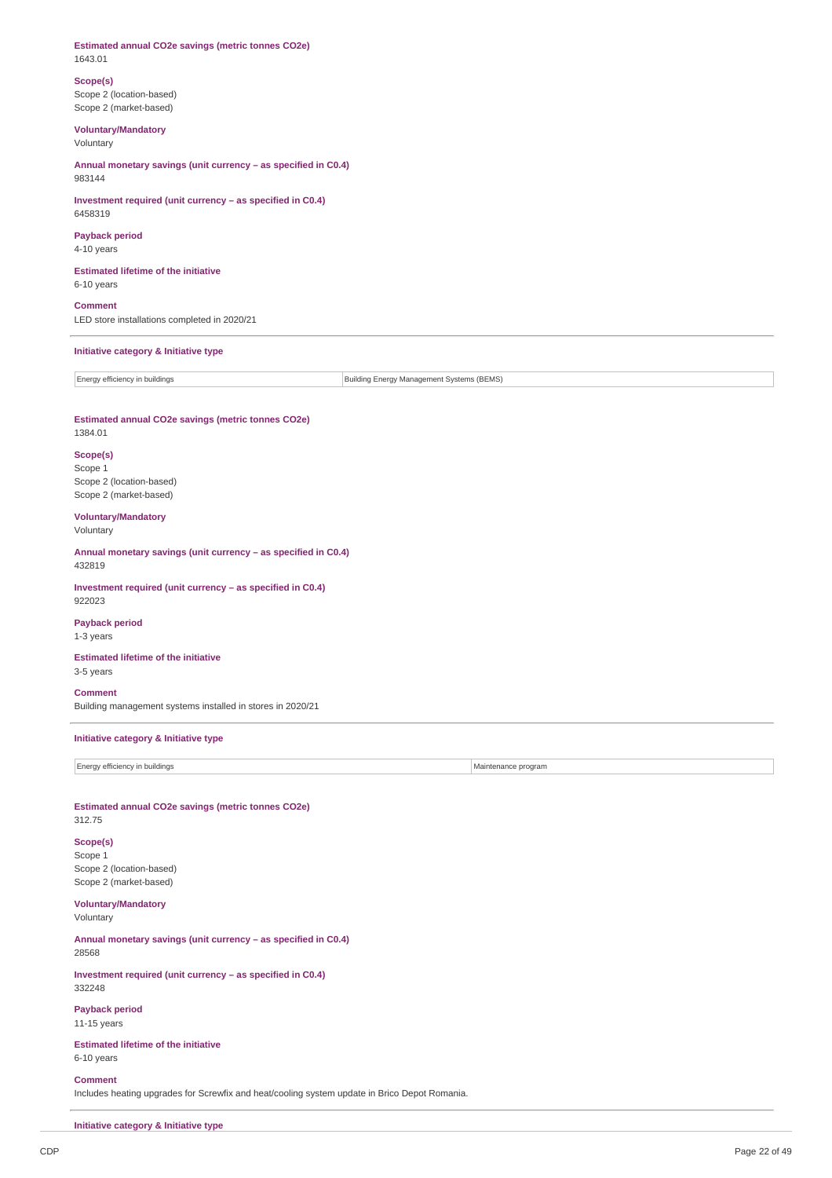**Estimated annual CO2e savings (metric tonnes CO2e)**
1643.01

**Scope(s)**
Scope 2 (location-based)
Scope 2 (market-based)

**Voluntary/Mandatory**
Voluntary

**Annual monetary savings (unit currency – as specified in C0.4)**
983144

**Investment required (unit currency – as specified in C0.4)**
6458319

**Payback period**
4-10 years

**Estimated lifetime of the initiative**
6-10 years

**Comment**
LED store installations completed in 2020/21

---

**Initiative category & Initiative type**

| Energy efficiency in buildings | Building Energy Management Systems (BEMS) |
|---|---|

**Estimated annual CO2e savings (metric tonnes CO2e)**
1384.01

**Scope(s)**
Scope 1
Scope 2 (location-based)
Scope 2 (market-based)

**Voluntary/Mandatory**
Voluntary

**Annual monetary savings (unit currency – as specified in C0.4)**
432819

**Investment required (unit currency – as specified in C0.4)**
922023

**Payback period**
1-3 years

**Estimated lifetime of the initiative**
3-5 years

**Comment**
Building management systems installed in stores in 2020/21

---

**Initiative category & Initiative type**

| Energy efficiency in buildings | Maintenance program |
|---|---|

**Estimated annual CO2e savings (metric tonnes CO2e)**
312.75

**Scope(s)**
Scope 1
Scope 2 (location-based)
Scope 2 (market-based)

**Voluntary/Mandatory**
Voluntary

**Annual monetary savings (unit currency – as specified in C0.4)**
28568

**Investment required (unit currency – as specified in C0.4)**
332248

**Payback period**
11-15 years

**Estimated lifetime of the initiative**
6-10 years

**Comment**
Includes heating upgrades for Screwfix and heat/cooling system update in Brico Depot Romania.

---

**Initiative category & Initiative type**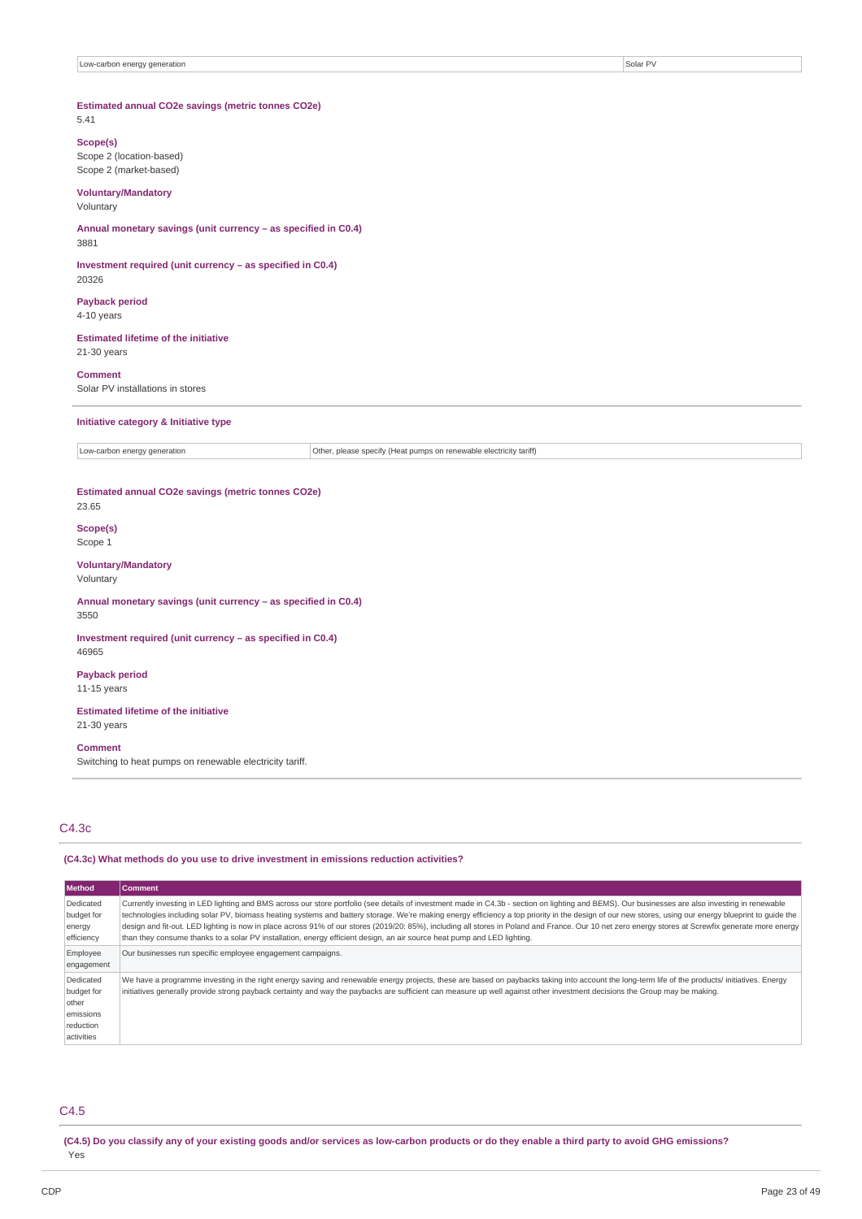| Low-carbon energy generation | Solar PV |
|---|---|

**Estimated annual CO2e savings (metric tonnes CO2e)**
5.41

**Scope(s)**
Scope 2 (location-based)
Scope 2 (market-based)

**Voluntary/Mandatory**
Voluntary

**Annual monetary savings (unit currency – as specified in C0.4)**
3881

**Investment required (unit currency – as specified in C0.4)**
20326

**Payback period**
4-10 years

**Estimated lifetime of the initiative**
21-30 years

**Comment**
Solar PV installations in stores

**Initiative category & Initiative type**

| Low-carbon energy generation | Other, please specify (Heat pumps on renewable electricity tariff) |
|---|---|

**Estimated annual CO2e savings (metric tonnes CO2e)**
23.65

**Scope(s)**
Scope 1

**Voluntary/Mandatory**
Voluntary

**Annual monetary savings (unit currency – as specified in C0.4)**
3550

**Investment required (unit currency – as specified in C0.4)**
46965

**Payback period**
11-15 years

**Estimated lifetime of the initiative**
21-30 years

**Comment**
Switching to heat pumps on renewable electricity tariff.

## C4.3c

**(C4.3c) What methods do you use to drive investment in emissions reduction activities?**

| Method | Comment |
|---|---|
| Dedicated budget for energy efficiency | Currently investing in LED lighting and BMS across our store portfolio (see details of investment made in C4.3b - section on lighting and BEMS). Our businesses are also investing in renewable technologies including solar PV, biomass heating systems and battery storage. We're making energy efficiency a top priority in the design of our new stores, using our energy blueprint to guide the design and fit-out. LED lighting is now in place across 91% of our stores (2019/20: 85%), including all stores in Poland and France. Our 10 net zero energy stores at Screwfix generate more energy than they consume thanks to a solar PV installation, energy efficient design, an air source heat pump and LED lighting. |
| Employee engagement | Our businesses run specific employee engagement campaigns. |
| Dedicated budget for other emissions reduction activities | We have a programme investing in the right energy saving and renewable energy projects, these are based on paybacks taking into account the long-term life of the products/ initiatives. Energy initiatives generally provide strong payback certainty and way the paybacks are sufficient can measure up well against other investment decisions the Group may be making. |

## C4.5

**(C4.5) Do you classify any of your existing goods and/or services as low-carbon products or do they enable a third party to avoid GHG emissions?**
Yes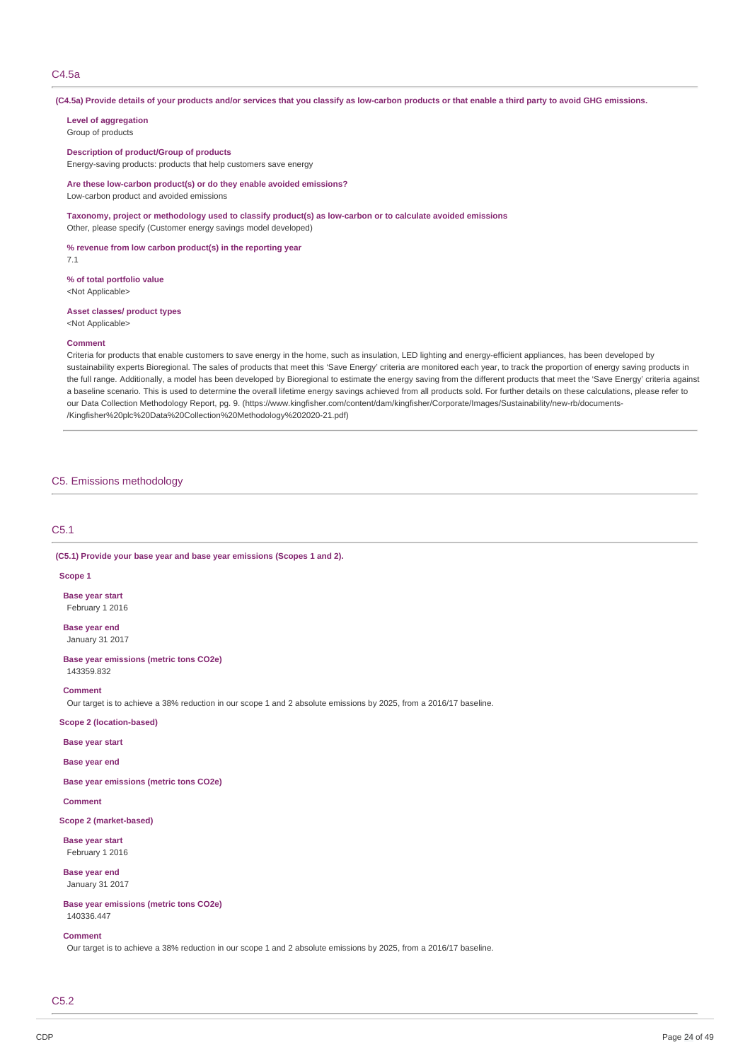## C4.5a

**(C4.5a) Provide details of your products and/or services that you classify as low-carbon products or that enable a third party to avoid GHG emissions.**

**Level of aggregation**
Group of products

**Description of product/Group of products**
Energy-saving products: products that help customers save energy

**Are these low-carbon product(s) or do they enable avoided emissions?**
Low-carbon product and avoided emissions

**Taxonomy, project or methodology used to classify product(s) as low-carbon or to calculate avoided emissions**
Other, please specify (Customer energy savings model developed)

**% revenue from low carbon product(s) in the reporting year**
7.1

**% of total portfolio value**
<Not Applicable>

**Asset classes/ product types**
<Not Applicable>

**Comment**
Criteria for products that enable customers to save energy in the home, such as insulation, LED lighting and energy-efficient appliances, has been developed by sustainability experts Bioregional. The sales of products that meet this 'Save Energy' criteria are monitored each year, to track the proportion of energy saving products in the full range. Additionally, a model has been developed by Bioregional to estimate the energy saving from the different products that meet the 'Save Energy' criteria against a baseline scenario. This is used to determine the overall lifetime energy savings achieved from all products sold. For further details on these calculations, please refer to our Data Collection Methodology Report, pg. 9. (https://www.kingfisher.com/content/dam/kingfisher/Corporate/Images/Sustainability/new-rb/documents-/Kingfisher%20plc%20Data%20Collection%20Methodology%202020-21.pdf)

# C5. Emissions methodology

## C5.1

**(C5.1) Provide your base year and base year emissions (Scopes 1 and 2).**

**Scope 1**

**Base year start**
February 1 2016

**Base year end**
January 31 2017

**Base year emissions (metric tons CO2e)**
143359.832

**Comment**
Our target is to achieve a 38% reduction in our scope 1 and 2 absolute emissions by 2025, from a 2016/17 baseline.

**Scope 2 (location-based)**

**Base year start**

**Base year end**

**Base year emissions (metric tons CO2e)**

**Comment**

**Scope 2 (market-based)**

**Base year start**
February 1 2016

**Base year end**
January 31 2017

**Base year emissions (metric tons CO2e)**
140336.447

**Comment**
Our target is to achieve a 38% reduction in our scope 1 and 2 absolute emissions by 2025, from a 2016/17 baseline.

## C5.2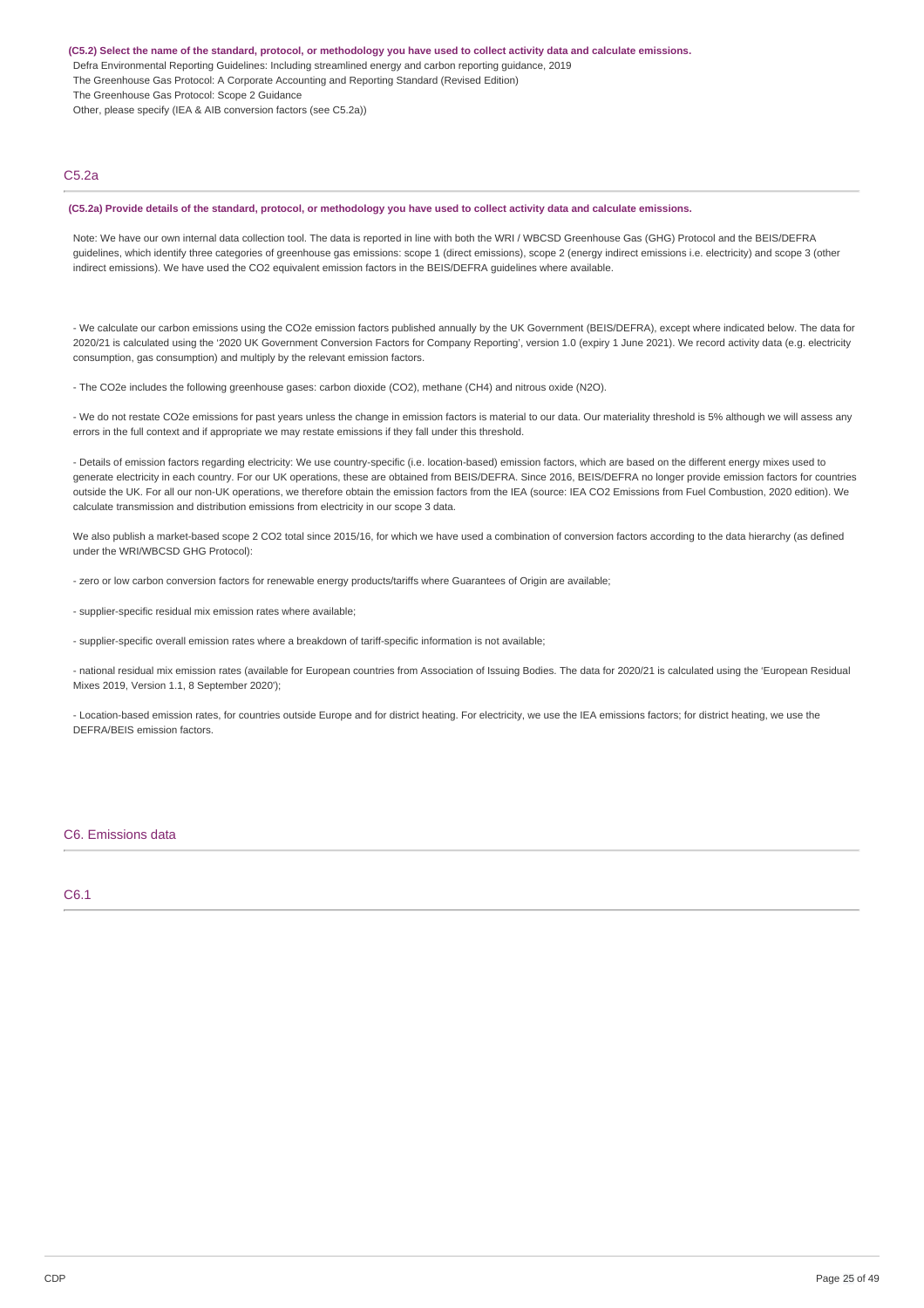**(C5.2) Select the name of the standard, protocol, or methodology you have used to collect activity data and calculate emissions.**

Defra Environmental Reporting Guidelines: Including streamlined energy and carbon reporting guidance, 2019

The Greenhouse Gas Protocol: A Corporate Accounting and Reporting Standard (Revised Edition)

The Greenhouse Gas Protocol: Scope 2 Guidance

Other, please specify (IEA & AIB conversion factors (see C5.2a))

## C5.2a

**(C5.2a) Provide details of the standard, protocol, or methodology you have used to collect activity data and calculate emissions.**

Note: We have our own internal data collection tool. The data is reported in line with both the WRI / WBCSD Greenhouse Gas (GHG) Protocol and the BEIS/DEFRA guidelines, which identify three categories of greenhouse gas emissions: scope 1 (direct emissions), scope 2 (energy indirect emissions i.e. electricity) and scope 3 (other indirect emissions). We have used the CO2 equivalent emission factors in the BEIS/DEFRA guidelines where available.

- We calculate our carbon emissions using the CO2e emission factors published annually by the UK Government (BEIS/DEFRA), except where indicated below. The data for 2020/21 is calculated using the '2020 UK Government Conversion Factors for Company Reporting', version 1.0 (expiry 1 June 2021). We record activity data (e.g. electricity consumption, gas consumption) and multiply by the relevant emission factors.

- The CO2e includes the following greenhouse gases: carbon dioxide (CO2), methane (CH4) and nitrous oxide (N2O).

- We do not restate CO2e emissions for past years unless the change in emission factors is material to our data. Our materiality threshold is 5% although we will assess any errors in the full context and if appropriate we may restate emissions if they fall under this threshold.

- Details of emission factors regarding electricity: We use country-specific (i.e. location-based) emission factors, which are based on the different energy mixes used to generate electricity in each country. For our UK operations, these are obtained from BEIS/DEFRA. Since 2016, BEIS/DEFRA no longer provide emission factors for countries outside the UK. For all our non-UK operations, we therefore obtain the emission factors from the IEA (source: IEA CO2 Emissions from Fuel Combustion, 2020 edition). We calculate transmission and distribution emissions from electricity in our scope 3 data.

We also publish a market-based scope 2 CO2 total since 2015/16, for which we have used a combination of conversion factors according to the data hierarchy (as defined under the WRI/WBCSD GHG Protocol):

- zero or low carbon conversion factors for renewable energy products/tariffs where Guarantees of Origin are available;

- supplier-specific residual mix emission rates where available;

- supplier-specific overall emission rates where a breakdown of tariff-specific information is not available;

- national residual mix emission rates (available for European countries from Association of Issuing Bodies. The data for 2020/21 is calculated using the 'European Residual Mixes 2019, Version 1.1, 8 September 2020');

- Location-based emission rates, for countries outside Europe and for district heating. For electricity, we use the IEA emissions factors; for district heating, we use the DEFRA/BEIS emission factors.

# C6. Emissions data

## C6.1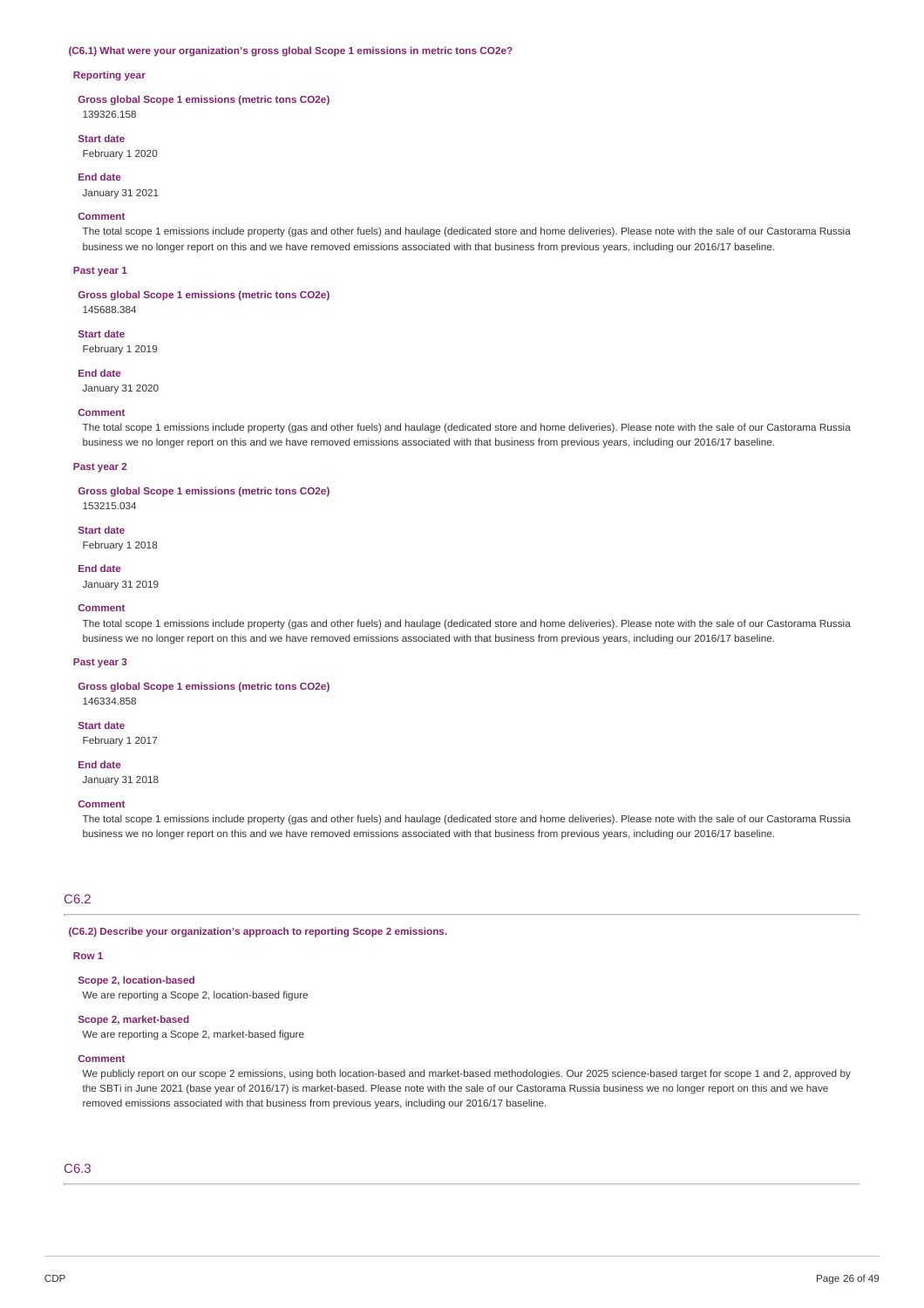**(C6.1) What were your organization's gross global Scope 1 emissions in metric tons CO2e?**

**Reporting year**

**Gross global Scope 1 emissions (metric tons CO2e)**
139326.158

**Start date**
February 1 2020

**End date**
January 31 2021

**Comment**
The total scope 1 emissions include property (gas and other fuels) and haulage (dedicated store and home deliveries). Please note with the sale of our Castorama Russia business we no longer report on this and we have removed emissions associated with that business from previous years, including our 2016/17 baseline.

**Past year 1**

**Gross global Scope 1 emissions (metric tons CO2e)**
145688.384

**Start date**
February 1 2019

**End date**
January 31 2020

**Comment**
The total scope 1 emissions include property (gas and other fuels) and haulage (dedicated store and home deliveries). Please note with the sale of our Castorama Russia business we no longer report on this and we have removed emissions associated with that business from previous years, including our 2016/17 baseline.

**Past year 2**

**Gross global Scope 1 emissions (metric tons CO2e)**
153215.034

**Start date**
February 1 2018

**End date**
January 31 2019

**Comment**
The total scope 1 emissions include property (gas and other fuels) and haulage (dedicated store and home deliveries). Please note with the sale of our Castorama Russia business we no longer report on this and we have removed emissions associated with that business from previous years, including our 2016/17 baseline.

**Past year 3**

**Gross global Scope 1 emissions (metric tons CO2e)**
146334.858

**Start date**
February 1 2017

**End date**
January 31 2018

**Comment**
The total scope 1 emissions include property (gas and other fuels) and haulage (dedicated store and home deliveries). Please note with the sale of our Castorama Russia business we no longer report on this and we have removed emissions associated with that business from previous years, including our 2016/17 baseline.

## C6.2

**(C6.2) Describe your organization's approach to reporting Scope 2 emissions.**

**Row 1**

**Scope 2, location-based**
We are reporting a Scope 2, location-based figure

**Scope 2, market-based**
We are reporting a Scope 2, market-based figure

**Comment**
We publicly report on our scope 2 emissions, using both location-based and market-based methodologies. Our 2025 science-based target for scope 1 and 2, approved by the SBTi in June 2021 (base year of 2016/17) is market-based. Please note with the sale of our Castorama Russia business we no longer report on this and we have removed emissions associated with that business from previous years, including our 2016/17 baseline.

## C6.3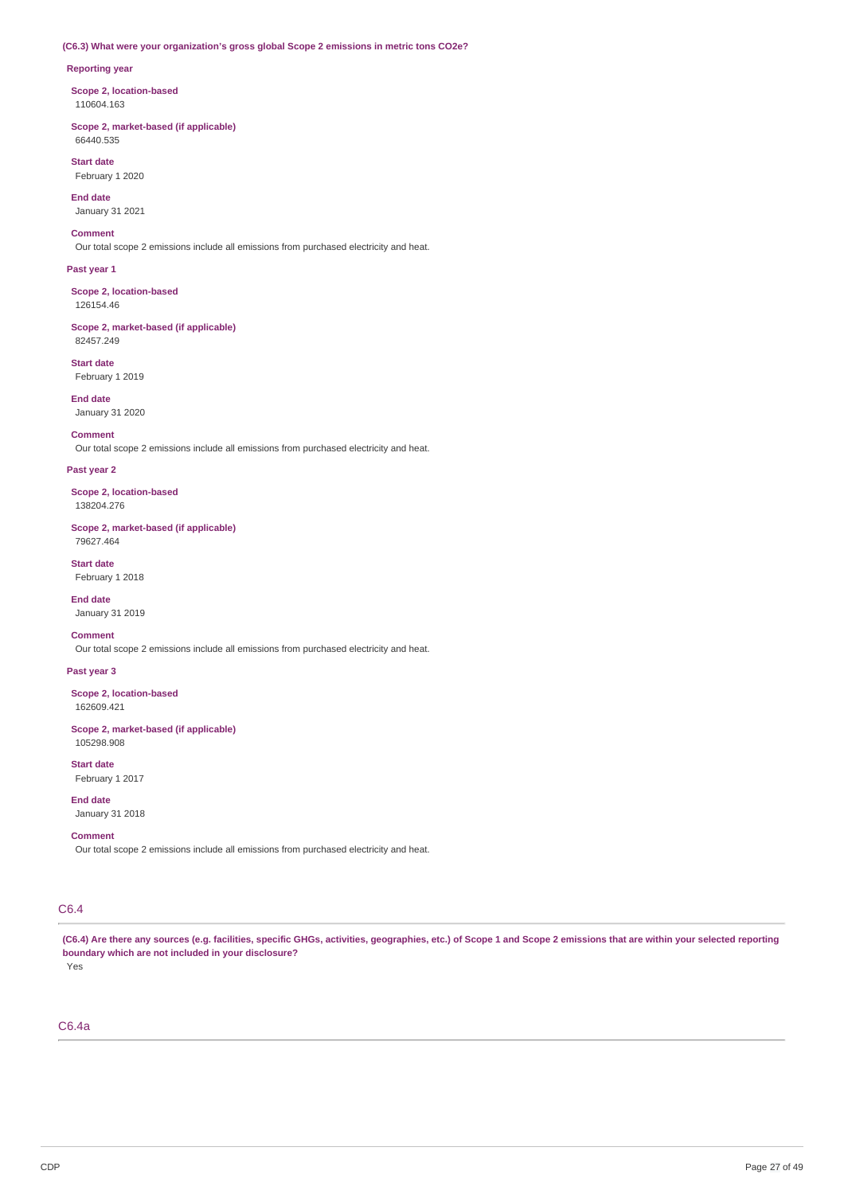**(C6.3) What were your organization's gross global Scope 2 emissions in metric tons CO2e?**

**Reporting year**

**Scope 2, location-based**
110604.163

**Scope 2, market-based (if applicable)**
66440.535

**Start date**
February 1 2020

**End date**
January 31 2021

**Comment**
Our total scope 2 emissions include all emissions from purchased electricity and heat.

**Past year 1**

**Scope 2, location-based**
126154.46

**Scope 2, market-based (if applicable)**
82457.249

**Start date**
February 1 2019

**End date**
January 31 2020

**Comment**
Our total scope 2 emissions include all emissions from purchased electricity and heat.

**Past year 2**

**Scope 2, location-based**
138204.276

**Scope 2, market-based (if applicable)**
79627.464

**Start date**
February 1 2018

**End date**
January 31 2019

**Comment**
Our total scope 2 emissions include all emissions from purchased electricity and heat.

**Past year 3**

**Scope 2, location-based**
162609.421

**Scope 2, market-based (if applicable)**
105298.908

**Start date**
February 1 2017

**End date**
January 31 2018

**Comment**
Our total scope 2 emissions include all emissions from purchased electricity and heat.

## C6.4

**(C6.4) Are there any sources (e.g. facilities, specific GHGs, activities, geographies, etc.) of Scope 1 and Scope 2 emissions that are within your selected reporting boundary which are not included in your disclosure?**
Yes

## C6.4a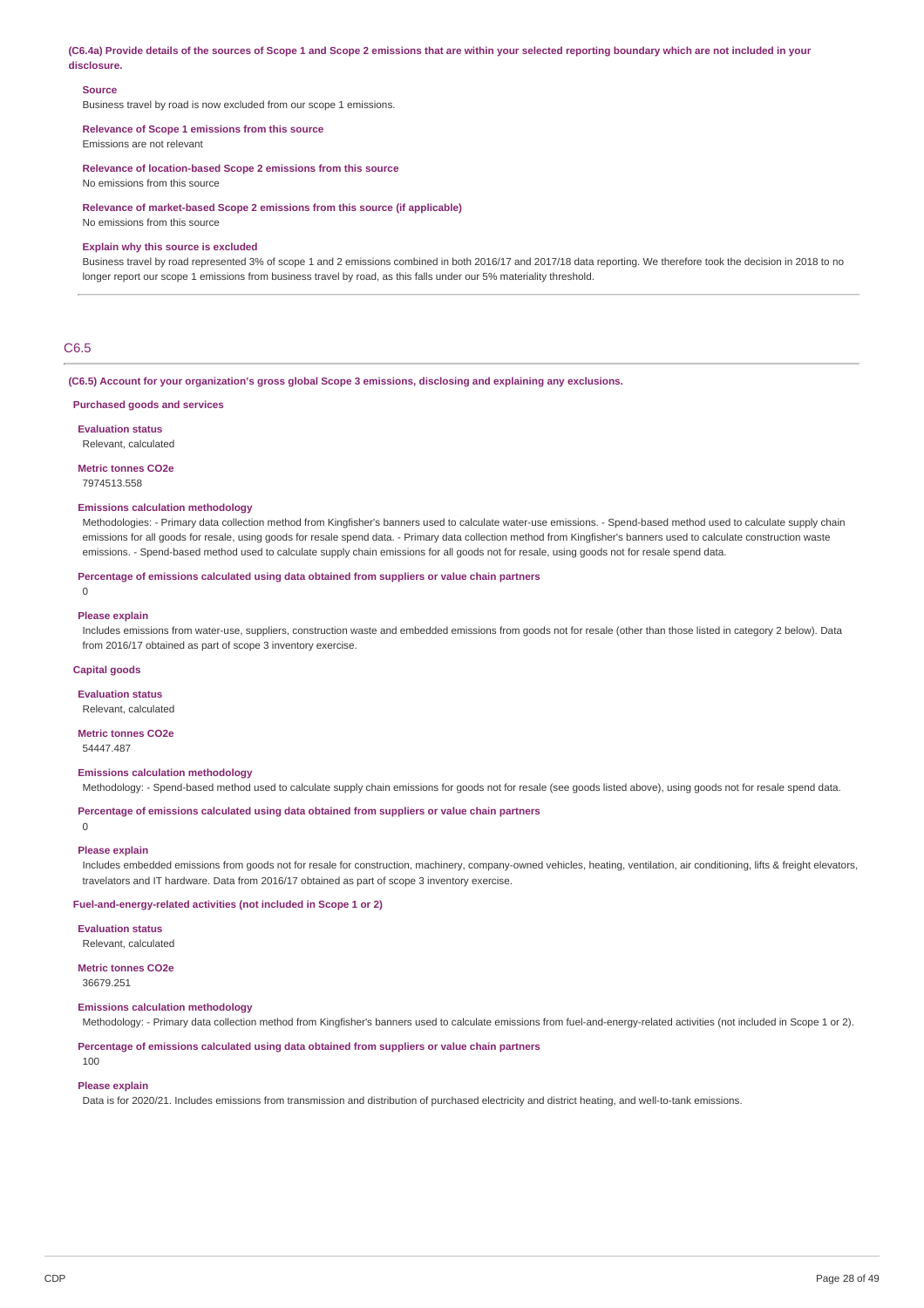**(C6.4a) Provide details of the sources of Scope 1 and Scope 2 emissions that are within your selected reporting boundary which are not included in your disclosure.**

**Source**

Business travel by road is now excluded from our scope 1 emissions.

**Relevance of Scope 1 emissions from this source**

Emissions are not relevant

**Relevance of location-based Scope 2 emissions from this source**

No emissions from this source

**Relevance of market-based Scope 2 emissions from this source (if applicable)**

No emissions from this source

**Explain why this source is excluded**

Business travel by road represented 3% of scope 1 and 2 emissions combined in both 2016/17 and 2017/18 data reporting. We therefore took the decision in 2018 to no longer report our scope 1 emissions from business travel by road, as this falls under our 5% materiality threshold.

## C6.5

**(C6.5) Account for your organization's gross global Scope 3 emissions, disclosing and explaining any exclusions.**

**Purchased goods and services**

**Evaluation status**

Relevant, calculated

**Metric tonnes CO2e**

7974513.558

**Emissions calculation methodology**

Methodologies: - Primary data collection method from Kingfisher's banners used to calculate water-use emissions. - Spend-based method used to calculate supply chain emissions for all goods for resale, using goods for resale spend data. - Primary data collection method from Kingfisher's banners used to calculate construction waste emissions. - Spend-based method used to calculate supply chain emissions for all goods not for resale, using goods not for resale spend data.

**Percentage of emissions calculated using data obtained from suppliers or value chain partners**

0

**Please explain**

Includes emissions from water-use, suppliers, construction waste and embedded emissions from goods not for resale (other than those listed in category 2 below). Data from 2016/17 obtained as part of scope 3 inventory exercise.

**Capital goods**

**Evaluation status**

Relevant, calculated

**Metric tonnes CO2e**

54447.487

**Emissions calculation methodology**

Methodology: - Spend-based method used to calculate supply chain emissions for goods not for resale (see goods listed above), using goods not for resale spend data.

**Percentage of emissions calculated using data obtained from suppliers or value chain partners**

0

**Please explain**

Includes embedded emissions from goods not for resale for construction, machinery, company-owned vehicles, heating, ventilation, air conditioning, lifts & freight elevators, travelators and IT hardware. Data from 2016/17 obtained as part of scope 3 inventory exercise.

**Fuel-and-energy-related activities (not included in Scope 1 or 2)**

**Evaluation status**

Relevant, calculated

**Metric tonnes CO2e**

36679.251

**Emissions calculation methodology**

Methodology: - Primary data collection method from Kingfisher's banners used to calculate emissions from fuel-and-energy-related activities (not included in Scope 1 or 2).

**Percentage of emissions calculated using data obtained from suppliers or value chain partners**

100

**Please explain**

Data is for 2020/21. Includes emissions from transmission and distribution of purchased electricity and district heating, and well-to-tank emissions.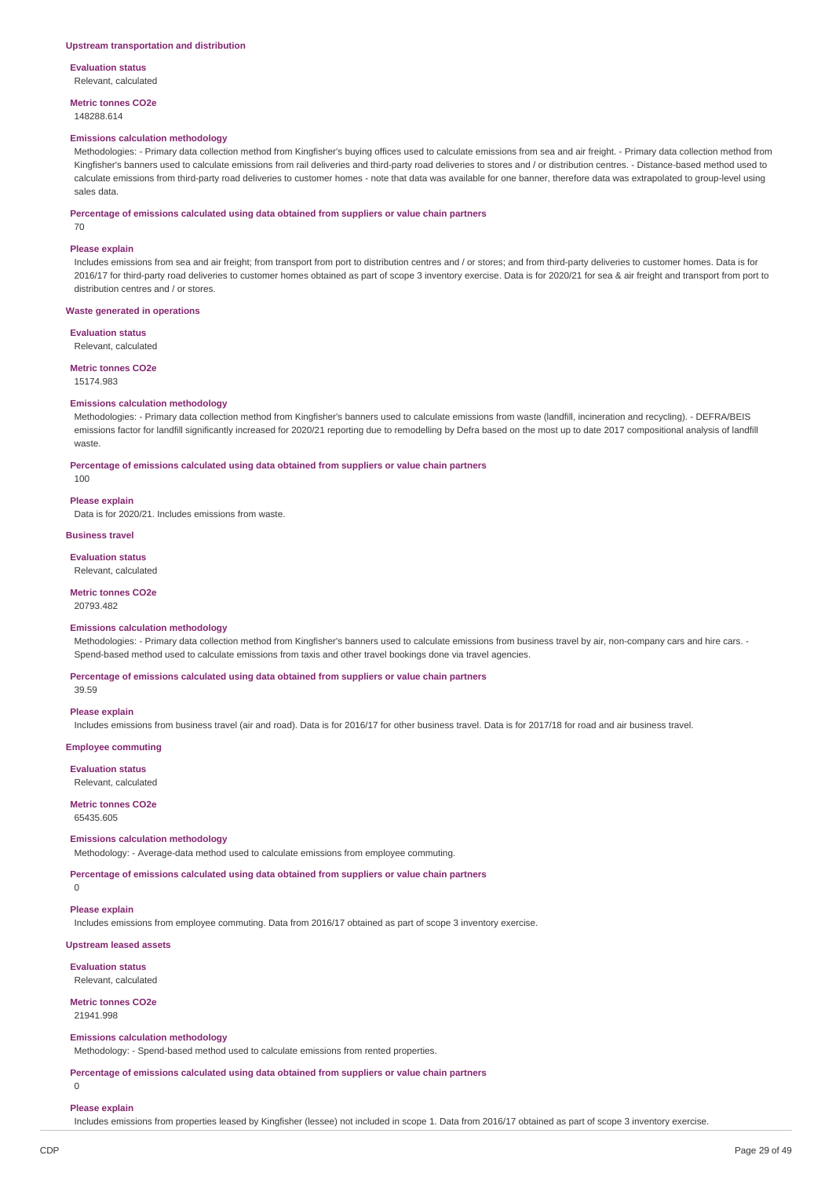### Upstream transportation and distribution

**Evaluation status**

Relevant, calculated

**Metric tonnes CO2e**

148288.614

**Emissions calculation methodology**

Methodologies: - Primary data collection method from Kingfisher's buying offices used to calculate emissions from sea and air freight. - Primary data collection method from Kingfisher's banners used to calculate emissions from rail deliveries and third-party road deliveries to stores and / or distribution centres. - Distance-based method used to calculate emissions from third-party road deliveries to customer homes - note that data was available for one banner, therefore data was extrapolated to group-level using sales data.

**Percentage of emissions calculated using data obtained from suppliers or value chain partners**

70

**Please explain**

Includes emissions from sea and air freight; from transport from port to distribution centres and / or stores; and from third-party deliveries to customer homes. Data is for 2016/17 for third-party road deliveries to customer homes obtained as part of scope 3 inventory exercise. Data is for 2020/21 for sea & air freight and transport from port to distribution centres and / or stores.

### Waste generated in operations

**Evaluation status**

Relevant, calculated

**Metric tonnes CO2e**

15174.983

**Emissions calculation methodology**

Methodologies: - Primary data collection method from Kingfisher's banners used to calculate emissions from waste (landfill, incineration and recycling). - DEFRA/BEIS emissions factor for landfill significantly increased for 2020/21 reporting due to remodelling by Defra based on the most up to date 2017 compositional analysis of landfill waste.

**Percentage of emissions calculated using data obtained from suppliers or value chain partners**

100

**Please explain**

Data is for 2020/21. Includes emissions from waste.

### Business travel

**Evaluation status**

Relevant, calculated

**Metric tonnes CO2e**

20793.482

**Emissions calculation methodology**

Methodologies: - Primary data collection method from Kingfisher's banners used to calculate emissions from business travel by air, non-company cars and hire cars. - Spend-based method used to calculate emissions from taxis and other travel bookings done via travel agencies.

**Percentage of emissions calculated using data obtained from suppliers or value chain partners**

39.59

**Please explain**

Includes emissions from business travel (air and road). Data is for 2016/17 for other business travel. Data is for 2017/18 for road and air business travel.

### Employee commuting

**Evaluation status**

Relevant, calculated

**Metric tonnes CO2e**

65435.605

**Emissions calculation methodology**

Methodology: - Average-data method used to calculate emissions from employee commuting.

**Percentage of emissions calculated using data obtained from suppliers or value chain partners**

0

**Please explain**

Includes emissions from employee commuting. Data from 2016/17 obtained as part of scope 3 inventory exercise.

### Upstream leased assets

**Evaluation status**

Relevant, calculated

**Metric tonnes CO2e**

21941.998

**Emissions calculation methodology**

Methodology: - Spend-based method used to calculate emissions from rented properties.

**Percentage of emissions calculated using data obtained from suppliers or value chain partners**

0

**Please explain**

Includes emissions from properties leased by Kingfisher (lessee) not included in scope 1. Data from 2016/17 obtained as part of scope 3 inventory exercise.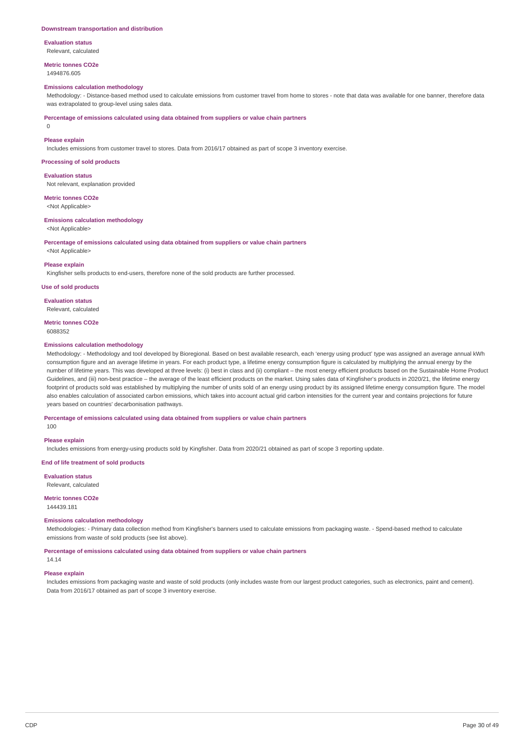**Downstream transportation and distribution**

**Evaluation status**

Relevant, calculated

**Metric tonnes CO2e**

1494876.605

**Emissions calculation methodology**

Methodology: - Distance-based method used to calculate emissions from customer travel from home to stores - note that data was available for one banner, therefore data was extrapolated to group-level using sales data.

**Percentage of emissions calculated using data obtained from suppliers or value chain partners**

0

**Please explain**

Includes emissions from customer travel to stores. Data from 2016/17 obtained as part of scope 3 inventory exercise.

**Processing of sold products**

**Evaluation status**

Not relevant, explanation provided

**Metric tonnes CO2e**

<Not Applicable>

**Emissions calculation methodology**

<Not Applicable>

**Percentage of emissions calculated using data obtained from suppliers or value chain partners**

<Not Applicable>

**Please explain**

Kingfisher sells products to end-users, therefore none of the sold products are further processed.

**Use of sold products**

**Evaluation status**

Relevant, calculated

**Metric tonnes CO2e**

6088352

**Emissions calculation methodology**

Methodology: - Methodology and tool developed by Bioregional. Based on best available research, each 'energy using product' type was assigned an average annual kWh consumption figure and an average lifetime in years. For each product type, a lifetime energy consumption figure is calculated by multiplying the annual energy by the number of lifetime years. This was developed at three levels: (i) best in class and (ii) compliant – the most energy efficient products based on the Sustainable Home Product Guidelines, and (iii) non-best practice – the average of the least efficient products on the market. Using sales data of Kingfisher's products in 2020/21, the lifetime energy footprint of products sold was established by multiplying the number of units sold of an energy using product by its assigned lifetime energy consumption figure. The model also enables calculation of associated carbon emissions, which takes into account actual grid carbon intensities for the current year and contains projections for future years based on countries' decarbonisation pathways.

**Percentage of emissions calculated using data obtained from suppliers or value chain partners**

100

**Please explain**

Includes emissions from energy-using products sold by Kingfisher. Data from 2020/21 obtained as part of scope 3 reporting update.

**End of life treatment of sold products**

**Evaluation status**

Relevant, calculated

**Metric tonnes CO2e**

144439.181

**Emissions calculation methodology**

Methodologies: - Primary data collection method from Kingfisher's banners used to calculate emissions from packaging waste. - Spend-based method to calculate emissions from waste of sold products (see list above).

**Percentage of emissions calculated using data obtained from suppliers or value chain partners**

14.14

**Please explain**

Includes emissions from packaging waste and waste of sold products (only includes waste from our largest product categories, such as electronics, paint and cement). Data from 2016/17 obtained as part of scope 3 inventory exercise.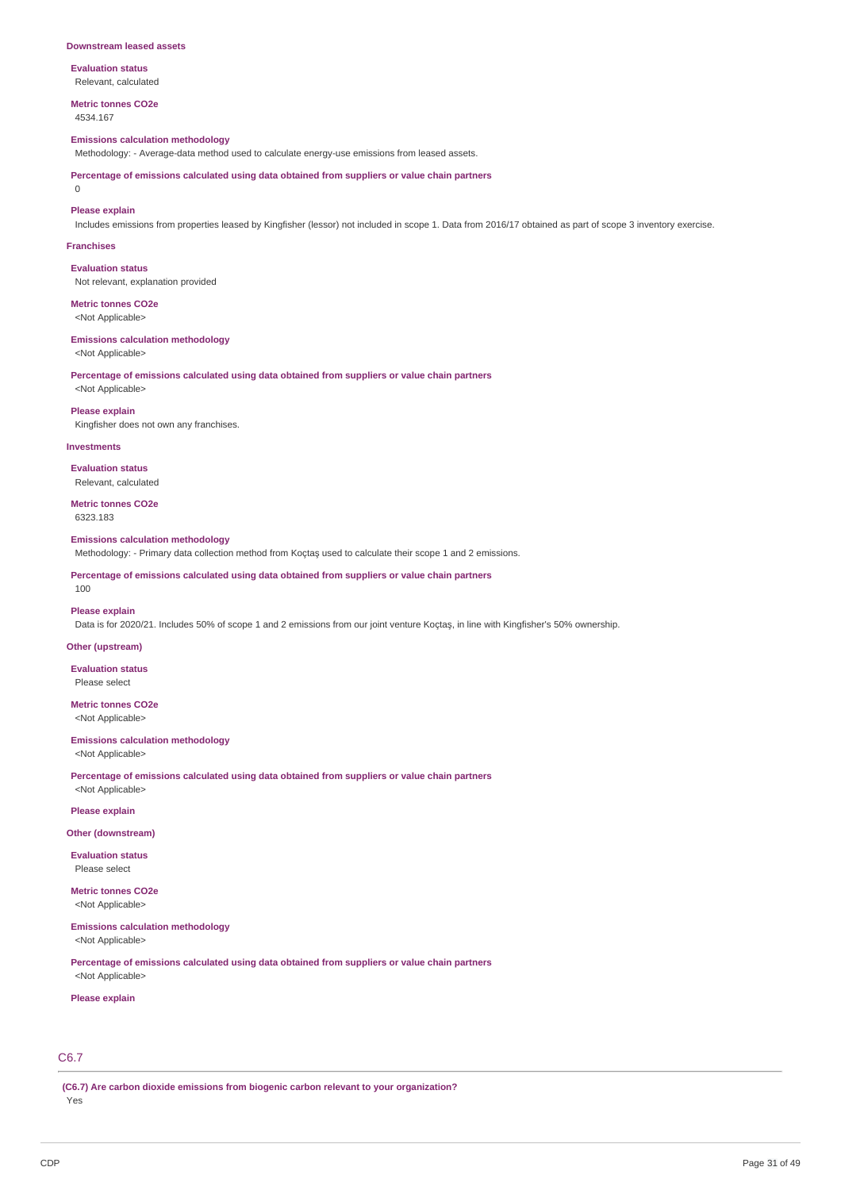### Downstream leased assets

**Evaluation status**
Relevant, calculated

**Metric tonnes CO2e**
4534.167

**Emissions calculation methodology**
Methodology: - Average-data method used to calculate energy-use emissions from leased assets.

**Percentage of emissions calculated using data obtained from suppliers or value chain partners**
0

**Please explain**
Includes emissions from properties leased by Kingfisher (lessor) not included in scope 1. Data from 2016/17 obtained as part of scope 3 inventory exercise.

### Franchises

**Evaluation status**
Not relevant, explanation provided

**Metric tonnes CO2e**
<Not Applicable>

**Emissions calculation methodology**
<Not Applicable>

**Percentage of emissions calculated using data obtained from suppliers or value chain partners**
<Not Applicable>

**Please explain**
Kingfisher does not own any franchises.

### Investments

**Evaluation status**
Relevant, calculated

**Metric tonnes CO2e**
6323.183

**Emissions calculation methodology**
Methodology: - Primary data collection method from Koçtaş used to calculate their scope 1 and 2 emissions.

**Percentage of emissions calculated using data obtained from suppliers or value chain partners**
100

**Please explain**
Data is for 2020/21. Includes 50% of scope 1 and 2 emissions from our joint venture Koçtaş, in line with Kingfisher's 50% ownership.

### Other (upstream)

**Evaluation status**
Please select

**Metric tonnes CO2e**
<Not Applicable>

**Emissions calculation methodology**
<Not Applicable>

**Percentage of emissions calculated using data obtained from suppliers or value chain partners**
<Not Applicable>

**Please explain**

### Other (downstream)

**Evaluation status**
Please select

**Metric tonnes CO2e**
<Not Applicable>

**Emissions calculation methodology**
<Not Applicable>

**Percentage of emissions calculated using data obtained from suppliers or value chain partners**
<Not Applicable>

**Please explain**

## C6.7

**(C6.7) Are carbon dioxide emissions from biogenic carbon relevant to your organization?**
Yes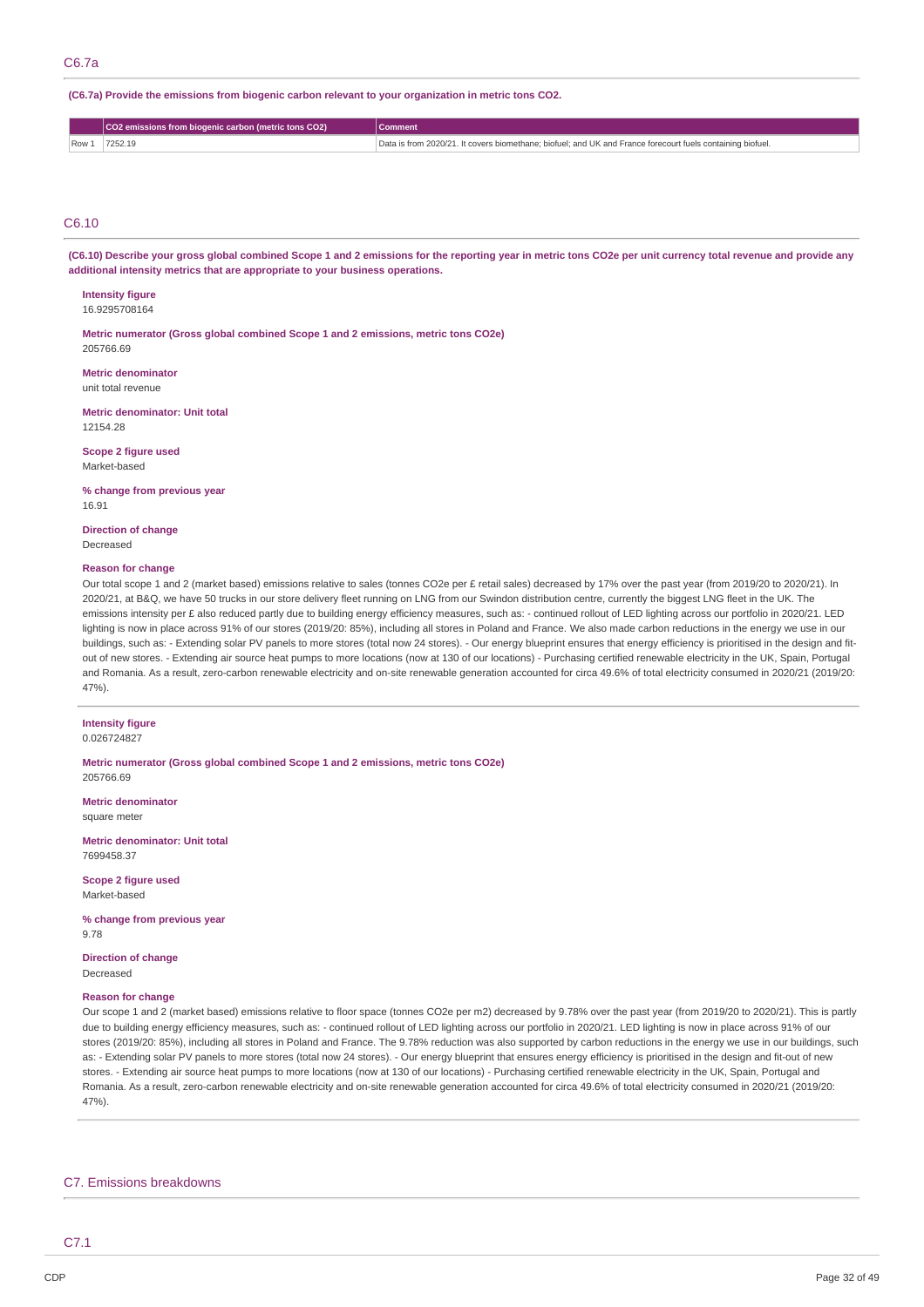## C6.7a

**(C6.7a) Provide the emissions from biogenic carbon relevant to your organization in metric tons CO2.**

| | CO2 emissions from biogenic carbon (metric tons CO2) | Comment |
|---|---|---|
| Row 1 | 7252.19 | Data is from 2020/21. It covers biomethane; biofuel; and UK and France forecourt fuels containing biofuel. |

## C6.10

**(C6.10) Describe your gross global combined Scope 1 and 2 emissions for the reporting year in metric tons CO2e per unit currency total revenue and provide any additional intensity metrics that are appropriate to your business operations.**

**Intensity figure**
16.9295708164

**Metric numerator (Gross global combined Scope 1 and 2 emissions, metric tons CO2e)**
205766.69

**Metric denominator**
unit total revenue

**Metric denominator: Unit total**
12154.28

**Scope 2 figure used**
Market-based

**% change from previous year**
16.91

**Direction of change**
Decreased

**Reason for change**
Our total scope 1 and 2 (market based) emissions relative to sales (tonnes CO2e per £ retail sales) decreased by 17% over the past year (from 2019/20 to 2020/21). In 2020/21, at B&Q, we have 50 trucks in our store delivery fleet running on LNG from our Swindon distribution centre, currently the biggest LNG fleet in the UK. The emissions intensity per £ also reduced partly due to building energy efficiency measures, such as: - continued rollout of LED lighting across our portfolio in 2020/21. LED lighting is now in place across 91% of our stores (2019/20: 85%), including all stores in Poland and France. We also made carbon reductions in the energy we use in our buildings, such as: - Extending solar PV panels to more stores (total now 24 stores). - Our energy blueprint ensures that energy efficiency is prioritised in the design and fit-out of new stores. - Extending air source heat pumps to more locations (now at 130 of our locations) - Purchasing certified renewable electricity in the UK, Spain, Portugal and Romania. As a result, zero-carbon renewable electricity and on-site renewable generation accounted for circa 49.6% of total electricity consumed in 2020/21 (2019/20: 47%).

**Intensity figure**
0.026724827

**Metric numerator (Gross global combined Scope 1 and 2 emissions, metric tons CO2e)**
205766.69

**Metric denominator**
square meter

**Metric denominator: Unit total**
7699458.37

**Scope 2 figure used**
Market-based

**% change from previous year**
9.78

**Direction of change**
Decreased

**Reason for change**
Our scope 1 and 2 (market based) emissions relative to floor space (tonnes CO2e per m2) decreased by 9.78% over the past year (from 2019/20 to 2020/21). This is partly due to building energy efficiency measures, such as: - continued rollout of LED lighting across our portfolio in 2020/21. LED lighting is now in place across 91% of our stores (2019/20: 85%), including all stores in Poland and France. The 9.78% reduction was also supported by carbon reductions in the energy we use in our buildings, such as: - Extending solar PV panels to more stores (total now 24 stores). - Our energy blueprint that ensures energy efficiency is prioritised in the design and fit-out of new stores. - Extending air source heat pumps to more locations (now at 130 of our locations) - Purchasing certified renewable electricity in the UK, Spain, Portugal and Romania. As a result, zero-carbon renewable electricity and on-site renewable generation accounted for circa 49.6% of total electricity consumed in 2020/21 (2019/20: 47%).

# C7. Emissions breakdowns

## C7.1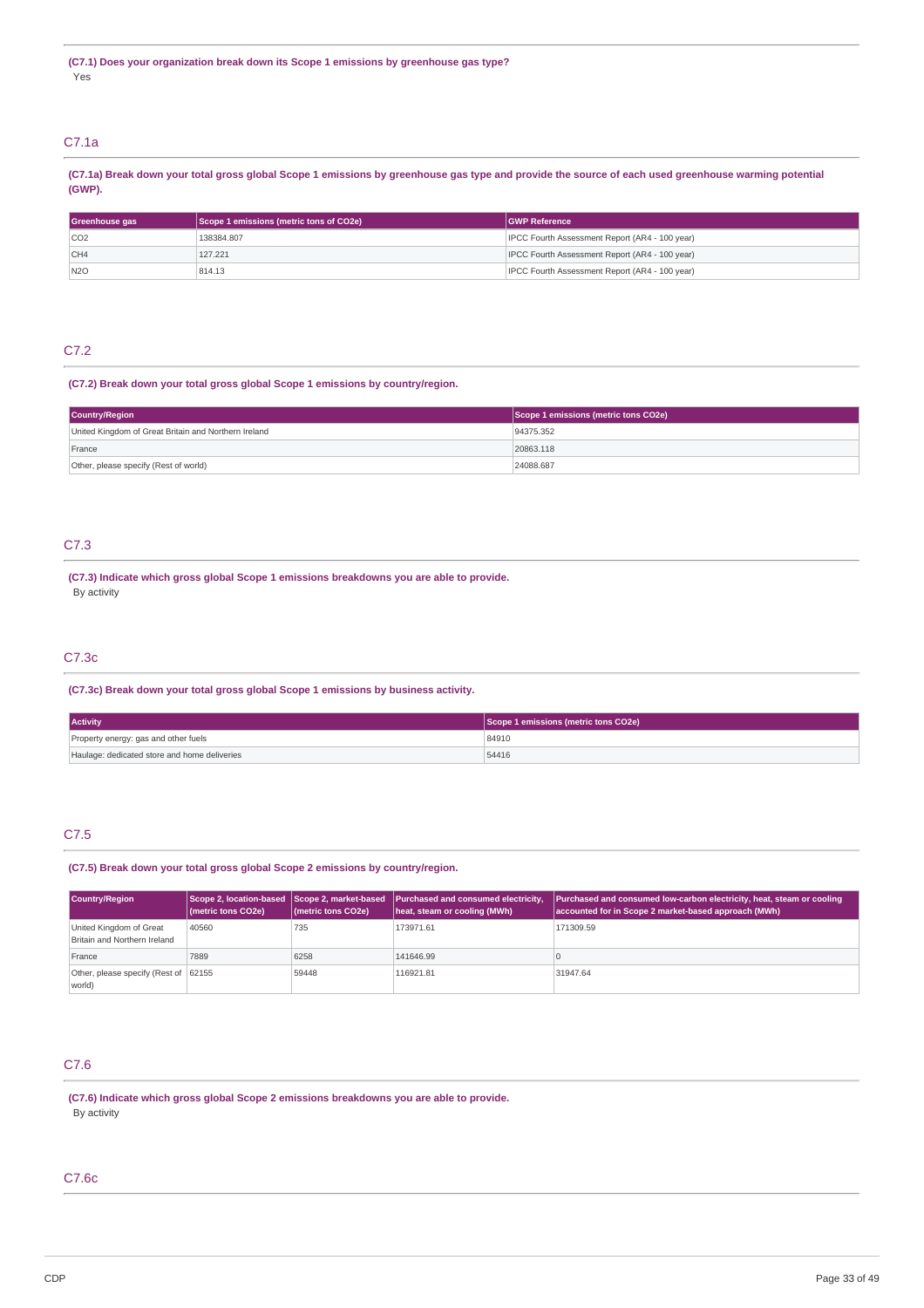**(C7.1) Does your organization break down its Scope 1 emissions by greenhouse gas type?**

Yes

## C7.1a

**(C7.1a) Break down your total gross global Scope 1 emissions by greenhouse gas type and provide the source of each used greenhouse warming potential (GWP).**

| Greenhouse gas | Scope 1 emissions (metric tons of CO2e) | GWP Reference |
|---|---|---|
| CO2 | 138384.807 | IPCC Fourth Assessment Report (AR4 - 100 year) |
| CH4 | 127.221 | IPCC Fourth Assessment Report (AR4 - 100 year) |
| N2O | 814.13 | IPCC Fourth Assessment Report (AR4 - 100 year) |

## C7.2

**(C7.2) Break down your total gross global Scope 1 emissions by country/region.**

| Country/Region | Scope 1 emissions (metric tons CO2e) |
|---|---|
| United Kingdom of Great Britain and Northern Ireland | 94375.352 |
| France | 20863.118 |
| Other, please specify (Rest of world) | 24088.687 |

## C7.3

**(C7.3) Indicate which gross global Scope 1 emissions breakdowns you are able to provide.**

By activity

## C7.3c

**(C7.3c) Break down your total gross global Scope 1 emissions by business activity.**

| Activity | Scope 1 emissions (metric tons CO2e) |
|---|---|
| Property energy: gas and other fuels | 84910 |
| Haulage: dedicated store and home deliveries | 54416 |

## C7.5

**(C7.5) Break down your total gross global Scope 2 emissions by country/region.**

| Country/Region | Scope 2, location-based (metric tons CO2e) | Scope 2, market-based (metric tons CO2e) | Purchased and consumed electricity, heat, steam or cooling (MWh) | Purchased and consumed low-carbon electricity, heat, steam or cooling accounted for in Scope 2 market-based approach (MWh) |
|---|---|---|---|---|
| United Kingdom of Great Britain and Northern Ireland | 40560 | 735 | 173971.61 | 171309.59 |
| France | 7889 | 6258 | 141646.99 | 0 |
| Other, please specify (Rest of world) | 62155 | 59448 | 116921.81 | 31947.64 |

## C7.6

**(C7.6) Indicate which gross global Scope 2 emissions breakdowns you are able to provide.**

By activity

## C7.6c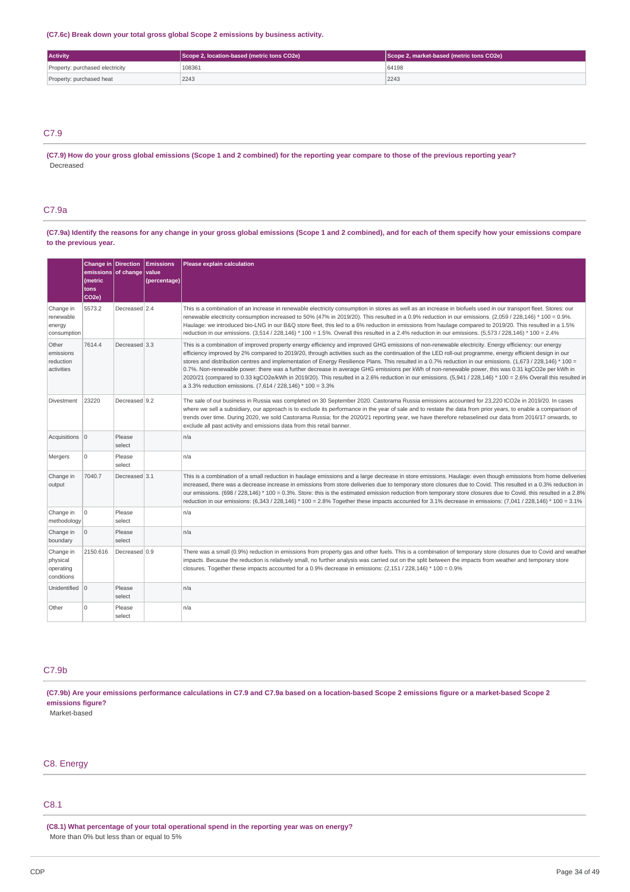**(C7.6c) Break down your total gross global Scope 2 emissions by business activity.**

| Activity | Scope 2, location-based (metric tons CO2e) | Scope 2, market-based (metric tons CO2e) |
|---|---|---|
| Property: purchased electricity | 108361 | 64198 |
| Property: purchased heat | 2243 | 2243 |

## C7.9

**(C7.9) How do your gross global emissions (Scope 1 and 2 combined) for the reporting year compare to those of the previous reporting year?**

Decreased

## C7.9a

**(C7.9a) Identify the reasons for any change in your gross global emissions (Scope 1 and 2 combined), and for each of them specify how your emissions compare to the previous year.**

| | Change in emissions (metric tons CO2e) | Direction of change | Emissions value (percentage) | Please explain calculation |
|---|---|---|---|---|
| Change in renewable energy consumption | 5573.2 | Decreased | 2.4 | This is a combination of an increase in renewable electricity consumption in stores as well as an increase in biofuels used in our transport fleet. Stores: our renewable electricity consumption increased to 50% (47% in 2019/20). This resulted in a 0.9% reduction in our emissions. (2,059 / 228,146) * 100 = 0.9%. Haulage: we introduced bio-LNG in our B&Q store fleet, this led to a 6% reduction in emissions from haulage compared to 2019/20. This resulted in a 1.5% reduction in our emissions. (3,514 / 228,146) * 100 = 1.5%. Overall this resulted in a 2.4% reduction in our emissions. (5,573 / 228,146) * 100 = 2.4% |
| Other emissions reduction activities | 7614.4 | Decreased | 3.3 | This is a combination of improved property energy efficiency and improved GHG emissions of non-renewable electricity. Energy efficiency: our energy efficiency improved by 2% compared to 2019/20, through activities such as the continuation of the LED roll-out programme, energy efficient design in our stores and distribution centres and implementation of Energy Resilience Plans. This resulted in a 0.7% reduction in our emissions. (1,673 / 228,146) * 100 = 0.7%. Non-renewable power: there was a further decrease in average GHG emissions per kWh of non-renewable power, this was 0.31 kgCO2e per kWh in 2020/21 (compared to 0.33 kgCO2e/kWh in 2019/20). This resulted in a 2.6% reduction in our emissions. (5,941 / 228,146) * 100 = 2.6% Overall this resulted in a 3.3% reduction emissions. (7,614 / 228,146) * 100 = 3.3% |
| Divestment | 23220 | Decreased | 9.2 | The sale of our business in Russia was completed on 30 September 2020. Castorama Russia emissions accounted for 23,220 tCO2e in 2019/20. In cases where we sell a subsidiary, our approach is to exclude its performance in the year of sale and to restate the data from prior years, to enable a comparison of trends over time. During 2020, we sold Castorama Russia; for the 2020/21 reporting year, we have therefore rebaselined our data from 2016/17 onwards, to exclude all past activity and emissions data from this retail banner. |
| Acquisitions | 0 | Please select | | n/a |
| Mergers | 0 | Please select | | n/a |
| Change in output | 7040.7 | Decreased | 3.1 | This is a combination of a small reduction in haulage emissions and a large decrease in store emissions. Haulage: even though emissions from home deliveries increased, there was a decrease increase in emissions from store deliveries due to temporary store closures due to Covid. This resulted in a 0.3% reduction in our emissions. (698 / 228,146) * 100 = 0.3%. Store: this is the estimated emission reduction from temporary store closures due to Covid. this resulted in a 2.8% reduction in our emissions: (6,343 / 228,146) * 100 = 2.8% Together these impacts accounted for 3.1% decrease in emissions: (7,041 / 228,146) * 100 = 3.1% |
| Change in methodology | 0 | Please select | | n/a |
| Change in boundary | 0 | Please select | | n/a |
| Change in physical operating conditions | 2150.616 | Decreased | 0.9 | There was a small (0.9%) reduction in emissions from property gas and other fuels. This is a combination of temporary store closures due to Covid and weather impacts. Because the reduction is relatively small, no further analysis was carried out on the split between the impacts from weather and temporary store closures. Together these impacts accounted for a 0.9% decrease in emissions: (2,151 / 228,146) * 100 = 0.9% |
| Unidentified | 0 | Please select | | n/a |
| Other | 0 | Please select | | n/a |

## C7.9b

**(C7.9b) Are your emissions performance calculations in C7.9 and C7.9a based on a location-based Scope 2 emissions figure or a market-based Scope 2 emissions figure?**

Market-based

# C8. Energy

## C8.1

**(C8.1) What percentage of your total operational spend in the reporting year was on energy?**

More than 0% but less than or equal to 5%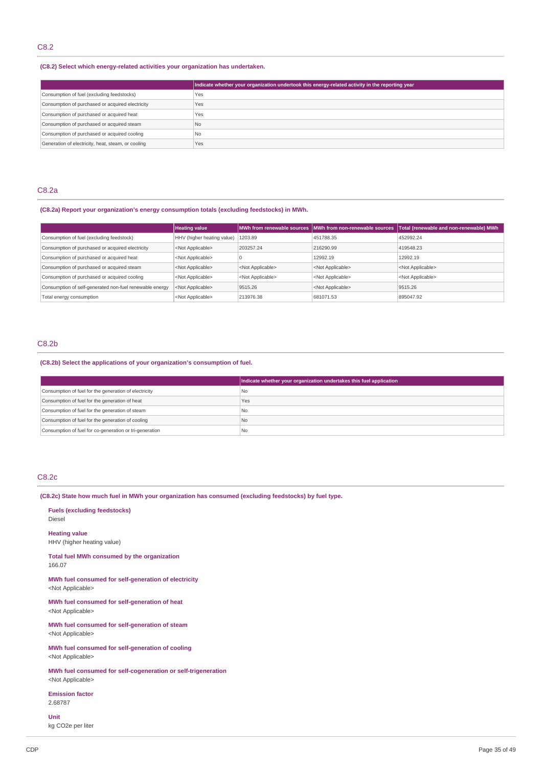## C8.2

**(C8.2) Select which energy-related activities your organization has undertaken.**

| | Indicate whether your organization undertook this energy-related activity in the reporting year |
|---|---|
| Consumption of fuel (excluding feedstocks) | Yes |
| Consumption of purchased or acquired electricity | Yes |
| Consumption of purchased or acquired heat | Yes |
| Consumption of purchased or acquired steam | No |
| Consumption of purchased or acquired cooling | No |
| Generation of electricity, heat, steam, or cooling | Yes |

## C8.2a

**(C8.2a) Report your organization's energy consumption totals (excluding feedstocks) in MWh.**

| | Heating value | MWh from renewable sources | MWh from non-renewable sources | Total (renewable and non-renewable) MWh |
|---|---|---|---|---|
| Consumption of fuel (excluding feedstock) | HHV (higher heating value) | 1203.89 | 451788.35 | 452992.24 |
| Consumption of purchased or acquired electricity | <Not Applicable> | 203257.24 | 216290.99 | 419548.23 |
| Consumption of purchased or acquired heat | <Not Applicable> | 0 | 12992.19 | 12992.19 |
| Consumption of purchased or acquired steam | <Not Applicable> | <Not Applicable> | <Not Applicable> | <Not Applicable> |
| Consumption of purchased or acquired cooling | <Not Applicable> | <Not Applicable> | <Not Applicable> | <Not Applicable> |
| Consumption of self-generated non-fuel renewable energy | <Not Applicable> | 9515.26 | <Not Applicable> | 9515.26 |
| Total energy consumption | <Not Applicable> | 213976.38 | 681071.53 | 895047.92 |

## C8.2b

**(C8.2b) Select the applications of your organization's consumption of fuel.**

| | Indicate whether your organization undertakes this fuel application |
|---|---|
| Consumption of fuel for the generation of electricity | No |
| Consumption of fuel for the generation of heat | Yes |
| Consumption of fuel for the generation of steam | No |
| Consumption of fuel for the generation of cooling | No |
| Consumption of fuel for co-generation or tri-generation | No |

## C8.2c

**(C8.2c) State how much fuel in MWh your organization has consumed (excluding feedstocks) by fuel type.**

**Fuels (excluding feedstocks)**
Diesel

**Heating value**
HHV (higher heating value)

**Total fuel MWh consumed by the organization**
166.07

**MWh fuel consumed for self-generation of electricity**
<Not Applicable>

**MWh fuel consumed for self-generation of heat**
<Not Applicable>

**MWh fuel consumed for self-generation of steam**
<Not Applicable>

**MWh fuel consumed for self-generation of cooling**
<Not Applicable>

**MWh fuel consumed for self-cogeneration or self-trigeneration**
<Not Applicable>

**Emission factor**
2.68787

**Unit**
kg CO2e per liter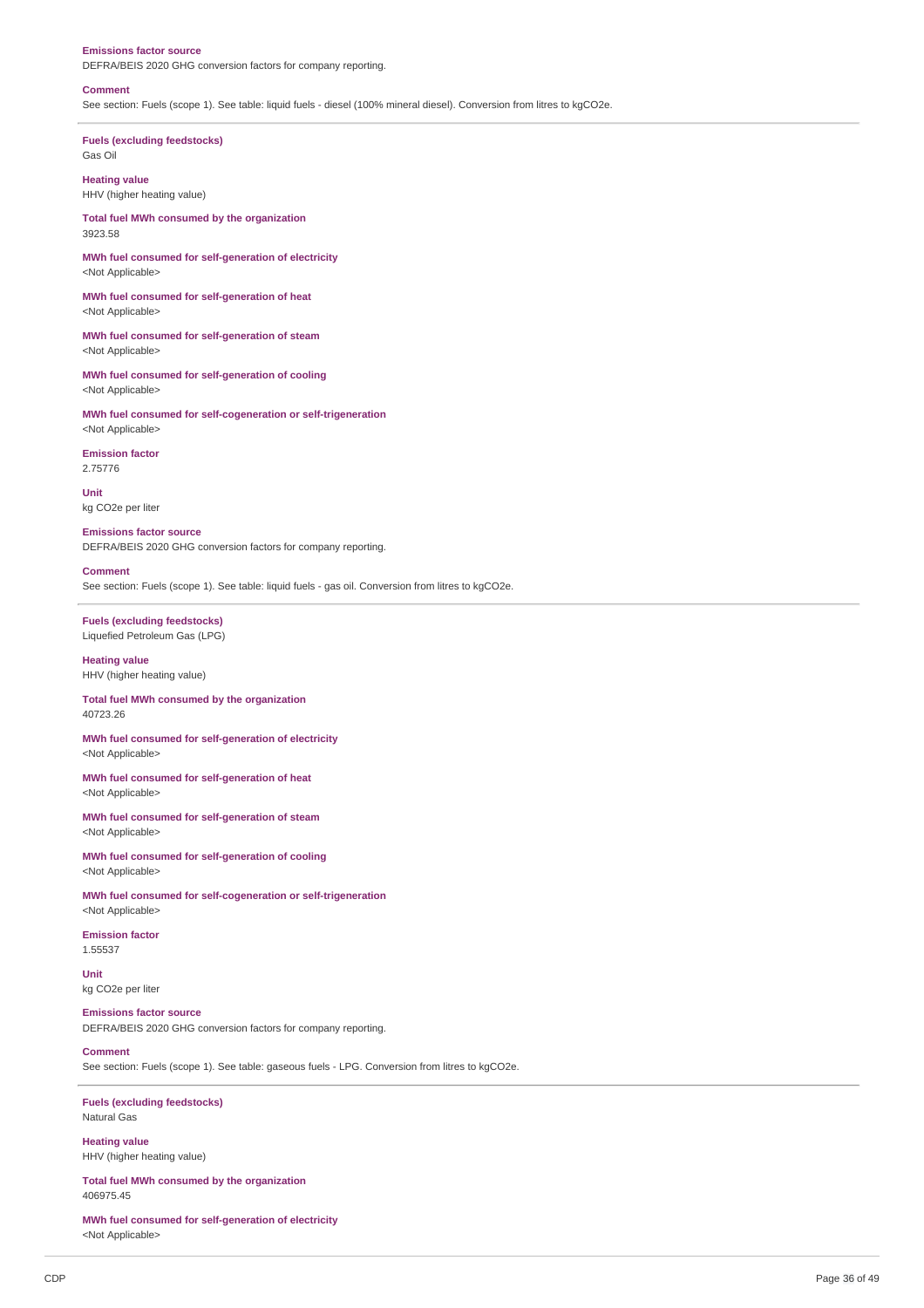**Emissions factor source**
DEFRA/BEIS 2020 GHG conversion factors for company reporting.

**Comment**
See section: Fuels (scope 1). See table: liquid fuels - diesel (100% mineral diesel). Conversion from litres to kgCO2e.

---

**Fuels (excluding feedstocks)**
Gas Oil

**Heating value**
HHV (higher heating value)

**Total fuel MWh consumed by the organization**
3923.58

**MWh fuel consumed for self-generation of electricity**
<Not Applicable>

**MWh fuel consumed for self-generation of heat**
<Not Applicable>

**MWh fuel consumed for self-generation of steam**
<Not Applicable>

**MWh fuel consumed for self-generation of cooling**
<Not Applicable>

**MWh fuel consumed for self-cogeneration or self-trigeneration**
<Not Applicable>

**Emission factor**
2.75776

**Unit**
kg CO2e per liter

**Emissions factor source**
DEFRA/BEIS 2020 GHG conversion factors for company reporting.

**Comment**
See section: Fuels (scope 1). See table: liquid fuels - gas oil. Conversion from litres to kgCO2e.

---

**Fuels (excluding feedstocks)**
Liquefied Petroleum Gas (LPG)

**Heating value**
HHV (higher heating value)

**Total fuel MWh consumed by the organization**
40723.26

**MWh fuel consumed for self-generation of electricity**
<Not Applicable>

**MWh fuel consumed for self-generation of heat**
<Not Applicable>

**MWh fuel consumed for self-generation of steam**
<Not Applicable>

**MWh fuel consumed for self-generation of cooling**
<Not Applicable>

**MWh fuel consumed for self-cogeneration or self-trigeneration**
<Not Applicable>

**Emission factor**
1.55537

**Unit**
kg CO2e per liter

**Emissions factor source**
DEFRA/BEIS 2020 GHG conversion factors for company reporting.

**Comment**
See section: Fuels (scope 1). See table: gaseous fuels - LPG. Conversion from litres to kgCO2e.

---

**Fuels (excluding feedstocks)**
Natural Gas

**Heating value**
HHV (higher heating value)

**Total fuel MWh consumed by the organization**
406975.45

**MWh fuel consumed for self-generation of electricity**
<Not Applicable>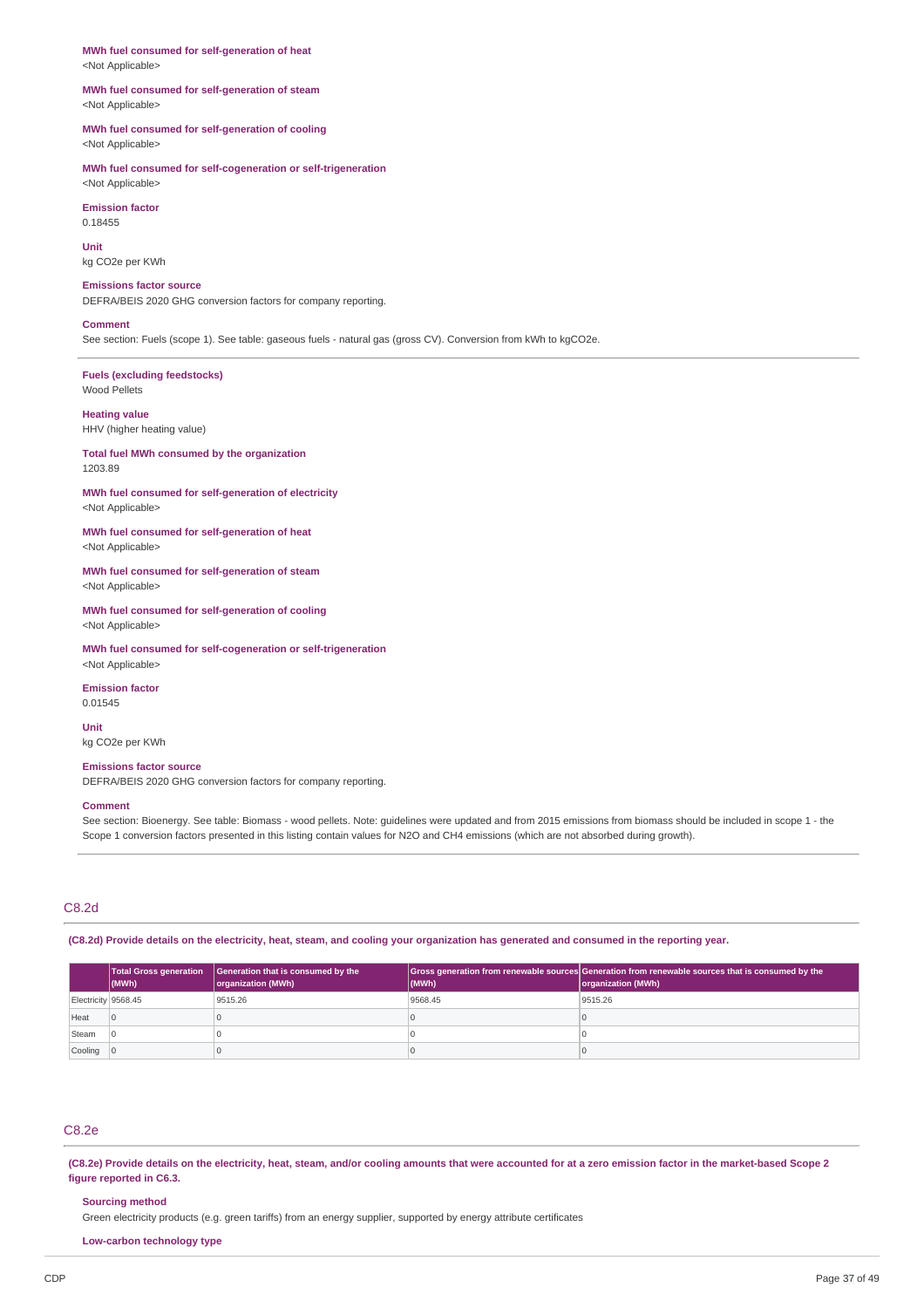**MWh fuel consumed for self-generation of heat**
<Not Applicable>

**MWh fuel consumed for self-generation of steam**
<Not Applicable>

**MWh fuel consumed for self-generation of cooling**
<Not Applicable>

**MWh fuel consumed for self-cogeneration or self-trigeneration**
<Not Applicable>

**Emission factor**
0.18455

**Unit**
kg CO2e per KWh

**Emissions factor source**
DEFRA/BEIS 2020 GHG conversion factors for company reporting.

**Comment**
See section: Fuels (scope 1). See table: gaseous fuels - natural gas (gross CV). Conversion from kWh to kgCO2e.

---

**Fuels (excluding feedstocks)**
Wood Pellets

**Heating value**
HHV (higher heating value)

**Total fuel MWh consumed by the organization**
1203.89

**MWh fuel consumed for self-generation of electricity**
<Not Applicable>

**MWh fuel consumed for self-generation of heat**
<Not Applicable>

**MWh fuel consumed for self-generation of steam**
<Not Applicable>

**MWh fuel consumed for self-generation of cooling**
<Not Applicable>

**MWh fuel consumed for self-cogeneration or self-trigeneration**
<Not Applicable>

**Emission factor**
0.01545

**Unit**
kg CO2e per KWh

**Emissions factor source**
DEFRA/BEIS 2020 GHG conversion factors for company reporting.

**Comment**
See section: Bioenergy. See table: Biomass - wood pellets. Note: guidelines were updated and from 2015 emissions from biomass should be included in scope 1 - the Scope 1 conversion factors presented in this listing contain values for N2O and CH4 emissions (which are not absorbed during growth).

---

## C8.2d

**(C8.2d) Provide details on the electricity, heat, steam, and cooling your organization has generated and consumed in the reporting year.**

| | Total Gross generation (MWh) | Generation that is consumed by the organization (MWh) | Gross generation from renewable sources (MWh) | Generation from renewable sources that is consumed by the organization (MWh) |
|---|---|---|---|---|
| Electricity | 9568.45 | 9515.26 | 9568.45 | 9515.26 |
| Heat | 0 | 0 | 0 | 0 |
| Steam | 0 | 0 | 0 | 0 |
| Cooling | 0 | 0 | 0 | 0 |

## C8.2e

**(C8.2e) Provide details on the electricity, heat, steam, and/or cooling amounts that were accounted for at a zero emission factor in the market-based Scope 2 figure reported in C6.3.**

**Sourcing method**
Green electricity products (e.g. green tariffs) from an energy supplier, supported by energy attribute certificates

**Low-carbon technology type**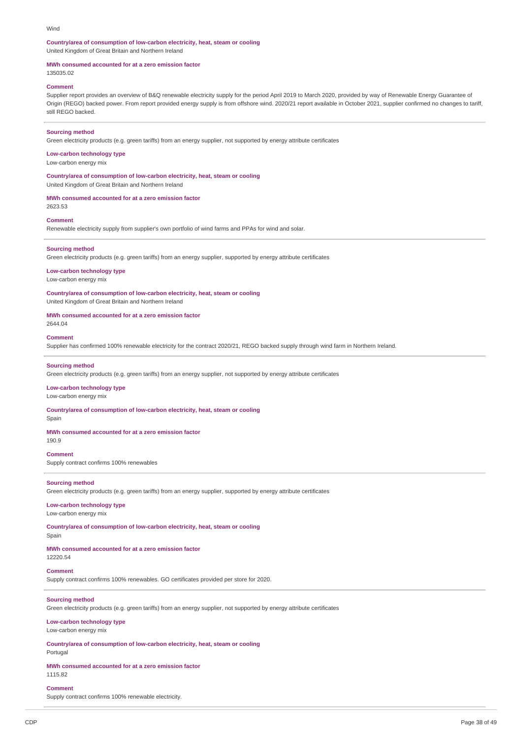Wind

**Country/area of consumption of low-carbon electricity, heat, steam or cooling**
United Kingdom of Great Britain and Northern Ireland

**MWh consumed accounted for at a zero emission factor**
135035.02

**Comment**
Supplier report provides an overview of B&Q renewable electricity supply for the period April 2019 to March 2020, provided by way of Renewable Energy Guarantee of Origin (REGO) backed power. From report provided energy supply is from offshore wind. 2020/21 report available in October 2021, supplier confirmed no changes to tariff, still REGO backed.

---

**Sourcing method**
Green electricity products (e.g. green tariffs) from an energy supplier, not supported by energy attribute certificates

**Low-carbon technology type**
Low-carbon energy mix

**Country/area of consumption of low-carbon electricity, heat, steam or cooling**
United Kingdom of Great Britain and Northern Ireland

**MWh consumed accounted for at a zero emission factor**
2623.53

**Comment**
Renewable electricity supply from supplier's own portfolio of wind farms and PPAs for wind and solar.

---

**Sourcing method**
Green electricity products (e.g. green tariffs) from an energy supplier, supported by energy attribute certificates

**Low-carbon technology type**
Low-carbon energy mix

**Country/area of consumption of low-carbon electricity, heat, steam or cooling**
United Kingdom of Great Britain and Northern Ireland

**MWh consumed accounted for at a zero emission factor**
2644.04

**Comment**
Supplier has confirmed 100% renewable electricity for the contract 2020/21, REGO backed supply through wind farm in Northern Ireland.

---

**Sourcing method**
Green electricity products (e.g. green tariffs) from an energy supplier, not supported by energy attribute certificates

**Low-carbon technology type**
Low-carbon energy mix

**Country/area of consumption of low-carbon electricity, heat, steam or cooling**
Spain

**MWh consumed accounted for at a zero emission factor**
190.9

**Comment**
Supply contract confirms 100% renewables

---

**Sourcing method**
Green electricity products (e.g. green tariffs) from an energy supplier, supported by energy attribute certificates

**Low-carbon technology type**
Low-carbon energy mix

**Country/area of consumption of low-carbon electricity, heat, steam or cooling**
Spain

**MWh consumed accounted for at a zero emission factor**
12220.54

**Comment**
Supply contract confirms 100% renewables. GO certificates provided per store for 2020.

---

**Sourcing method**
Green electricity products (e.g. green tariffs) from an energy supplier, not supported by energy attribute certificates

**Low-carbon technology type**
Low-carbon energy mix

**Country/area of consumption of low-carbon electricity, heat, steam or cooling**
Portugal

**MWh consumed accounted for at a zero emission factor**
1115.82

**Comment**
Supply contract confirms 100% renewable electricity.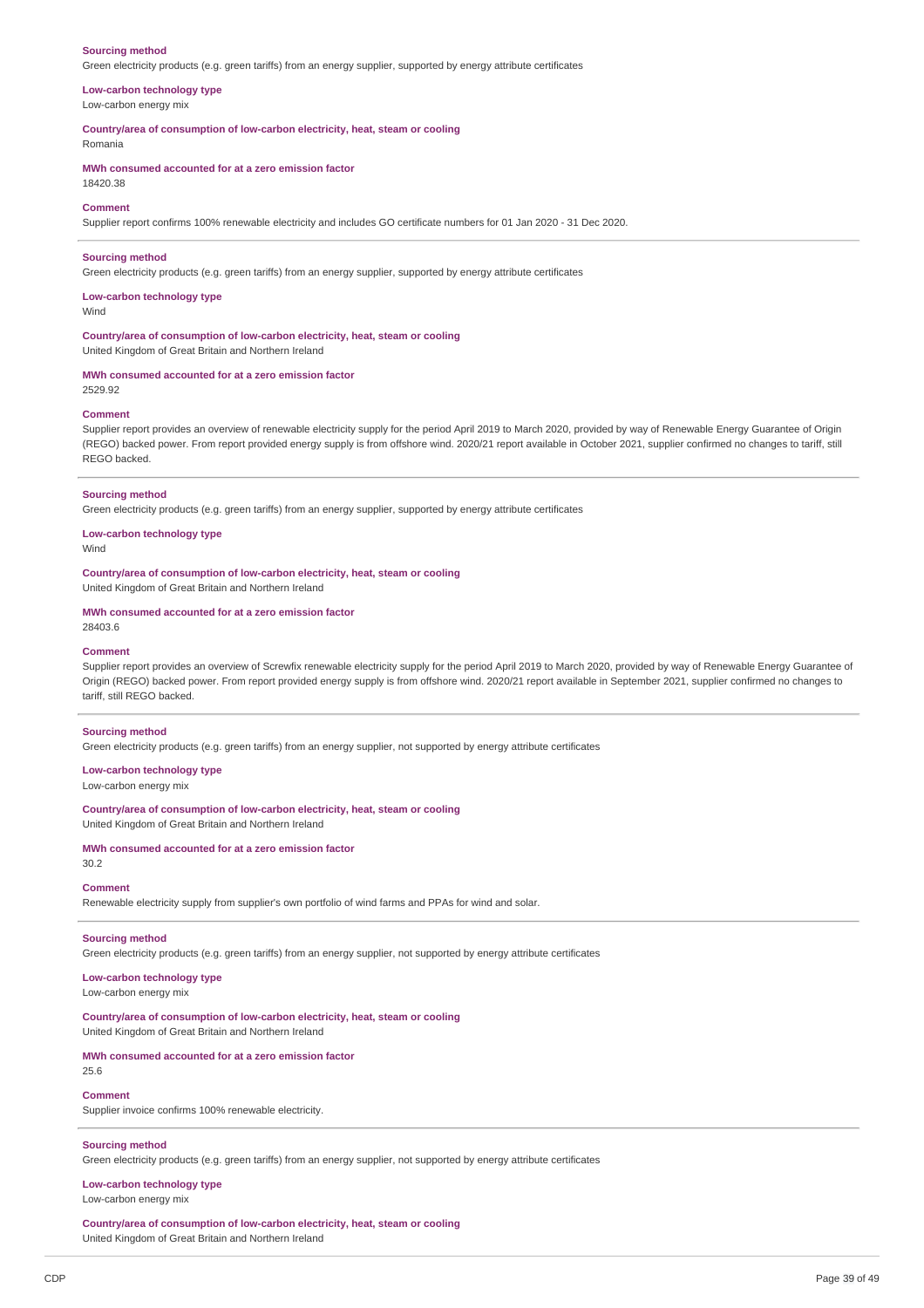**Sourcing method**
Green electricity products (e.g. green tariffs) from an energy supplier, supported by energy attribute certificates

**Low-carbon technology type**
Low-carbon energy mix

**Country/area of consumption of low-carbon electricity, heat, steam or cooling**
Romania

**MWh consumed accounted for at a zero emission factor**
18420.38

**Comment**
Supplier report confirms 100% renewable electricity and includes GO certificate numbers for 01 Jan 2020 - 31 Dec 2020.

---

**Sourcing method**
Green electricity products (e.g. green tariffs) from an energy supplier, supported by energy attribute certificates

**Low-carbon technology type**
Wind

**Country/area of consumption of low-carbon electricity, heat, steam or cooling**
United Kingdom of Great Britain and Northern Ireland

**MWh consumed accounted for at a zero emission factor**
2529.92

**Comment**
Supplier report provides an overview of renewable electricity supply for the period April 2019 to March 2020, provided by way of Renewable Energy Guarantee of Origin (REGO) backed power. From report provided energy supply is from offshore wind. 2020/21 report available in October 2021, supplier confirmed no changes to tariff, still REGO backed.

---

**Sourcing method**
Green electricity products (e.g. green tariffs) from an energy supplier, supported by energy attribute certificates

**Low-carbon technology type**
Wind

**Country/area of consumption of low-carbon electricity, heat, steam or cooling**
United Kingdom of Great Britain and Northern Ireland

**MWh consumed accounted for at a zero emission factor**
28403.6

**Comment**
Supplier report provides an overview of Screwfix renewable electricity supply for the period April 2019 to March 2020, provided by way of Renewable Energy Guarantee of Origin (REGO) backed power. From report provided energy supply is from offshore wind. 2020/21 report available in September 2021, supplier confirmed no changes to tariff, still REGO backed.

---

**Sourcing method**
Green electricity products (e.g. green tariffs) from an energy supplier, not supported by energy attribute certificates

**Low-carbon technology type**
Low-carbon energy mix

**Country/area of consumption of low-carbon electricity, heat, steam or cooling**
United Kingdom of Great Britain and Northern Ireland

**MWh consumed accounted for at a zero emission factor**
30.2

**Comment**
Renewable electricity supply from supplier's own portfolio of wind farms and PPAs for wind and solar.

---

**Sourcing method**
Green electricity products (e.g. green tariffs) from an energy supplier, not supported by energy attribute certificates

**Low-carbon technology type**
Low-carbon energy mix

**Country/area of consumption of low-carbon electricity, heat, steam or cooling**
United Kingdom of Great Britain and Northern Ireland

**MWh consumed accounted for at a zero emission factor**
25.6

**Comment**
Supplier invoice confirms 100% renewable electricity.

---

**Sourcing method**
Green electricity products (e.g. green tariffs) from an energy supplier, not supported by energy attribute certificates

**Low-carbon technology type**
Low-carbon energy mix

**Country/area of consumption of low-carbon electricity, heat, steam or cooling**
United Kingdom of Great Britain and Northern Ireland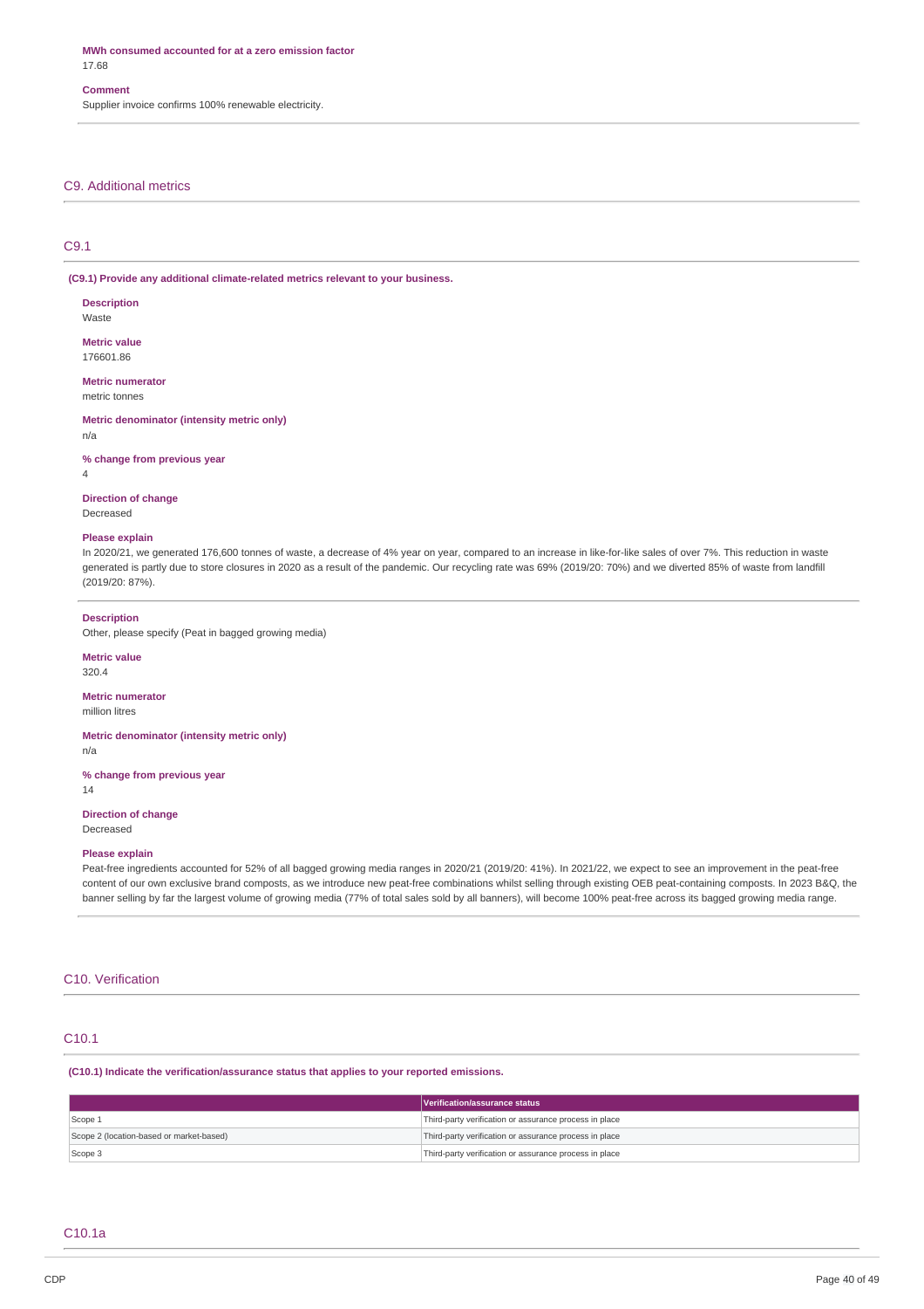**MWh consumed accounted for at a zero emission factor**
17.68

**Comment**
Supplier invoice confirms 100% renewable electricity.

## C9. Additional metrics

### C9.1

**(C9.1) Provide any additional climate-related metrics relevant to your business.**

**Description**
Waste

**Metric value**
176601.86

**Metric numerator**
metric tonnes

**Metric denominator (intensity metric only)**
n/a

**% change from previous year**
4

**Direction of change**
Decreased

**Please explain**
In 2020/21, we generated 176,600 tonnes of waste, a decrease of 4% year on year, compared to an increase in like-for-like sales of over 7%. This reduction in waste generated is partly due to store closures in 2020 as a result of the pandemic. Our recycling rate was 69% (2019/20: 70%) and we diverted 85% of waste from landfill (2019/20: 87%).

**Description**
Other, please specify (Peat in bagged growing media)

**Metric value**
320.4

**Metric numerator**
million litres

**Metric denominator (intensity metric only)**
n/a

**% change from previous year**
14

**Direction of change**
Decreased

**Please explain**
Peat-free ingredients accounted for 52% of all bagged growing media ranges in 2020/21 (2019/20: 41%). In 2021/22, we expect to see an improvement in the peat-free content of our own exclusive brand composts, as we introduce new peat-free combinations whilst selling through existing OEB peat-containing composts. In 2023 B&Q, the banner selling by far the largest volume of growing media (77% of total sales sold by all banners), will become 100% peat-free across its bagged growing media range.

## C10. Verification

### C10.1

**(C10.1) Indicate the verification/assurance status that applies to your reported emissions.**

| | Verification/assurance status |
|---|---|
| Scope 1 | Third-party verification or assurance process in place |
| Scope 2 (location-based or market-based) | Third-party verification or assurance process in place |
| Scope 3 | Third-party verification or assurance process in place |

### C10.1a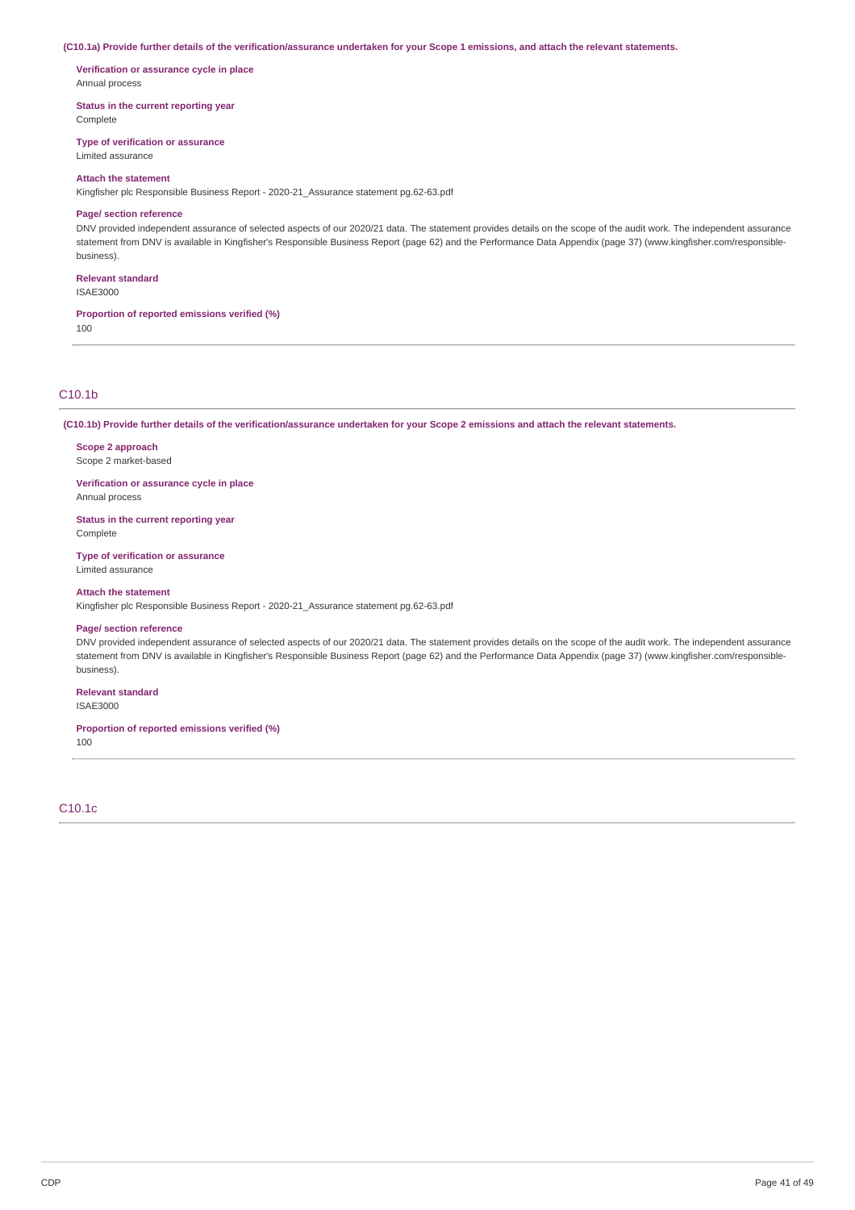**(C10.1a) Provide further details of the verification/assurance undertaken for your Scope 1 emissions, and attach the relevant statements.**

**Verification or assurance cycle in place**
Annual process

**Status in the current reporting year**
Complete

**Type of verification or assurance**
Limited assurance

**Attach the statement**
Kingfisher plc Responsible Business Report - 2020-21_Assurance statement pg.62-63.pdf

**Page/ section reference**
DNV provided independent assurance of selected aspects of our 2020/21 data. The statement provides details on the scope of the audit work. The independent assurance statement from DNV is available in Kingfisher's Responsible Business Report (page 62) and the Performance Data Appendix (page 37) (www.kingfisher.com/responsible-business).

**Relevant standard**
ISAE3000

**Proportion of reported emissions verified (%)**
100

## C10.1b

**(C10.1b) Provide further details of the verification/assurance undertaken for your Scope 2 emissions and attach the relevant statements.**

**Scope 2 approach**
Scope 2 market-based

**Verification or assurance cycle in place**
Annual process

**Status in the current reporting year**
Complete

**Type of verification or assurance**
Limited assurance

**Attach the statement**
Kingfisher plc Responsible Business Report - 2020-21_Assurance statement pg.62-63.pdf

**Page/ section reference**
DNV provided independent assurance of selected aspects of our 2020/21 data. The statement provides details on the scope of the audit work. The independent assurance statement from DNV is available in Kingfisher's Responsible Business Report (page 62) and the Performance Data Appendix (page 37) (www.kingfisher.com/responsible-business).

**Relevant standard**
ISAE3000

**Proportion of reported emissions verified (%)**
100

## C10.1c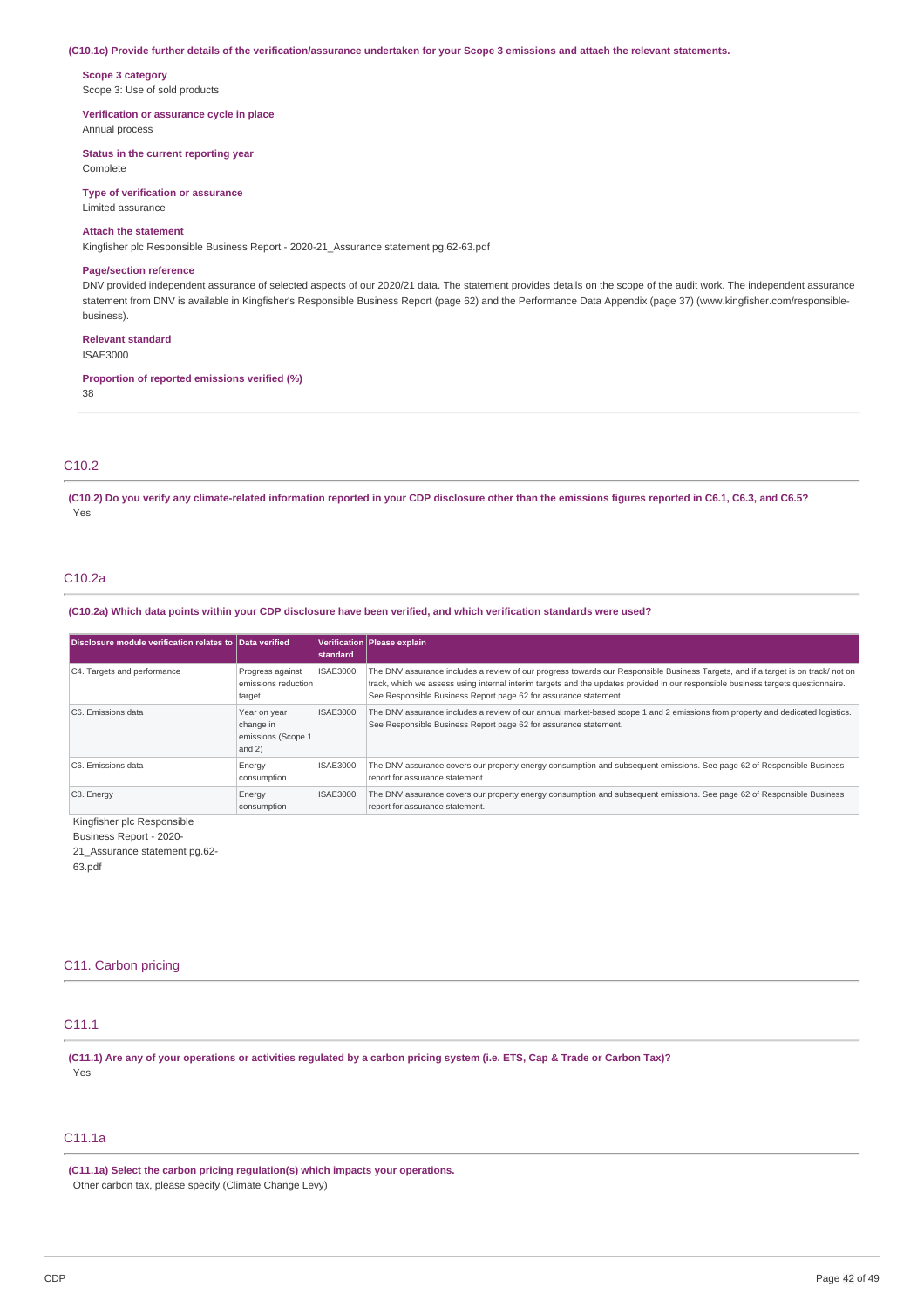**(C10.1c) Provide further details of the verification/assurance undertaken for your Scope 3 emissions and attach the relevant statements.**

**Scope 3 category**
Scope 3: Use of sold products

**Verification or assurance cycle in place**
Annual process

**Status in the current reporting year**
Complete

**Type of verification or assurance**
Limited assurance

**Attach the statement**
Kingfisher plc Responsible Business Report - 2020-21_Assurance statement pg.62-63.pdf

**Page/section reference**
DNV provided independent assurance of selected aspects of our 2020/21 data. The statement provides details on the scope of the audit work. The independent assurance statement from DNV is available in Kingfisher's Responsible Business Report (page 62) and the Performance Data Appendix (page 37) (www.kingfisher.com/responsible-business).

**Relevant standard**
ISAE3000

**Proportion of reported emissions verified (%)**
38

## C10.2

**(C10.2) Do you verify any climate-related information reported in your CDP disclosure other than the emissions figures reported in C6.1, C6.3, and C6.5?**
Yes

## C10.2a

**(C10.2a) Which data points within your CDP disclosure have been verified, and which verification standards were used?**

| Disclosure module verification relates to | Data verified | Verification standard | Please explain |
|---|---|---|---|
| C4. Targets and performance | Progress against emissions reduction target | ISAE3000 | The DNV assurance includes a review of our progress towards our Responsible Business Targets, and if a target is on track/ not on track, which we assess using internal interim targets and the updates provided in our responsible business targets questionnaire. See Responsible Business Report page 62 for assurance statement. |
| C6. Emissions data | Year on year change in emissions (Scope 1 and 2) | ISAE3000 | The DNV assurance includes a review of our annual market-based scope 1 and 2 emissions from property and dedicated logistics. See Responsible Business Report page 62 for assurance statement. |
| C6. Emissions data | Energy consumption | ISAE3000 | The DNV assurance covers our property energy consumption and subsequent emissions. See page 62 of Responsible Business report for assurance statement. |
| C8. Energy | Energy consumption | ISAE3000 | The DNV assurance covers our property energy consumption and subsequent emissions. See page 62 of Responsible Business report for assurance statement. |

Kingfisher plc Responsible Business Report - 2020-21_Assurance statement pg.62-63.pdf

# C11. Carbon pricing

## C11.1

**(C11.1) Are any of your operations or activities regulated by a carbon pricing system (i.e. ETS, Cap & Trade or Carbon Tax)?**
Yes

## C11.1a

**(C11.1a) Select the carbon pricing regulation(s) which impacts your operations.**
Other carbon tax, please specify (Climate Change Levy)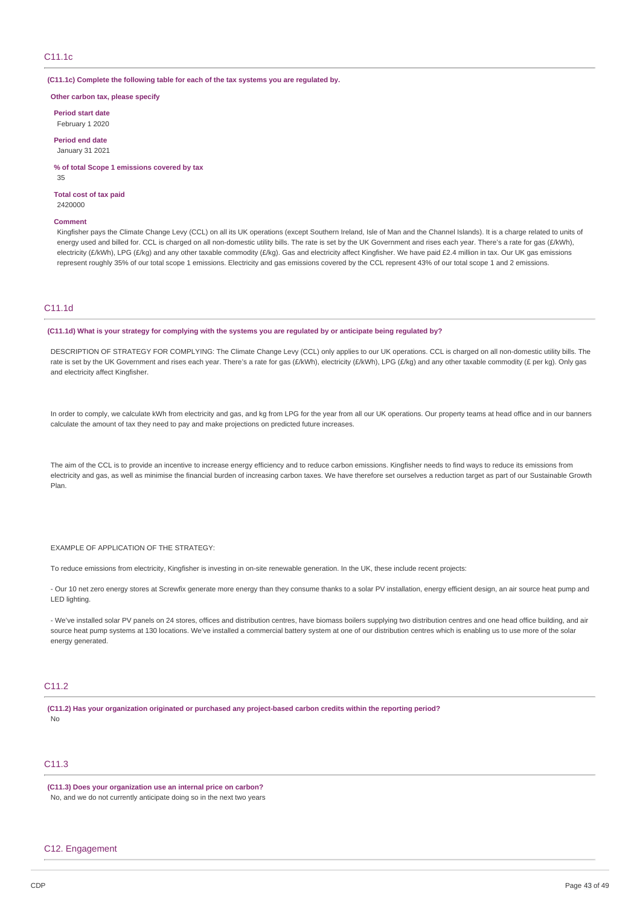## C11.1c

**(C11.1c) Complete the following table for each of the tax systems you are regulated by.**

**Other carbon tax, please specify**

**Period start date**
February 1 2020

**Period end date**
January 31 2021

**% of total Scope 1 emissions covered by tax**
35

**Total cost of tax paid**
2420000

**Comment**
Kingfisher pays the Climate Change Levy (CCL) on all its UK operations (except Southern Ireland, Isle of Man and the Channel Islands). It is a charge related to units of energy used and billed for. CCL is charged on all non-domestic utility bills. The rate is set by the UK Government and rises each year. There's a rate for gas (£/kWh), electricity (£/kWh), LPG (£/kg) and any other taxable commodity (£/kg). Gas and electricity affect Kingfisher. We have paid £2.4 million in tax. Our UK gas emissions represent roughly 35% of our total scope 1 emissions. Electricity and gas emissions covered by the CCL represent 43% of our total scope 1 and 2 emissions.

## C11.1d

**(C11.1d) What is your strategy for complying with the systems you are regulated by or anticipate being regulated by?**

DESCRIPTION OF STRATEGY FOR COMPLYING: The Climate Change Levy (CCL) only applies to our UK operations. CCL is charged on all non-domestic utility bills. The rate is set by the UK Government and rises each year. There's a rate for gas (£/kWh), electricity (£/kWh), LPG (£/kg) and any other taxable commodity (£ per kg). Only gas and electricity affect Kingfisher.

In order to comply, we calculate kWh from electricity and gas, and kg from LPG for the year from all our UK operations. Our property teams at head office and in our banners calculate the amount of tax they need to pay and make projections on predicted future increases.

The aim of the CCL is to provide an incentive to increase energy efficiency and to reduce carbon emissions. Kingfisher needs to find ways to reduce its emissions from electricity and gas, as well as minimise the financial burden of increasing carbon taxes. We have therefore set ourselves a reduction target as part of our Sustainable Growth Plan.

EXAMPLE OF APPLICATION OF THE STRATEGY:

To reduce emissions from electricity, Kingfisher is investing in on-site renewable generation. In the UK, these include recent projects:

- Our 10 net zero energy stores at Screwfix generate more energy than they consume thanks to a solar PV installation, energy efficient design, an air source heat pump and LED lighting.

- We've installed solar PV panels on 24 stores, offices and distribution centres, have biomass boilers supplying two distribution centres and one head office building, and air source heat pump systems at 130 locations. We've installed a commercial battery system at one of our distribution centres which is enabling us to use more of the solar energy generated.

## C11.2

**(C11.2) Has your organization originated or purchased any project-based carbon credits within the reporting period?**
No

## C11.3

**(C11.3) Does your organization use an internal price on carbon?**
No, and we do not currently anticipate doing so in the next two years

# C12. Engagement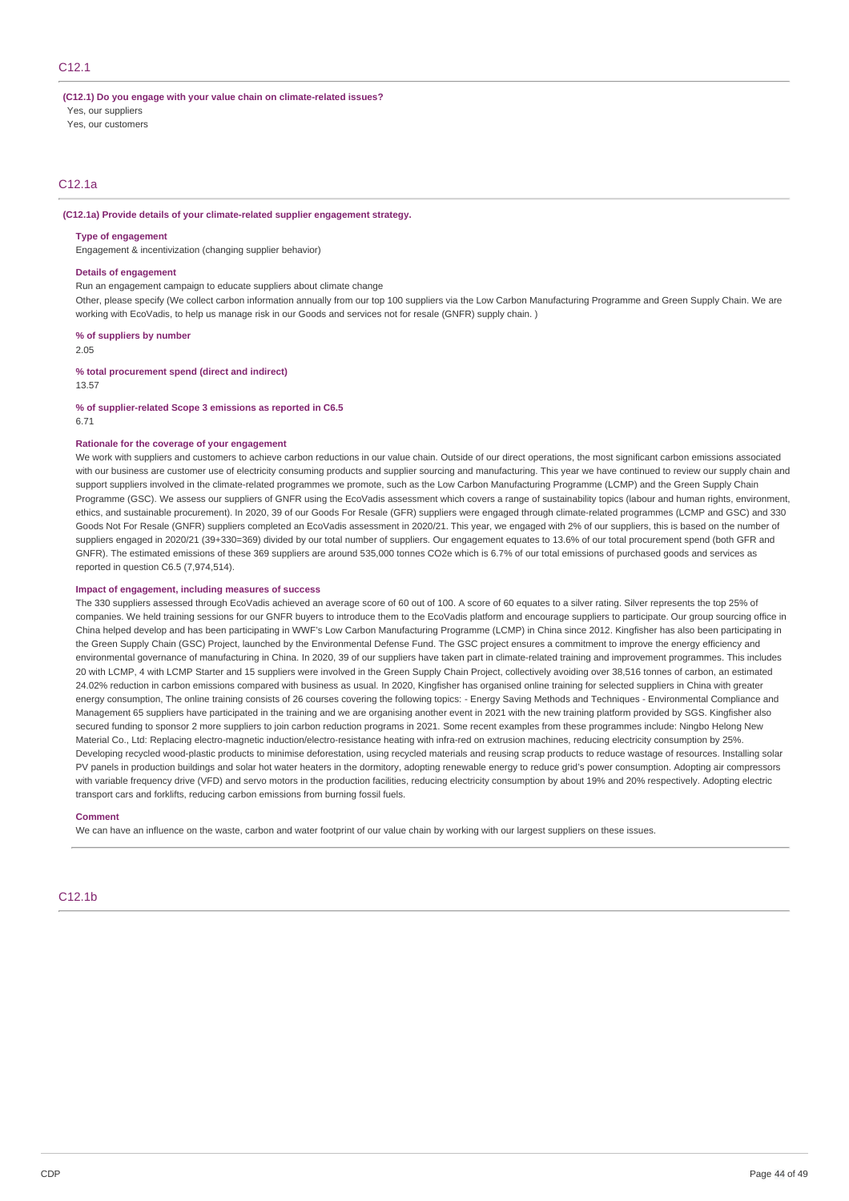## C12.1

**(C12.1) Do you engage with your value chain on climate-related issues?**

Yes, our suppliers

Yes, our customers

## C12.1a

**(C12.1a) Provide details of your climate-related supplier engagement strategy.**

**Type of engagement**

Engagement & incentivization (changing supplier behavior)

**Details of engagement**

Run an engagement campaign to educate suppliers about climate change

Other, please specify (We collect carbon information annually from our top 100 suppliers via the Low Carbon Manufacturing Programme and Green Supply Chain. We are working with EcoVadis, to help us manage risk in our Goods and services not for resale (GNFR) supply chain. )

**% of suppliers by number**

2.05

**% total procurement spend (direct and indirect)**

13.57

**% of supplier-related Scope 3 emissions as reported in C6.5**

6.71

**Rationale for the coverage of your engagement**

We work with suppliers and customers to achieve carbon reductions in our value chain. Outside of our direct operations, the most significant carbon emissions associated with our business are customer use of electricity consuming products and supplier sourcing and manufacturing. This year we have continued to review our supply chain and support suppliers involved in the climate-related programmes we promote, such as the Low Carbon Manufacturing Programme (LCMP) and the Green Supply Chain Programme (GSC). We assess our suppliers of GNFR using the EcoVadis assessment which covers a range of sustainability topics (labour and human rights, environment, ethics, and sustainable procurement). In 2020, 39 of our Goods For Resale (GFR) suppliers were engaged through climate-related programmes (LCMP and GSC) and 330 Goods Not For Resale (GNFR) suppliers completed an EcoVadis assessment in 2020/21. This year, we engaged with 2% of our suppliers, this is based on the number of suppliers engaged in 2020/21 (39+330=369) divided by our total number of suppliers. Our engagement equates to 13.6% of our total procurement spend (both GFR and GNFR). The estimated emissions of these 369 suppliers are around 535,000 tonnes CO2e which is 6.7% of our total emissions of purchased goods and services as reported in question C6.5 (7,974,514).

**Impact of engagement, including measures of success**

The 330 suppliers assessed through EcoVadis achieved an average score of 60 out of 100. A score of 60 equates to a silver rating. Silver represents the top 25% of companies. We held training sessions for our GNFR buyers to introduce them to the EcoVadis platform and encourage suppliers to participate. Our group sourcing office in China helped develop and has been participating in WWF's Low Carbon Manufacturing Programme (LCMP) in China since 2012. Kingfisher has also been participating in the Green Supply Chain (GSC) Project, launched by the Environmental Defense Fund. The GSC project ensures a commitment to improve the energy efficiency and environmental governance of manufacturing in China. In 2020, 39 of our suppliers have taken part in climate-related training and improvement programmes. This includes 20 with LCMP, 4 with LCMP Starter and 15 suppliers were involved in the Green Supply Chain Project, collectively avoiding over 38,516 tonnes of carbon, an estimated 24.02% reduction in carbon emissions compared with business as usual. In 2020, Kingfisher has organised online training for selected suppliers in China with greater energy consumption, The online training consists of 26 courses covering the following topics: - Energy Saving Methods and Techniques - Environmental Compliance and Management 65 suppliers have participated in the training and we are organising another event in 2021 with the new training platform provided by SGS. Kingfisher also secured funding to sponsor 2 more suppliers to join carbon reduction programs in 2021. Some recent examples from these programmes include: Ningbo Helong New Material Co., Ltd: Replacing electro-magnetic induction/electro-resistance heating with infra-red on extrusion machines, reducing electricity consumption by 25%. Developing recycled wood-plastic products to minimise deforestation, using recycled materials and reusing scrap products to reduce wastage of resources. Installing solar PV panels in production buildings and solar hot water heaters in the dormitory, adopting renewable energy to reduce grid's power consumption. Adopting air compressors with variable frequency drive (VFD) and servo motors in the production facilities, reducing electricity consumption by about 19% and 20% respectively. Adopting electric transport cars and forklifts, reducing carbon emissions from burning fossil fuels.

**Comment**

We can have an influence on the waste, carbon and water footprint of our value chain by working with our largest suppliers on these issues.

## C12.1b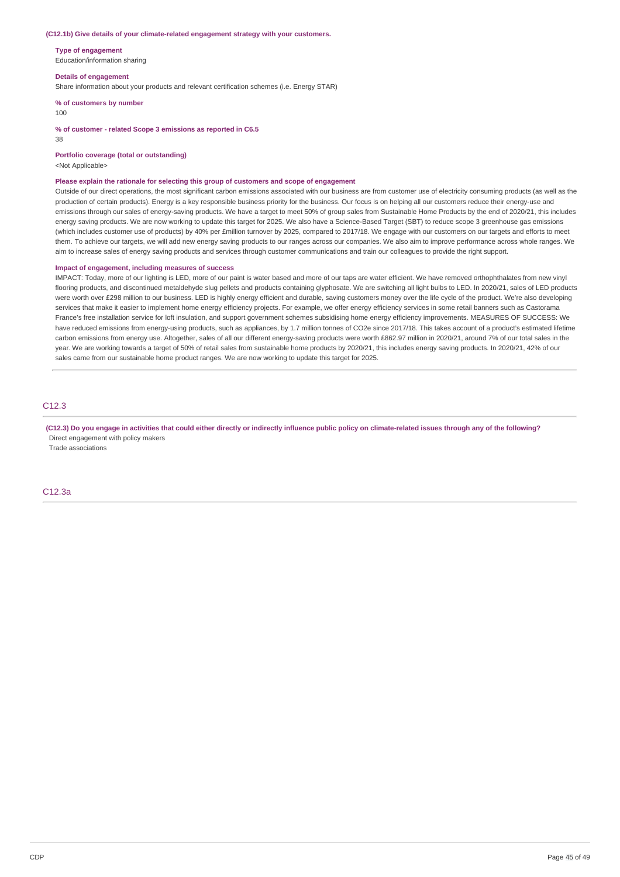**(C12.1b) Give details of your climate-related engagement strategy with your customers.**

**Type of engagement**
Education/information sharing

**Details of engagement**
Share information about your products and relevant certification schemes (i.e. Energy STAR)

**% of customers by number**
100

**% of customer - related Scope 3 emissions as reported in C6.5**
38

**Portfolio coverage (total or outstanding)**
<Not Applicable>

**Please explain the rationale for selecting this group of customers and scope of engagement**
Outside of our direct operations, the most significant carbon emissions associated with our business are from customer use of electricity consuming products (as well as the production of certain products). Energy is a key responsible business priority for the business. Our focus is on helping all our customers reduce their energy-use and emissions through our sales of energy-saving products. We have a target to meet 50% of group sales from Sustainable Home Products by the end of 2020/21, this includes energy saving products. We are now working to update this target for 2025. We also have a Science-Based Target (SBT) to reduce scope 3 greenhouse gas emissions (which includes customer use of products) by 40% per £million turnover by 2025, compared to 2017/18. We engage with our customers on our targets and efforts to meet them. To achieve our targets, we will add new energy saving products to our ranges across our companies. We also aim to improve performance across whole ranges. We aim to increase sales of energy saving products and services through customer communications and train our colleagues to provide the right support.

**Impact of engagement, including measures of success**
IMPACT: Today, more of our lighting is LED, more of our paint is water based and more of our taps are water efficient. We have removed orthophthalates from new vinyl flooring products, and discontinued metaldehyde slug pellets and products containing glyphosate. We are switching all light bulbs to LED. In 2020/21, sales of LED products were worth over £298 million to our business. LED is highly energy efficient and durable, saving customers money over the life cycle of the product. We're also developing services that make it easier to implement home energy efficiency projects. For example, we offer energy efficiency services in some retail banners such as Castorama France's free installation service for loft insulation, and support government schemes subsidising home energy efficiency improvements. MEASURES OF SUCCESS: We have reduced emissions from energy-using products, such as appliances, by 1.7 million tonnes of CO2e since 2017/18. This takes account of a product's estimated lifetime carbon emissions from energy use. Altogether, sales of all our different energy-saving products were worth £862.97 million in 2020/21, around 7% of our total sales in the year. We are working towards a target of 50% of retail sales from sustainable home products by 2020/21, this includes energy saving products. In 2020/21, 42% of our sales came from our sustainable home product ranges. We are now working to update this target for 2025.

## C12.3

**(C12.3) Do you engage in activities that could either directly or indirectly influence public policy on climate-related issues through any of the following?**
Direct engagement with policy makers
Trade associations

## C12.3a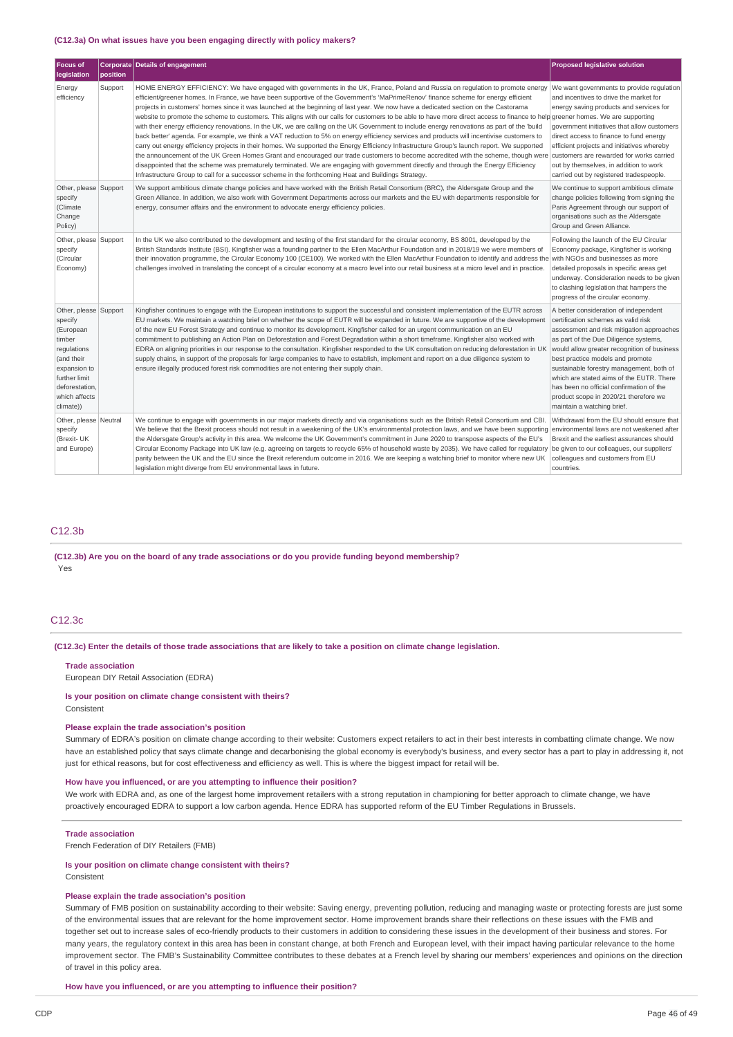**(C12.3a) On what issues have you been engaging directly with policy makers?**

| Focus of legislation | Corporate position | Details of engagement | Proposed legislative solution |
|---|---|---|---|
| Energy efficiency | Support | HOME ENERGY EFFICIENCY: We have engaged with governments in the UK, France, Poland and Russia on regulation to promote energy efficient/greener homes. In France, we have been supportive of the Government's 'MaPrimeRenov' finance scheme for energy efficient projects in customers' homes since it was launched at the beginning of last year. We now have a dedicated section on the Castorama website to promote the scheme to customers. This aligns with our calls for customers to be able to have more direct access to finance to help with their energy efficiency renovations. In the UK, we are calling on the UK Government to include energy renovations as part of the 'build back better' agenda. For example, we think a VAT reduction to 5% on energy efficiency services and products will incentivise customers to carry out energy efficiency projects in their homes. We supported the Energy Efficiency Infrastructure Group's launch report. We supported the announcement of the UK Green Homes Grant and encouraged our trade customers to become accredited with the scheme, though were disappointed that the scheme was prematurely terminated. We are engaging with government directly and through the Energy Efficiency Infrastructure Group to call for a successor scheme in the forthcoming Heat and Buildings Strategy. | We want governments to provide regulation and incentives to drive the market for energy saving products and services for greener homes. We are supporting government initiatives that allow customers direct access to finance to fund energy efficient projects and initiatives whereby customers are rewarded for works carried out by themselves, in addition to work carried out by registered tradespeople. |
| Other, please specify (Climate Change Policy) | Support | We support ambitious climate change policies and have worked with the British Retail Consortium (BRC), the Aldersgate Group and the Green Alliance. In addition, we also work with Government Departments across our markets and the EU with departments responsible for energy, consumer affairs and the environment to advocate energy efficiency policies. | We continue to support ambitious climate change policies following from signing the Paris Agreement through our support of organisations such as the Aldersgate Group and Green Alliance. |
| Other, please specify (Circular Economy) | Support | In the UK we also contributed to the development and testing of the first standard for the circular economy, BS 8001, developed by the British Standards Institute (BSI). Kingfisher was a founding partner to the Ellen MacArthur Foundation and in 2018/19 we were members of their innovation programme, the Circular Economy 100 (CE100). We worked with the Ellen MacArthur Foundation to identify and address the challenges involved in translating the concept of a circular economy at a macro level into our retail business at a micro level and in practice. | Following the launch of the EU Circular Economy package, Kingfisher is working with NGOs and businesses as more detailed proposals in specific areas get underway. Consideration needs to be given to clashing legislation that hampers the progress of the circular economy. |
| Other, please specify (European timber regulations (and their expansion to further limit deforestation, which affects climate)) | Support | Kingfisher continues to engage with the European institutions to support the successful and consistent implementation of the EUTR across EU markets. We maintain a watching brief on whether the scope of EUTR will be expanded in future. We are supportive of the development of the new EU Forest Strategy and continue to monitor its development. Kingfisher called for an urgent communication on an EU commitment to publishing an Action Plan on Deforestation and Forest Degradation within a short timeframe. Kingfisher also worked with EDRA on aligning priorities in our response to the consultation. Kingfisher responded to the UK consultation on reducing deforestation in UK supply chains, in support of the proposals for large companies to have to establish, implement and report on a due diligence system to ensure illegally produced forest risk commodities are not entering their supply chain. | A better consideration of independent certification schemes as valid risk assessment and risk mitigation approaches as part of the Due Diligence systems, would allow greater recognition of business best practice models and promote sustainable forestry management, both of which are stated aims of the EUTR. There has been no official confirmation of the product scope in 2020/21 therefore we maintain a watching brief. |
| Other, please specify (Brexit- UK and Europe) | Neutral | We continue to engage with governments in our major markets directly and via organisations such as the British Retail Consortium and CBI. We believe that the Brexit process should not result in a weakening of the UK's environmental protection laws, and we have been supporting the Aldersgate Group's activity in this area. We welcome the UK Government's commitment in June 2020 to transpose aspects of the EU's Circular Economy Package into UK law (e.g. agreeing on targets to recycle 65% of household waste by 2035). We have called for regulatory parity between the UK and the EU since the Brexit referendum outcome in 2016. We are keeping a watching brief to monitor where new UK legislation might diverge from EU environmental laws in future. | Withdrawal from the EU should ensure that environmental laws are not weakened after Brexit and the earliest assurances should be given to our colleagues, our suppliers' colleagues and customers from EU countries. |

## C12.3b

**(C12.3b) Are you on the board of any trade associations or do you provide funding beyond membership?**

Yes

## C12.3c

**(C12.3c) Enter the details of those trade associations that are likely to take a position on climate change legislation.**

**Trade association**

European DIY Retail Association (EDRA)

**Is your position on climate change consistent with theirs?**

Consistent

**Please explain the trade association's position**

Summary of EDRA's position on climate change according to their website: Customers expect retailers to act in their best interests in combatting climate change. We now have an established policy that says climate change and decarbonising the global economy is everybody's business, and every sector has a part to play in addressing it, not just for ethical reasons, but for cost effectiveness and efficiency as well. This is where the biggest impact for retail will be.

**How have you influenced, or are you attempting to influence their position?**

We work with EDRA and, as one of the largest home improvement retailers with a strong reputation in championing for better approach to climate change, we have proactively encouraged EDRA to support a low carbon agenda. Hence EDRA has supported reform of the EU Timber Regulations in Brussels.

**Trade association**

French Federation of DIY Retailers (FMB)

**Is your position on climate change consistent with theirs?**

Consistent

**Please explain the trade association's position**

Summary of FMB position on sustainability according to their website: Saving energy, preventing pollution, reducing and managing waste or protecting forests are just some of the environmental issues that are relevant for the home improvement sector. Home improvement brands share their reflections on these issues with the FMB and together set out to increase sales of eco-friendly products to their customers in addition to considering these issues in the development of their business and stores. For many years, the regulatory context in this area has been in constant change, at both French and European level, with their impact having particular relevance to the home improvement sector. The FMB's Sustainability Committee contributes to these debates at a French level by sharing our members' experiences and opinions on the direction of travel in this policy area.

**How have you influenced, or are you attempting to influence their position?**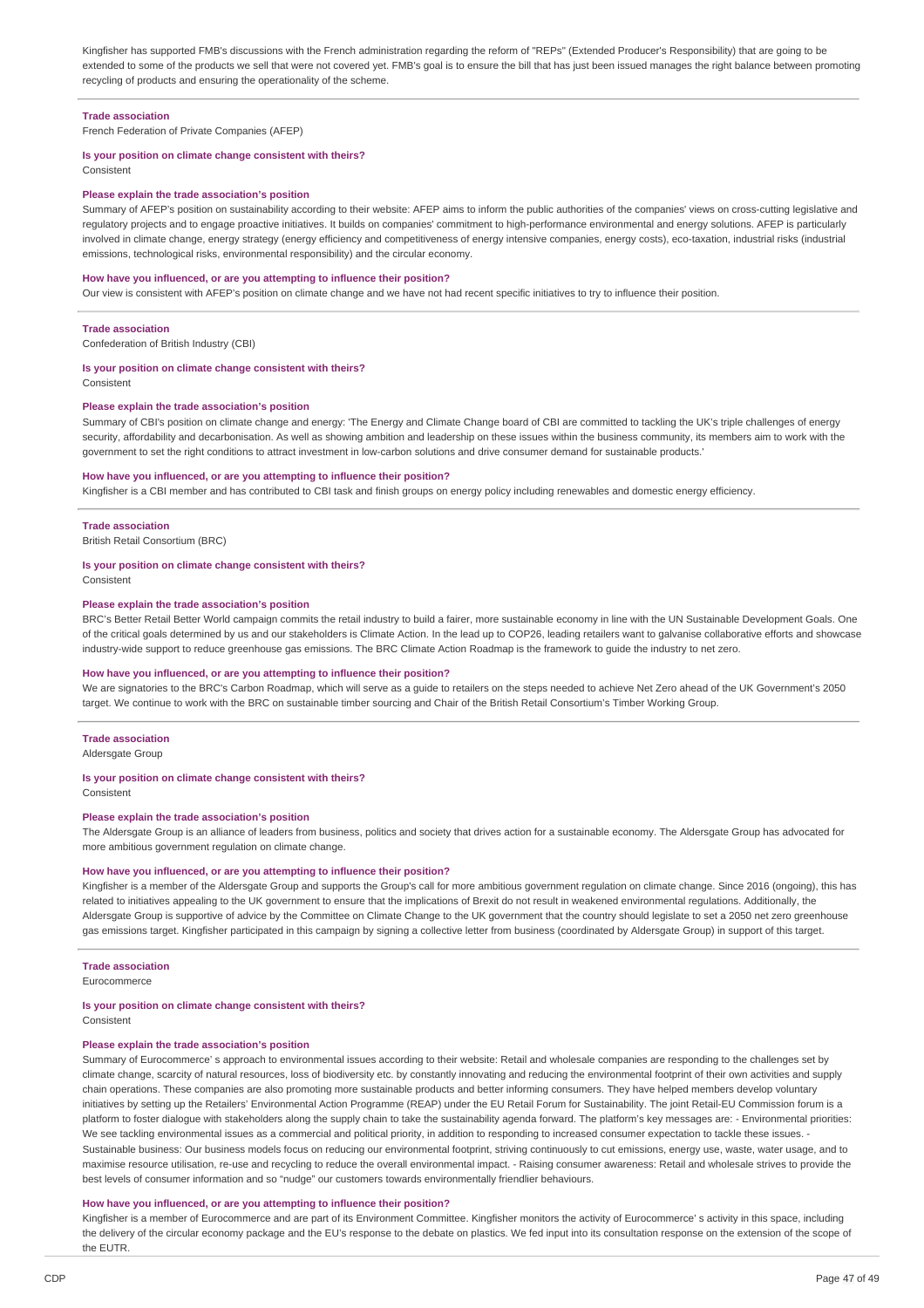Kingfisher has supported FMB's discussions with the French administration regarding the reform of "REPs" (Extended Producer's Responsibility) that are going to be extended to some of the products we sell that were not covered yet. FMB's goal is to ensure the bill that has just been issued manages the right balance between promoting recycling of products and ensuring the operationality of the scheme.

**Trade association**

French Federation of Private Companies (AFEP)

**Is your position on climate change consistent with theirs?**

Consistent

**Please explain the trade association's position**

Summary of AFEP's position on sustainability according to their website: AFEP aims to inform the public authorities of the companies' views on cross-cutting legislative and regulatory projects and to engage proactive initiatives. It builds on companies' commitment to high-performance environmental and energy solutions. AFEP is particularly involved in climate change, energy strategy (energy efficiency and competitiveness of energy intensive companies, energy costs), eco-taxation, industrial risks (industrial emissions, technological risks, environmental responsibility) and the circular economy.

**How have you influenced, or are you attempting to influence their position?**

Our view is consistent with AFEP's position on climate change and we have not had recent specific initiatives to try to influence their position.

**Trade association**

Confederation of British Industry (CBI)

**Is your position on climate change consistent with theirs?**

Consistent

**Please explain the trade association's position**

Summary of CBI's position on climate change and energy: 'The Energy and Climate Change board of CBI are committed to tackling the UK's triple challenges of energy security, affordability and decarbonisation. As well as showing ambition and leadership on these issues within the business community, its members aim to work with the government to set the right conditions to attract investment in low-carbon solutions and drive consumer demand for sustainable products.'

**How have you influenced, or are you attempting to influence their position?**

Kingfisher is a CBI member and has contributed to CBI task and finish groups on energy policy including renewables and domestic energy efficiency.

**Trade association**

British Retail Consortium (BRC)

**Is your position on climate change consistent with theirs?**

Consistent

**Please explain the trade association's position**

BRC's Better Retail Better World campaign commits the retail industry to build a fairer, more sustainable economy in line with the UN Sustainable Development Goals. One of the critical goals determined by us and our stakeholders is Climate Action. In the lead up to COP26, leading retailers want to galvanise collaborative efforts and showcase industry-wide support to reduce greenhouse gas emissions. The BRC Climate Action Roadmap is the framework to guide the industry to net zero.

**How have you influenced, or are you attempting to influence their position?**

We are signatories to the BRC's Carbon Roadmap, which will serve as a guide to retailers on the steps needed to achieve Net Zero ahead of the UK Government's 2050 target. We continue to work with the BRC on sustainable timber sourcing and Chair of the British Retail Consortium's Timber Working Group.

**Trade association**

Aldersgate Group

**Is your position on climate change consistent with theirs?**

Consistent

**Please explain the trade association's position**

The Aldersgate Group is an alliance of leaders from business, politics and society that drives action for a sustainable economy. The Aldersgate Group has advocated for more ambitious government regulation on climate change.

**How have you influenced, or are you attempting to influence their position?**

Kingfisher is a member of the Aldersgate Group and supports the Group's call for more ambitious government regulation on climate change. Since 2016 (ongoing), this has related to initiatives appealing to the UK government to ensure that the implications of Brexit do not result in weakened environmental regulations. Additionally, the Aldersgate Group is supportive of advice by the Committee on Climate Change to the UK government that the country should legislate to set a 2050 net zero greenhouse gas emissions target. Kingfisher participated in this campaign by signing a collective letter from business (coordinated by Aldersgate Group) in support of this target.

**Trade association**

Eurocommerce

**Is your position on climate change consistent with theirs?**

Consistent

**Please explain the trade association's position**

Summary of Eurocommerce' s approach to environmental issues according to their website: Retail and wholesale companies are responding to the challenges set by climate change, scarcity of natural resources, loss of biodiversity etc. by constantly innovating and reducing the environmental footprint of their own activities and supply chain operations. These companies are also promoting more sustainable products and better informing consumers. They have helped members develop voluntary initiatives by setting up the Retailers' Environmental Action Programme (REAP) under the EU Retail Forum for Sustainability. The joint Retail-EU Commission forum is a platform to foster dialogue with stakeholders along the supply chain to take the sustainability agenda forward. The platform's key messages are: - Environmental priorities: We see tackling environmental issues as a commercial and political priority, in addition to responding to increased consumer expectation to tackle these issues. - Sustainable business: Our business models focus on reducing our environmental footprint, striving continuously to cut emissions, energy use, waste, water usage, and to maximise resource utilisation, re-use and recycling to reduce the overall environmental impact. - Raising consumer awareness: Retail and wholesale strives to provide the best levels of consumer information and so "nudge" our customers towards environmentally friendlier behaviours.

**How have you influenced, or are you attempting to influence their position?**

Kingfisher is a member of Eurocommerce and are part of its Environment Committee. Kingfisher monitors the activity of Eurocommerce' s activity in this space, including the delivery of the circular economy package and the EU's response to the debate on plastics. We fed input into its consultation response on the extension of the scope of the EUTR.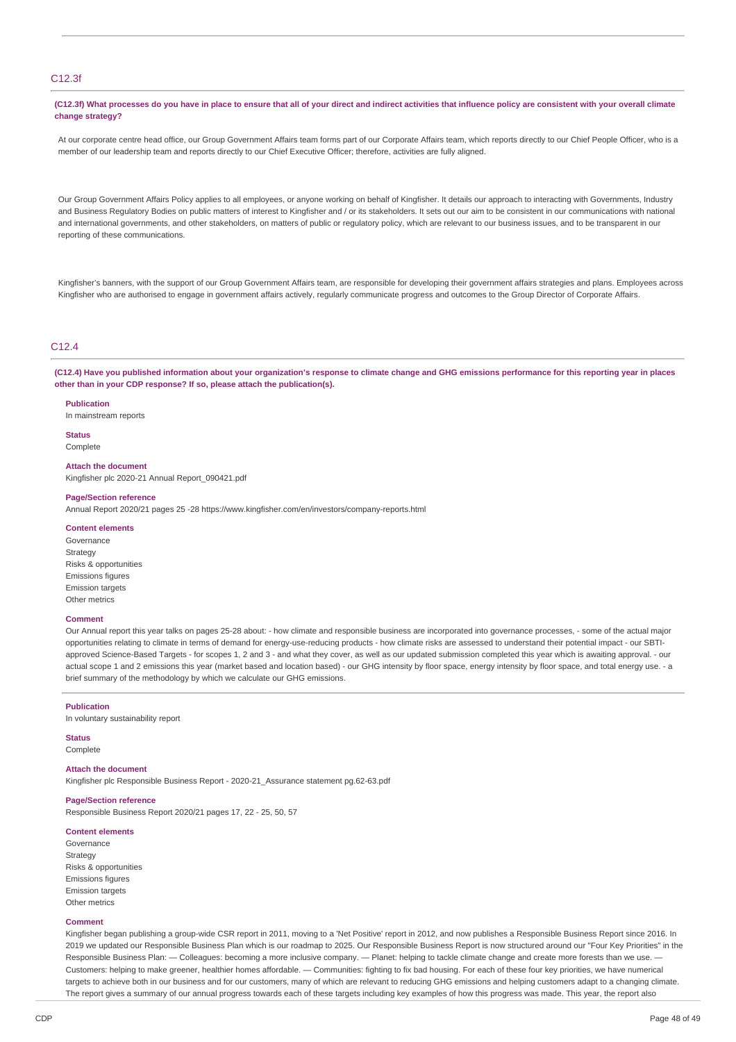## C12.3f

**(C12.3f) What processes do you have in place to ensure that all of your direct and indirect activities that influence policy are consistent with your overall climate change strategy?**

At our corporate centre head office, our Group Government Affairs team forms part of our Corporate Affairs team, which reports directly to our Chief People Officer, who is a member of our leadership team and reports directly to our Chief Executive Officer; therefore, activities are fully aligned.

Our Group Government Affairs Policy applies to all employees, or anyone working on behalf of Kingfisher. It details our approach to interacting with Governments, Industry and Business Regulatory Bodies on public matters of interest to Kingfisher and / or its stakeholders. It sets out our aim to be consistent in our communications with national and international governments, and other stakeholders, on matters of public or regulatory policy, which are relevant to our business issues, and to be transparent in our reporting of these communications.

Kingfisher's banners, with the support of our Group Government Affairs team, are responsible for developing their government affairs strategies and plans. Employees across Kingfisher who are authorised to engage in government affairs actively, regularly communicate progress and outcomes to the Group Director of Corporate Affairs.

## C12.4

**(C12.4) Have you published information about your organization's response to climate change and GHG emissions performance for this reporting year in places other than in your CDP response? If so, please attach the publication(s).**

**Publication**
In mainstream reports

**Status**
Complete

**Attach the document**
Kingfisher plc 2020-21 Annual Report_090421.pdf

**Page/Section reference**
Annual Report 2020/21 pages 25 -28 https://www.kingfisher.com/en/investors/company-reports.html

**Content elements**
Governance
Strategy
Risks & opportunities
Emissions figures
Emission targets
Other metrics

**Comment**
Our Annual report this year talks on pages 25-28 about: - how climate and responsible business are incorporated into governance processes, - some of the actual major opportunities relating to climate in terms of demand for energy-use-reducing products - how climate risks are assessed to understand their potential impact - our SBTI-approved Science-Based Targets - for scopes 1, 2 and 3 - and what they cover, as well as our updated submission completed this year which is awaiting approval. - our actual scope 1 and 2 emissions this year (market based and location based) - our GHG intensity by floor space, energy intensity by floor space, and total energy use. - a brief summary of the methodology by which we calculate our GHG emissions.

---

**Publication**
In voluntary sustainability report

**Status**
Complete

**Attach the document**
Kingfisher plc Responsible Business Report - 2020-21_Assurance statement pg.62-63.pdf

**Page/Section reference**
Responsible Business Report 2020/21 pages 17, 22 - 25, 50, 57

**Content elements**
Governance
Strategy
Risks & opportunities
Emissions figures
Emission targets
Other metrics

**Comment**
Kingfisher began publishing a group-wide CSR report in 2011, moving to a 'Net Positive' report in 2012, and now publishes a Responsible Business Report since 2016. In 2019 we updated our Responsible Business Plan which is our roadmap to 2025. Our Responsible Business Report is now structured around our "Four Key Priorities" in the Responsible Business Plan: — Colleagues: becoming a more inclusive company. — Planet: helping to tackle climate change and create more forests than we use. — Customers: helping to make greener, healthier homes affordable. — Communities: fighting to fix bad housing. For each of these four key priorities, we have numerical targets to achieve both in our business and for our customers, many of which are relevant to reducing GHG emissions and helping customers adapt to a changing climate. The report gives a summary of our annual progress towards each of these targets including key examples of how this progress was made. This year, the report also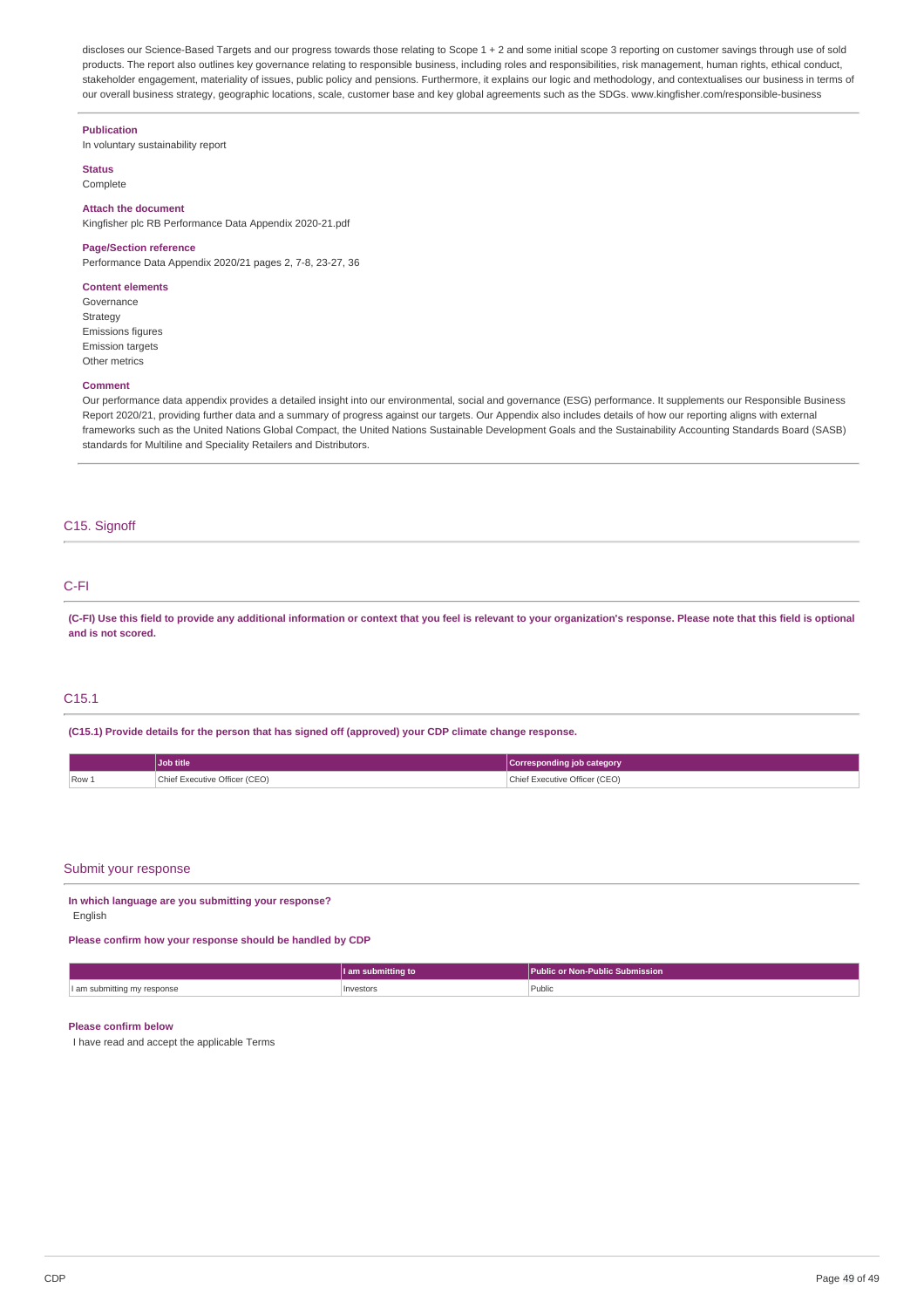discloses our Science-Based Targets and our progress towards those relating to Scope 1 + 2 and some initial scope 3 reporting on customer savings through use of sold products. The report also outlines key governance relating to responsible business, including roles and responsibilities, risk management, human rights, ethical conduct, stakeholder engagement, materiality of issues, public policy and pensions. Furthermore, it explains our logic and methodology, and contextualises our business in terms of our overall business strategy, geographic locations, scale, customer base and key global agreements such as the SDGs. www.kingfisher.com/responsible-business

**Publication**
In voluntary sustainability report

**Status**
Complete

**Attach the document**
Kingfisher plc RB Performance Data Appendix 2020-21.pdf

**Page/Section reference**
Performance Data Appendix 2020/21 pages 2, 7-8, 23-27, 36

**Content elements**
Governance
Strategy
Emissions figures
Emission targets
Other metrics

**Comment**
Our performance data appendix provides a detailed insight into our environmental, social and governance (ESG) performance. It supplements our Responsible Business Report 2020/21, providing further data and a summary of progress against our targets. Our Appendix also includes details of how our reporting aligns with external frameworks such as the United Nations Global Compact, the United Nations Sustainable Development Goals and the Sustainability Accounting Standards Board (SASB) standards for Multiline and Speciality Retailers and Distributors.

## C15. Signoff

### C-FI

**(C-FI) Use this field to provide any additional information or context that you feel is relevant to your organization's response. Please note that this field is optional and is not scored.**

### C15.1

**(C15.1) Provide details for the person that has signed off (approved) your CDP climate change response.**

| | Job title | Corresponding job category |
|---|---|---|
| Row 1 | Chief Executive Officer (CEO) | Chief Executive Officer (CEO) |

## Submit your response

**In which language are you submitting your response?**
English

**Please confirm how your response should be handled by CDP**

| | I am submitting to | Public or Non-Public Submission |
|---|---|---|
| I am submitting my response | Investors | Public |

**Please confirm below**
I have read and accept the applicable Terms